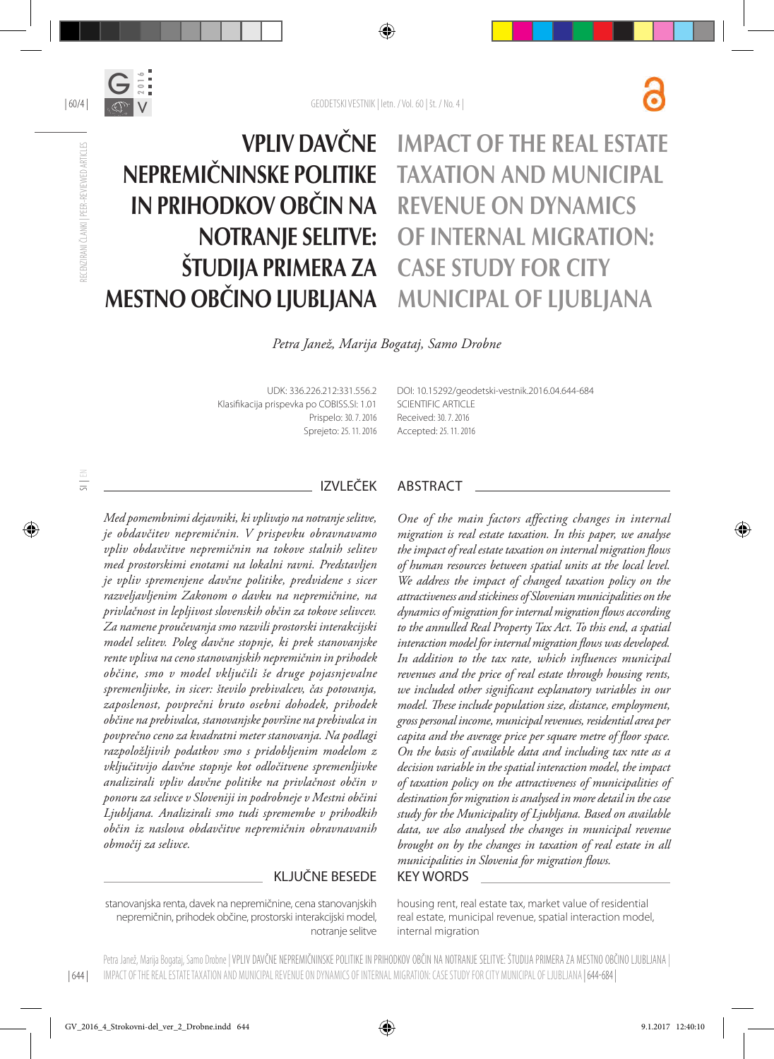# VPLIV DAVČNE NEPREMIČNINSKE POLITIKE IN PRIHODKOV OBČIN NA NOTRANJE SELITVE: ŠTUDIJA PRIMERA ZA MESTNO OBČINO LJUBLJANA

# IMPACT OF THE REAL ESTATE TAXATION AND MUNICIPAL REVENUE ON DYNAMICS OF INTERNAL MIGRATION: CASE STUDY FOR CITY MUNICIPAL OF LJUBLJANA

*Petra Janež, Marija Bogataj, Samo Drobne*

UDK: 336.226.212:331.556.2
Klasifikacija prispevka po COBISS.SI: 1.01
Prispelo: 30. 7. 2016
Sprejeto: 25. 11. 2016

DOI: 10.15292/geodetski-vestnik.2016.04.644-684
SCIENTIFIC ARTICLE
Received: 30. 7. 2016
Accepted: 25. 11. 2016

## IZVLEČEK

*Med pomembnimi dejavniki, ki vplivajo na notranje selitve, je obdavčitev nepremičnin. V prispevku obravnavamo vpliv obdavčitve nepremičnin na tokove stalnih selitev med prostorskimi enotami na lokalni ravni. Predstavljen je vpliv spremenjene davčne politike, predvidene s sicer razveljavljenim Zakonom o davku na nepremičnine, na privlačnost in lepljivost slovenskih občin za tokove selivcev. Za namene proučevanja smo razvili prostorski interakcijski model selitev. Poleg davčne stopnje, ki prek stanovanjske rente vpliva na ceno stanovanjskih nepremičnin in prihodek občine, smo v model vključili še druge pojasnjevalne spremenljivke, in sicer: število prebivalcev, čas potovanja, zaposlenost, povprečni bruto osebni dohodek, prihodek občine na prebivalca, stanovanjske površine na prebivalca in povprečno ceno za kvadratni meter stanovanja. Na podlagi razpoložljivih podatkov smo s pridobljenim modelom z vključitvijo davčne stopnje kot odločitvene spremenljivke analizirali vpliv davčne politike na privlačnost občin v ponoru za selivce v Sloveniji in podrobneje v Mestni občini Ljubljana. Analizirali smo tudi spremembe v prihodkih občin iz naslova obdavčitve nepremičnin obravnavanih območij za selivce.*

## KLJUČNE BESEDE

stanovanjska renta, davek na nepremičnine, cena stanovanjskih nepremičnin, prihodek občine, prostorski interakcijski model, notranje selitve

## ABSTRACT

*One of the main factors affecting changes in internal migration is real estate taxation. In this paper, we analyse the impact of real estate taxation on internal migration flows of human resources between spatial units at the local level. We address the impact of changed taxation policy on the attractiveness and stickiness of Slovenian municipalities on the dynamics of migration for internal migration flows according to the annulled Real Property Tax Act. To this end, a spatial interaction model for internal migration flows was developed. In addition to the tax rate, which influences municipal revenues and the price of real estate through housing rents, we included other significant explanatory variables in our model. These include population size, distance, employment, gross personal income, municipal revenues, residential area per capita and the average price per square metre of floor space. On the basis of available data and including tax rate as a decision variable in the spatial interaction model, the impact of taxation policy on the attractiveness of municipalities of destination for migration is analysed in more detail in the case study for the Municipality of Ljubljana. Based on available data, we also analysed the changes in municipal revenue brought on by the changes in taxation of real estate in all municipalities in Slovenia for migration flows.*

## KEY WORDS

housing rent, real estate tax, market value of residential real estate, municipal revenue, spatial interaction model, internal migration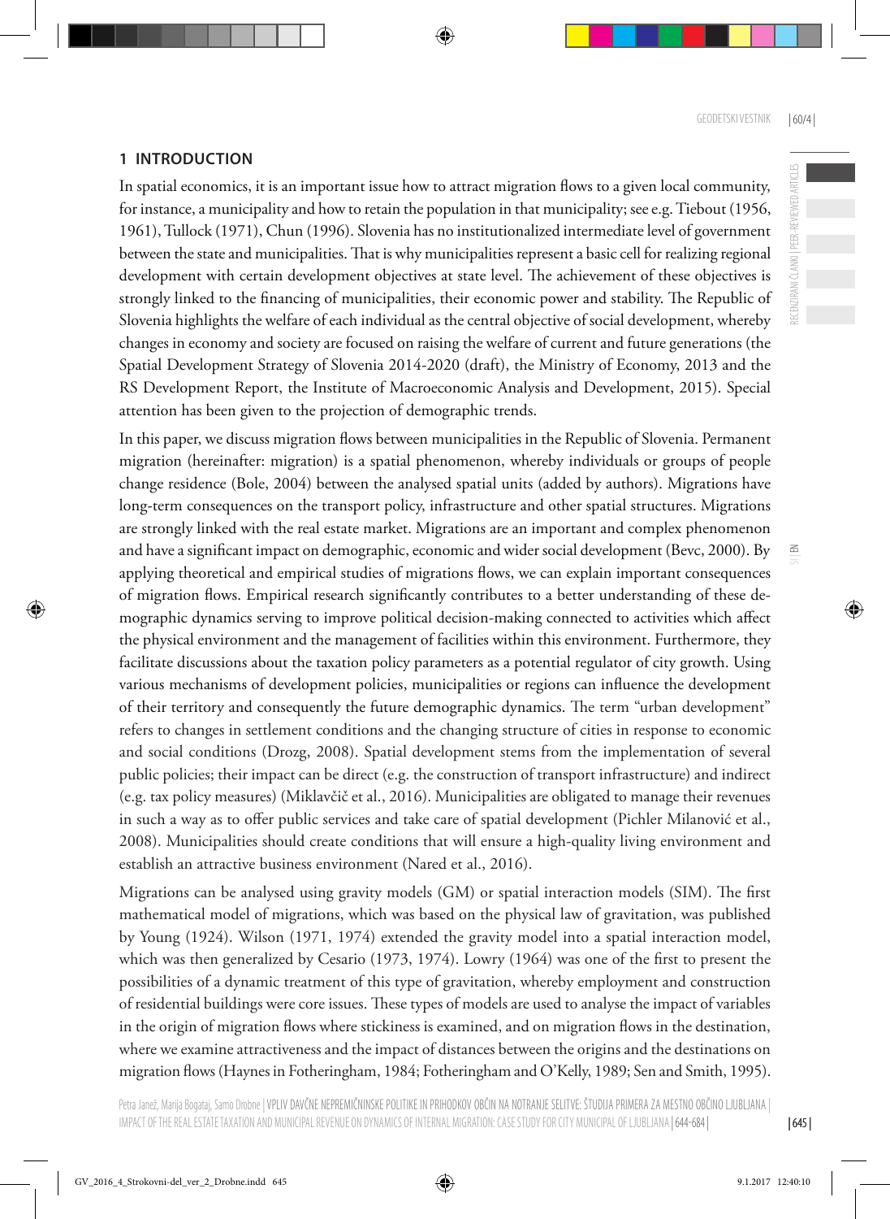## 1 INTRODUCTION

In spatial economics, it is an important issue how to attract migration flows to a given local community, for instance, a municipality and how to retain the population in that municipality; see e.g. Tiebout (1956, 1961), Tullock (1971), Chun (1996). Slovenia has no institutionalized intermediate level of government between the state and municipalities. That is why municipalities represent a basic cell for realizing regional development with certain development objectives at state level. The achievement of these objectives is strongly linked to the financing of municipalities, their economic power and stability. The Republic of Slovenia highlights the welfare of each individual as the central objective of social development, whereby changes in economy and society are focused on raising the welfare of current and future generations (the Spatial Development Strategy of Slovenia 2014-2020 (draft), the Ministry of Economy, 2013 and the RS Development Report, the Institute of Macroeconomic Analysis and Development, 2015). Special attention has been given to the projection of demographic trends.

In this paper, we discuss migration flows between municipalities in the Republic of Slovenia. Permanent migration (hereinafter: migration) is a spatial phenomenon, whereby individuals or groups of people change residence (Bole, 2004) between the analysed spatial units (added by authors). Migrations have long-term consequences on the transport policy, infrastructure and other spatial structures. Migrations are strongly linked with the real estate market. Migrations are an important and complex phenomenon and have a significant impact on demographic, economic and wider social development (Bevc, 2000). By applying theoretical and empirical studies of migrations flows, we can explain important consequences of migration flows. Empirical research significantly contributes to a better understanding of these demographic dynamics serving to improve political decision-making connected to activities which affect the physical environment and the management of facilities within this environment. Furthermore, they facilitate discussions about the taxation policy parameters as a potential regulator of city growth. Using various mechanisms of development policies, municipalities or regions can influence the development of their territory and consequently the future demographic dynamics. The term "urban development" refers to changes in settlement conditions and the changing structure of cities in response to economic and social conditions (Drozg, 2008). Spatial development stems from the implementation of several public policies; their impact can be direct (e.g. the construction of transport infrastructure) and indirect (e.g. tax policy measures) (Miklavčič et al., 2016). Municipalities are obligated to manage their revenues in such a way as to offer public services and take care of spatial development (Pichler Milanović et al., 2008). Municipalities should create conditions that will ensure a high-quality living environment and establish an attractive business environment (Nared et al., 2016).

Migrations can be analysed using gravity models (GM) or spatial interaction models (SIM). The first mathematical model of migrations, which was based on the physical law of gravitation, was published by Young (1924). Wilson (1971, 1974) extended the gravity model into a spatial interaction model, which was then generalized by Cesario (1973, 1974). Lowry (1964) was one of the first to present the possibilities of a dynamic treatment of this type of gravitation, whereby employment and construction of residential buildings were core issues. These types of models are used to analyse the impact of variables in the origin of migration flows where stickiness is examined, and on migration flows in the destination, where we examine attractiveness and the impact of distances between the origins and the destinations on migration flows (Haynes in Fotheringham, 1984; Fotheringham and O'Kelly, 1989; Sen and Smith, 1995).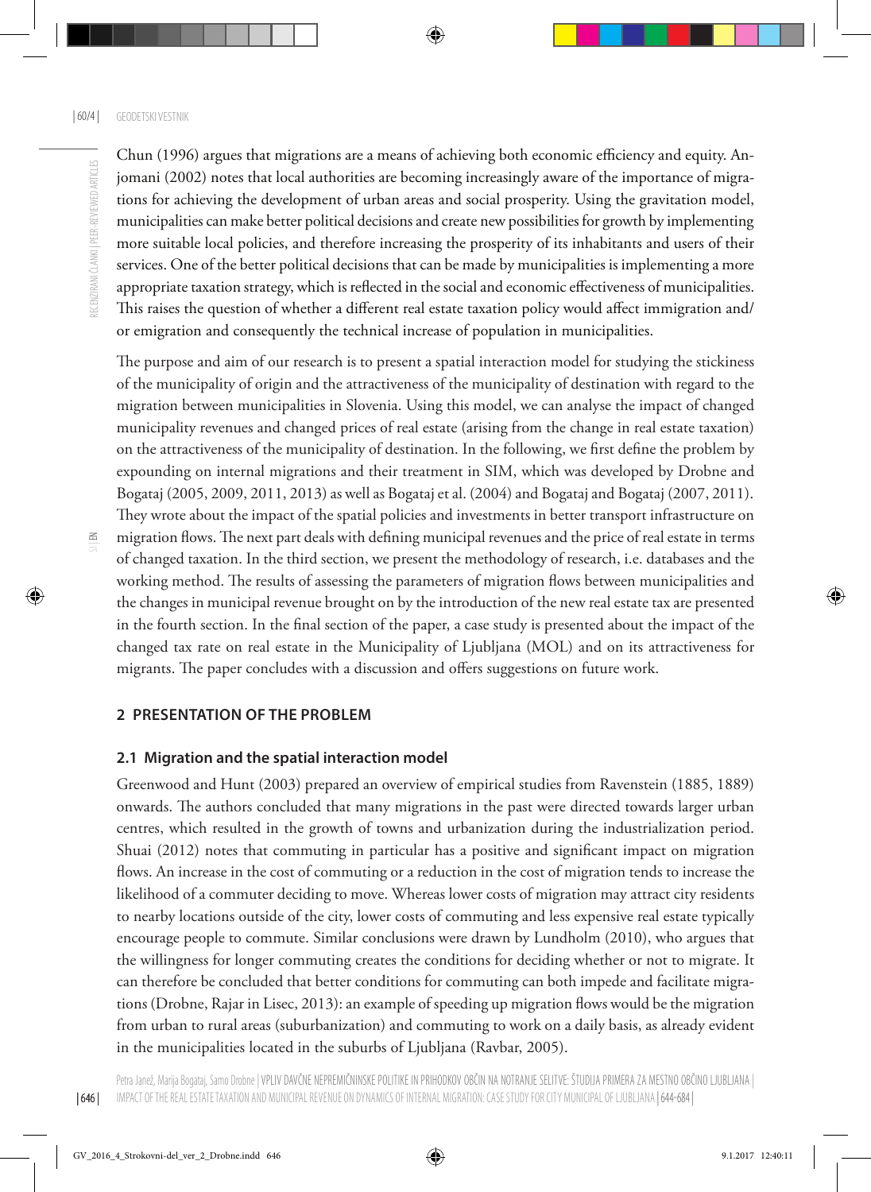Chun (1996) argues that migrations are a means of achieving both economic efficiency and equity. Anjomani (2002) notes that local authorities are becoming increasingly aware of the importance of migrations for achieving the development of urban areas and social prosperity. Using the gravitation model, municipalities can make better political decisions and create new possibilities for growth by implementing more suitable local policies, and therefore increasing the prosperity of its inhabitants and users of their services. One of the better political decisions that can be made by municipalities is implementing a more appropriate taxation strategy, which is reflected in the social and economic effectiveness of municipalities. This raises the question of whether a different real estate taxation policy would affect immigration and/or emigration and consequently the technical increase of population in municipalities.

The purpose and aim of our research is to present a spatial interaction model for studying the stickiness of the municipality of origin and the attractiveness of the municipality of destination with regard to the migration between municipalities in Slovenia. Using this model, we can analyse the impact of changed municipality revenues and changed prices of real estate (arising from the change in real estate taxation) on the attractiveness of the municipality of destination. In the following, we first define the problem by expounding on internal migrations and their treatment in SIM, which was developed by Drobne and Bogataj (2005, 2009, 2011, 2013) as well as Bogataj et al. (2004) and Bogataj and Bogataj (2007, 2011). They wrote about the impact of the spatial policies and investments in better transport infrastructure on migration flows. The next part deals with defining municipal revenues and the price of real estate in terms of changed taxation. In the third section, we present the methodology of research, i.e. databases and the working method. The results of assessing the parameters of migration flows between municipalities and the changes in municipal revenue brought on by the introduction of the new real estate tax are presented in the fourth section. In the final section of the paper, a case study is presented about the impact of the changed tax rate on real estate in the Municipality of Ljubljana (MOL) and on its attractiveness for migrants. The paper concludes with a discussion and offers suggestions on future work.

## 2 PRESENTATION OF THE PROBLEM

### 2.1 Migration and the spatial interaction model

Greenwood and Hunt (2003) prepared an overview of empirical studies from Ravenstein (1885, 1889) onwards. The authors concluded that many migrations in the past were directed towards larger urban centres, which resulted in the growth of towns and urbanization during the industrialization period. Shuai (2012) notes that commuting in particular has a positive and significant impact on migration flows. An increase in the cost of commuting or a reduction in the cost of migration tends to increase the likelihood of a commuter deciding to move. Whereas lower costs of migration may attract city residents to nearby locations outside of the city, lower costs of commuting and less expensive real estate typically encourage people to commute. Similar conclusions were drawn by Lundholm (2010), who argues that the willingness for longer commuting creates the conditions for deciding whether or not to migrate. It can therefore be concluded that better conditions for commuting can both impede and facilitate migrations (Drobne, Rajar in Lisec, 2013): an example of speeding up migration flows would be the migration from urban to rural areas (suburbanization) and commuting to work on a daily basis, as already evident in the municipalities located in the suburbs of Ljubljana (Ravbar, 2005).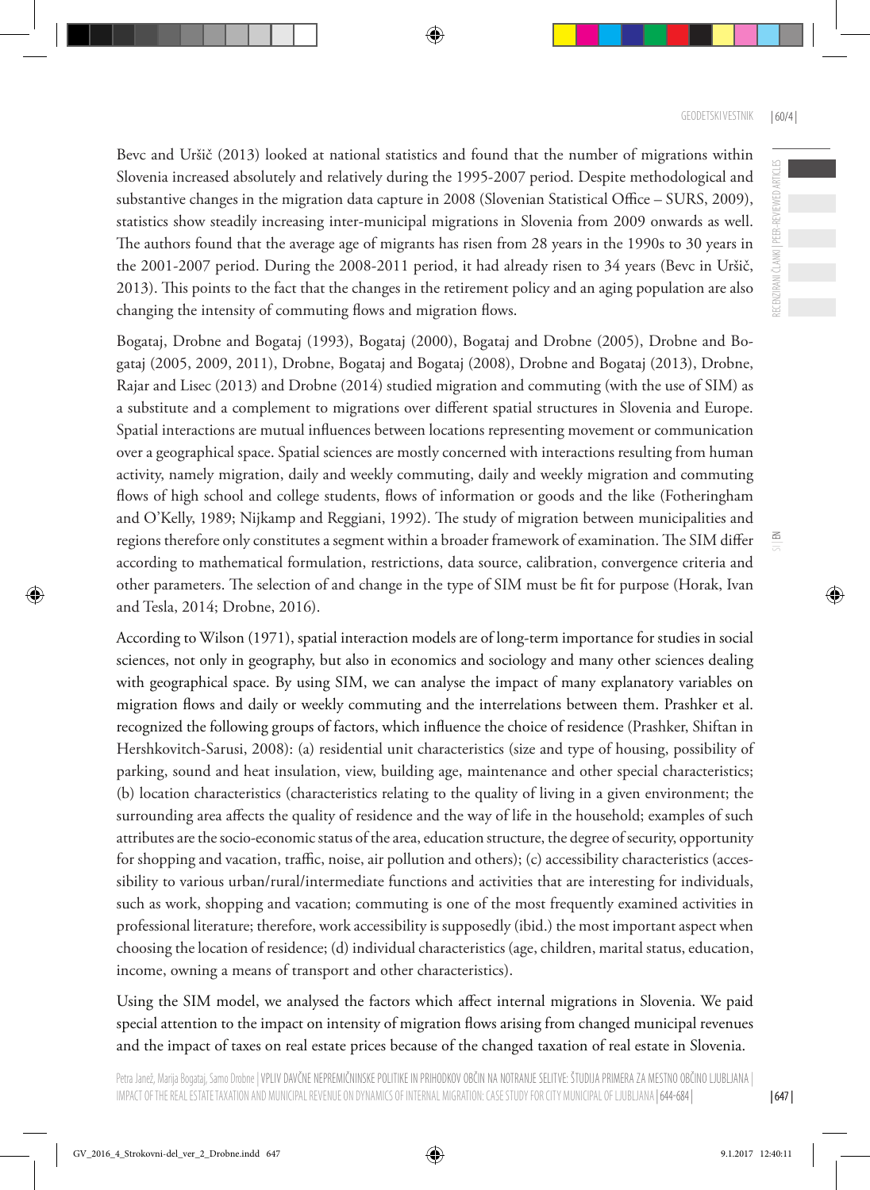Bevc and Uršič (2013) looked at national statistics and found that the number of migrations within Slovenia increased absolutely and relatively during the 1995-2007 period. Despite methodological and substantive changes in the migration data capture in 2008 (Slovenian Statistical Office – SURS, 2009), statistics show steadily increasing inter-municipal migrations in Slovenia from 2009 onwards as well. The authors found that the average age of migrants has risen from 28 years in the 1990s to 30 years in the 2001-2007 period. During the 2008-2011 period, it had already risen to 34 years (Bevc in Uršič, 2013). This points to the fact that the changes in the retirement policy and an aging population are also changing the intensity of commuting flows and migration flows.

Bogataj, Drobne and Bogataj (1993), Bogataj (2000), Bogataj and Drobne (2005), Drobne and Bogataj (2005, 2009, 2011), Drobne, Bogataj and Bogataj (2008), Drobne and Bogataj (2013), Drobne, Rajar and Lisec (2013) and Drobne (2014) studied migration and commuting (with the use of SIM) as a substitute and a complement to migrations over different spatial structures in Slovenia and Europe. Spatial interactions are mutual influences between locations representing movement or communication over a geographical space. Spatial sciences are mostly concerned with interactions resulting from human activity, namely migration, daily and weekly commuting, daily and weekly migration and commuting flows of high school and college students, flows of information or goods and the like (Fotheringham and O'Kelly, 1989; Nijkamp and Reggiani, 1992). The study of migration between municipalities and regions therefore only constitutes a segment within a broader framework of examination. The SIM differ according to mathematical formulation, restrictions, data source, calibration, convergence criteria and other parameters. The selection of and change in the type of SIM must be fit for purpose (Horak, Ivan and Tesla, 2014; Drobne, 2016).

According to Wilson (1971), spatial interaction models are of long-term importance for studies in social sciences, not only in geography, but also in economics and sociology and many other sciences dealing with geographical space. By using SIM, we can analyse the impact of many explanatory variables on migration flows and daily or weekly commuting and the interrelations between them. Prashker et al. recognized the following groups of factors, which influence the choice of residence (Prashker, Shiftan in Hershkovitch-Sarusi, 2008): (a) residential unit characteristics (size and type of housing, possibility of parking, sound and heat insulation, view, building age, maintenance and other special characteristics; (b) location characteristics (characteristics relating to the quality of living in a given environment; the surrounding area affects the quality of residence and the way of life in the household; examples of such attributes are the socio-economic status of the area, education structure, the degree of security, opportunity for shopping and vacation, traffic, noise, air pollution and others); (c) accessibility characteristics (accessibility to various urban/rural/intermediate functions and activities that are interesting for individuals, such as work, shopping and vacation; commuting is one of the most frequently examined activities in professional literature; therefore, work accessibility is supposedly (ibid.) the most important aspect when choosing the location of residence; (d) individual characteristics (age, children, marital status, education, income, owning a means of transport and other characteristics).

Using the SIM model, we analysed the factors which affect internal migrations in Slovenia. We paid special attention to the impact on intensity of migration flows arising from changed municipal revenues and the impact of taxes on real estate prices because of the changed taxation of real estate in Slovenia.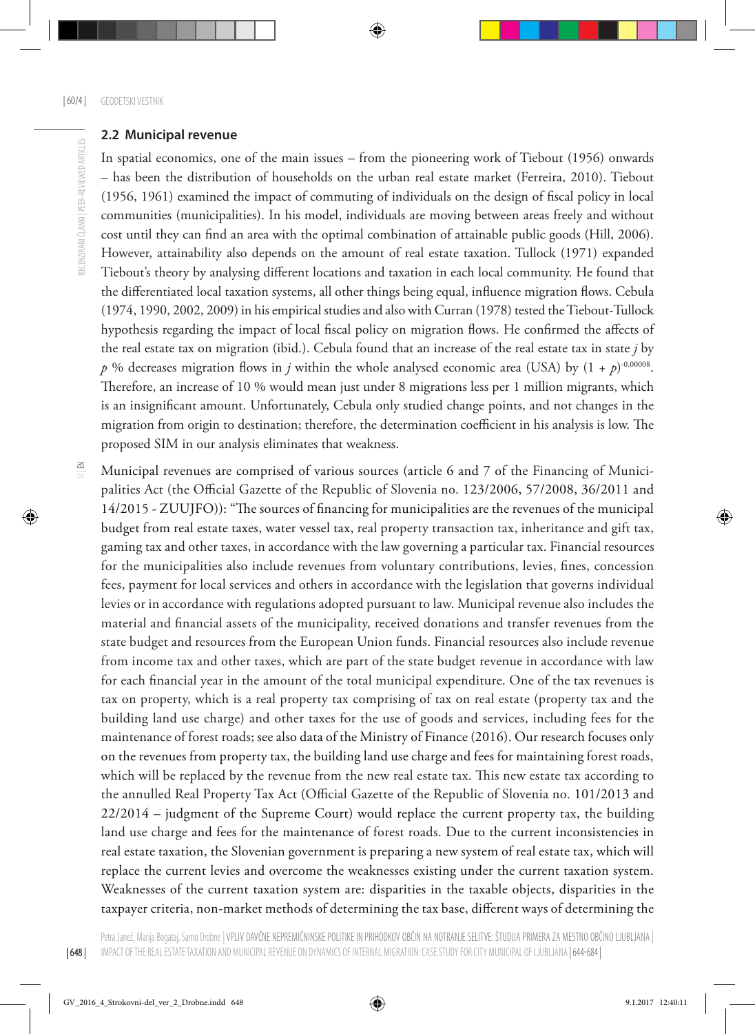### 2.2 Municipal revenue

In spatial economics, one of the main issues – from the pioneering work of Tiebout (1956) onwards – has been the distribution of households on the urban real estate market (Ferreira, 2010). Tiebout (1956, 1961) examined the impact of commuting of individuals on the design of fiscal policy in local communities (municipalities). In his model, individuals are moving between areas freely and without cost until they can find an area with the optimal combination of attainable public goods (Hill, 2006). However, attainability also depends on the amount of real estate taxation. Tullock (1971) expanded Tiebout's theory by analysing different locations and taxation in each local community. He found that the differentiated local taxation systems, all other things being equal, influence migration flows. Cebula (1974, 1990, 2002, 2009) in his empirical studies and also with Curran (1978) tested the Tiebout-Tullock hypothesis regarding the impact of local fiscal policy on migration flows. He confirmed the affects of the real estate tax on migration (ibid.). Cebula found that an increase of the real estate tax in state $j$ by $p$ % decreases migration flows in $j$ within the whole analysed economic area (USA) by $(1 + p)^{-0,00008}$. Therefore, an increase of 10 % would mean just under 8 migrations less per 1 million migrants, which is an insignificant amount. Unfortunately, Cebula only studied change points, and not changes in the migration from origin to destination; therefore, the determination coefficient in his analysis is low. The proposed SIM in our analysis eliminates that weakness.

Municipal revenues are comprised of various sources (article 6 and 7 of the Financing of Municipalities Act (the Official Gazette of the Republic of Slovenia no. 123/2006, 57/2008, 36/2011 and 14/2015 - ZUUJFO)): "The sources of financing for municipalities are the revenues of the municipal budget from real estate taxes, water vessel tax, real property transaction tax, inheritance and gift tax, gaming tax and other taxes, in accordance with the law governing a particular tax. Financial resources for the municipalities also include revenues from voluntary contributions, levies, fines, concession fees, payment for local services and others in accordance with the legislation that governs individual levies or in accordance with regulations adopted pursuant to law. Municipal revenue also includes the material and financial assets of the municipality, received donations and transfer revenues from the state budget and resources from the European Union funds. Financial resources also include revenue from income tax and other taxes, which are part of the state budget revenue in accordance with law for each financial year in the amount of the total municipal expenditure. One of the tax revenues is tax on property, which is a real property tax comprising of tax on real estate (property tax and the building land use charge) and other taxes for the use of goods and services, including fees for the maintenance of forest roads; see also data of the Ministry of Finance (2016). Our research focuses only on the revenues from property tax, the building land use charge and fees for maintaining forest roads, which will be replaced by the revenue from the new real estate tax. This new estate tax according to the annulled Real Property Tax Act (Official Gazette of the Republic of Slovenia no. 101/2013 and 22/2014 – judgment of the Supreme Court) would replace the current property tax, the building land use charge and fees for the maintenance of forest roads. Due to the current inconsistencies in real estate taxation, the Slovenian government is preparing a new system of real estate tax, which will replace the current levies and overcome the weaknesses existing under the current taxation system. Weaknesses of the current taxation system are: disparities in the taxable objects, disparities in the taxpayer criteria, non-market methods of determining the tax base, different ways of determining the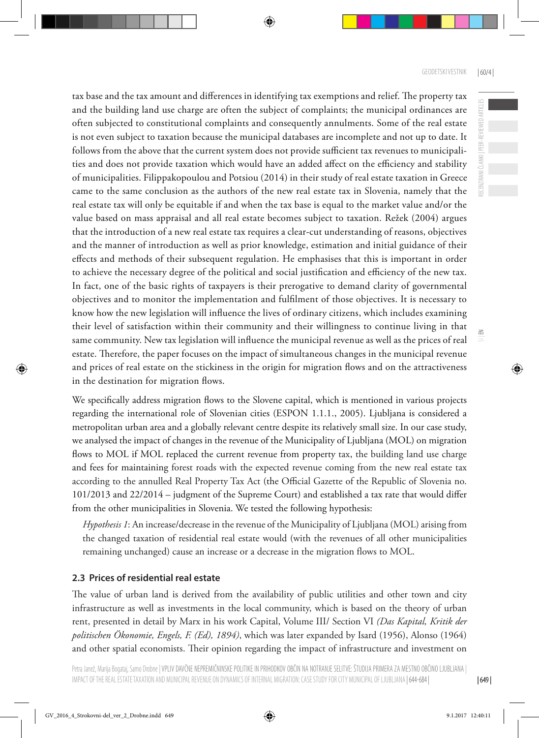tax base and the tax amount and differences in identifying tax exemptions and relief. The property tax and the building land use charge are often the subject of complaints; the municipal ordinances are often subjected to constitutional complaints and consequently annulments. Some of the real estate is not even subject to taxation because the municipal databases are incomplete and not up to date. It follows from the above that the current system does not provide sufficient tax revenues to municipalities and does not provide taxation which would have an added affect on the efficiency and stability of municipalities. Filippakopoulou and Potsiou (2014) in their study of real estate taxation in Greece came to the same conclusion as the authors of the new real estate tax in Slovenia, namely that the real estate tax will only be equitable if and when the tax base is equal to the market value and/or the value based on mass appraisal and all real estate becomes subject to taxation. Režek (2004) argues that the introduction of a new real estate tax requires a clear-cut understanding of reasons, objectives and the manner of introduction as well as prior knowledge, estimation and initial guidance of their effects and methods of their subsequent regulation. He emphasises that this is important in order to achieve the necessary degree of the political and social justification and efficiency of the new tax. In fact, one of the basic rights of taxpayers is their prerogative to demand clarity of governmental objectives and to monitor the implementation and fulfilment of those objectives. It is necessary to know how the new legislation will influence the lives of ordinary citizens, which includes examining their level of satisfaction within their community and their willingness to continue living in that same community. New tax legislation will influence the municipal revenue as well as the prices of real estate. Therefore, the paper focuses on the impact of simultaneous changes in the municipal revenue and prices of real estate on the stickiness in the origin for migration flows and on the attractiveness in the destination for migration flows.

We specifically address migration flows to the Slovene capital, which is mentioned in various projects regarding the international role of Slovenian cities (ESPON 1.1.1., 2005). Ljubljana is considered a metropolitan urban area and a globally relevant centre despite its relatively small size. In our case study, we analysed the impact of changes in the revenue of the Municipality of Ljubljana (MOL) on migration flows to MOL if MOL replaced the current revenue from property tax, the building land use charge and fees for maintaining forest roads with the expected revenue coming from the new real estate tax according to the annulled Real Property Tax Act (the Official Gazette of the Republic of Slovenia no. 101/2013 and 22/2014 – judgment of the Supreme Court) and established a tax rate that would differ from the other municipalities in Slovenia. We tested the following hypothesis:

> *Hypothesis 1*: An increase/decrease in the revenue of the Municipality of Ljubljana (MOL) arising from the changed taxation of residential real estate would (with the revenues of all other municipalities remaining unchanged) cause an increase or a decrease in the migration flows to MOL.

### 2.3 Prices of residential real estate

The value of urban land is derived from the availability of public utilities and other town and city infrastructure as well as investments in the local community, which is based on the theory of urban rent, presented in detail by Marx in his work Capital, Volume III/ Section VI *(Das Kapital, Kritik der politischen Ökonomie, Engels, F. (Ed), 1894)*, which was later expanded by Isard (1956), Alonso (1964) and other spatial economists. Their opinion regarding the impact of infrastructure and investment on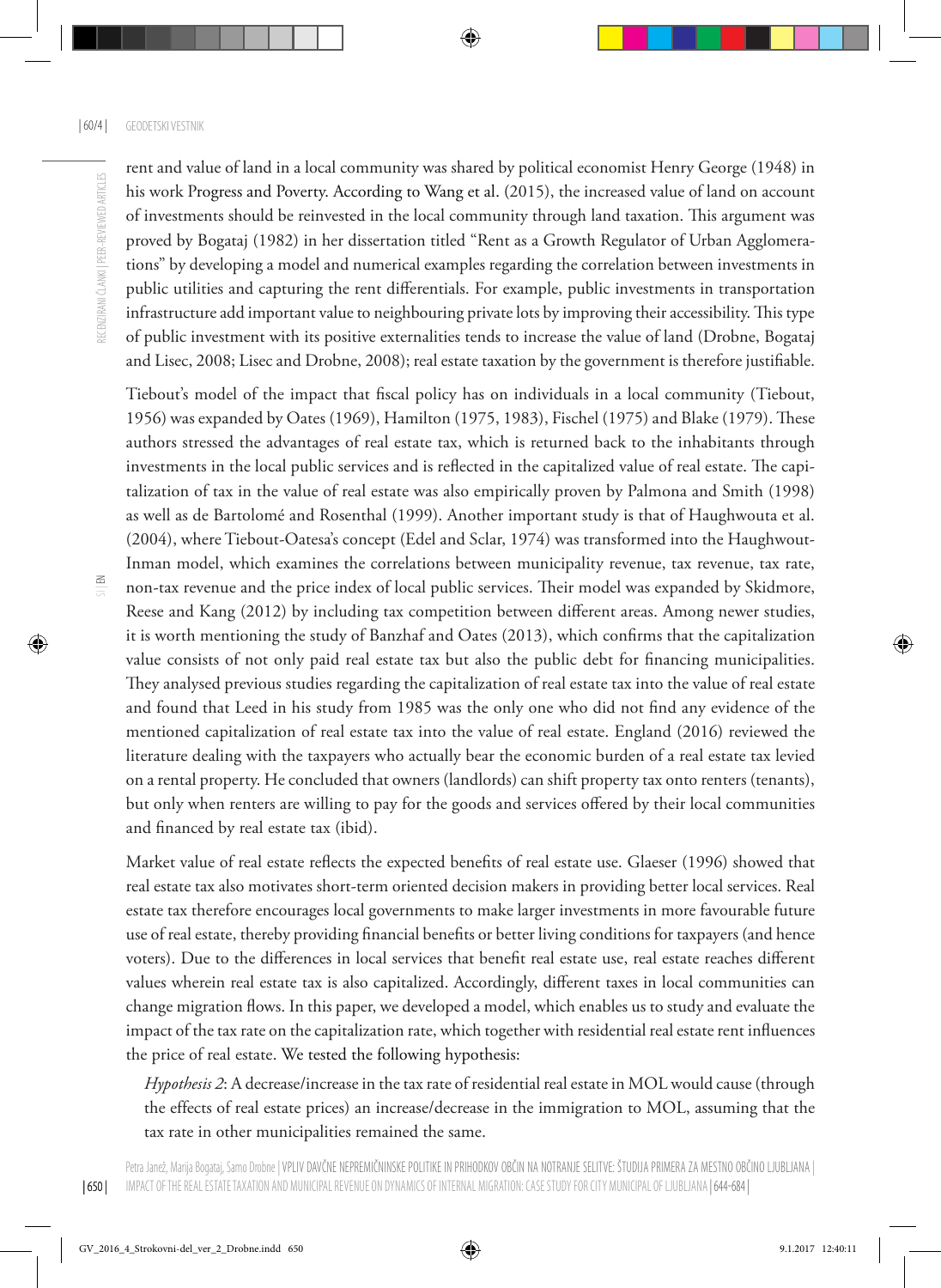rent and value of land in a local community was shared by political economist Henry George (1948) in his work Progress and Poverty. According to Wang et al. (2015), the increased value of land on account of investments should be reinvested in the local community through land taxation. This argument was proved by Bogataj (1982) in her dissertation titled "Rent as a Growth Regulator of Urban Agglomerations" by developing a model and numerical examples regarding the correlation between investments in public utilities and capturing the rent differentials. For example, public investments in transportation infrastructure add important value to neighbouring private lots by improving their accessibility. This type of public investment with its positive externalities tends to increase the value of land (Drobne, Bogataj and Lisec, 2008; Lisec and Drobne, 2008); real estate taxation by the government is therefore justifiable.

Tiebout's model of the impact that fiscal policy has on individuals in a local community (Tiebout, 1956) was expanded by Oates (1969), Hamilton (1975, 1983), Fischel (1975) and Blake (1979). These authors stressed the advantages of real estate tax, which is returned back to the inhabitants through investments in the local public services and is reflected in the capitalized value of real estate. The capitalization of tax in the value of real estate was also empirically proven by Palmona and Smith (1998) as well as de Bartolomé and Rosenthal (1999). Another important study is that of Haughwouta et al. (2004), where Tiebout-Oatesa's concept (Edel and Sclar, 1974) was transformed into the Haughwout-Inman model, which examines the correlations between municipality revenue, tax revenue, tax rate, non-tax revenue and the price index of local public services. Their model was expanded by Skidmore, Reese and Kang (2012) by including tax competition between different areas. Among newer studies, it is worth mentioning the study of Banzhaf and Oates (2013), which confirms that the capitalization value consists of not only paid real estate tax but also the public debt for financing municipalities. They analysed previous studies regarding the capitalization of real estate tax into the value of real estate and found that Leed in his study from 1985 was the only one who did not find any evidence of the mentioned capitalization of real estate tax into the value of real estate. England (2016) reviewed the literature dealing with the taxpayers who actually bear the economic burden of a real estate tax levied on a rental property. He concluded that owners (landlords) can shift property tax onto renters (tenants), but only when renters are willing to pay for the goods and services offered by their local communities and financed by real estate tax (ibid).

Market value of real estate reflects the expected benefits of real estate use. Glaeser (1996) showed that real estate tax also motivates short-term oriented decision makers in providing better local services. Real estate tax therefore encourages local governments to make larger investments in more favourable future use of real estate, thereby providing financial benefits or better living conditions for taxpayers (and hence voters). Due to the differences in local services that benefit real estate use, real estate reaches different values wherein real estate tax is also capitalized. Accordingly, different taxes in local communities can change migration flows. In this paper, we developed a model, which enables us to study and evaluate the impact of the tax rate on the capitalization rate, which together with residential real estate rent influences the price of real estate. We tested the following hypothesis:

*Hypothesis 2*: A decrease/increase in the tax rate of residential real estate in MOL would cause (through the effects of real estate prices) an increase/decrease in the immigration to MOL, assuming that the tax rate in other municipalities remained the same.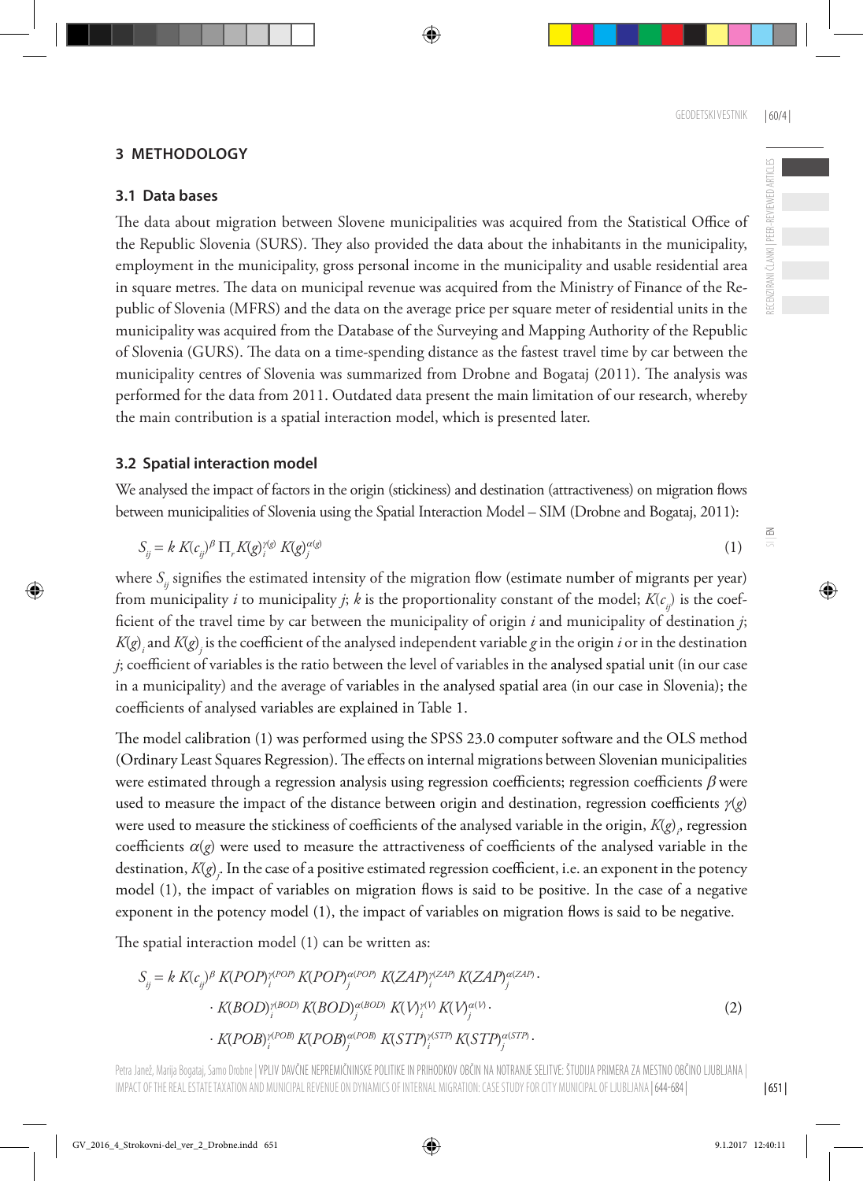## 3 METHODOLOGY

### 3.1 Data bases

The data about migration between Slovene municipalities was acquired from the Statistical Office of the Republic Slovenia (SURS). They also provided the data about the inhabitants in the municipality, employment in the municipality, gross personal income in the municipality and usable residential area in square metres. The data on municipal revenue was acquired from the Ministry of Finance of the Republic of Slovenia (MFRS) and the data on the average price per square meter of residential units in the municipality was acquired from the Database of the Surveying and Mapping Authority of the Republic of Slovenia (GURS). The data on a time-spending distance as the fastest travel time by car between the municipality centres of Slovenia was summarized from Drobne and Bogataj (2011). The analysis was performed for the data from 2011. Outdated data present the main limitation of our research, whereby the main contribution is a spatial interaction model, which is presented later.

### 3.2 Spatial interaction model

We analysed the impact of factors in the origin (stickiness) and destination (attractiveness) on migration flows between municipalities of Slovenia using the Spatial Interaction Model – SIM (Drobne and Bogataj, 2011):

$$S_{ij} = k\, K(c_{ij})^{\beta}\, \Pi_r\, K(g)_i^{\gamma(g)}\, K(g)_j^{\alpha(g)} \tag{1}$$

where $S_{ij}$ signifies the estimated intensity of the migration flow (estimate number of migrants per year) from municipality $i$ to municipality $j$; $k$ is the proportionality constant of the model; $K(c_{ij})$ is the coefficient of the travel time by car between the municipality of origin $i$ and municipality of destination $j$; $K(g)_i$ and $K(g)_j$ is the coefficient of the analysed independent variable $g$ in the origin $i$ or in the destination $j$; coefficient of variables is the ratio between the level of variables in the analysed spatial unit (in our case in a municipality) and the average of variables in the analysed spatial area (in our case in Slovenia); the coefficients of analysed variables are explained in Table 1.

The model calibration (1) was performed using the SPSS 23.0 computer software and the OLS method (Ordinary Least Squares Regression). The effects on internal migrations between Slovenian municipalities were estimated through a regression analysis using regression coefficients; regression coefficients $\beta$ were used to measure the impact of the distance between origin and destination, regression coefficients $\gamma(g)$ were used to measure the stickiness of coefficients of the analysed variable in the origin, $K(g)_i$, regression coefficients $\alpha(g)$ were used to measure the attractiveness of coefficients of the analysed variable in the destination, $K(g)_j$. In the case of a positive estimated regression coefficient, i.e. an exponent in the potency model (1), the impact of variables on migration flows is said to be positive. In the case of a negative exponent in the potency model (1), the impact of variables on migration flows is said to be negative.

The spatial interaction model (1) can be written as:

$$\begin{aligned} S_{ij} = k\, K(c_{ij})^{\beta}\, & K(POP)_i^{\gamma(POP)}\, K(POP)_j^{\alpha(POP)}\, K(ZAP)_i^{\gamma(ZAP)}\, K(ZAP)_j^{\alpha(ZAP)} \cdot \\ & \cdot K(BOD)_i^{\gamma(BOD)}\, K(BOD)_j^{\alpha(BOD)}\, K(V)_i^{\gamma(V)}\, K(V)_j^{\alpha(V)} \cdot \\ & \cdot K(POB)_i^{\gamma(POB)}\, K(POB)_j^{\alpha(POB)}\, K(STP)_i^{\gamma(STP)}\, K(STP)_j^{\alpha(STP)} \cdot \end{aligned} \tag{2}$$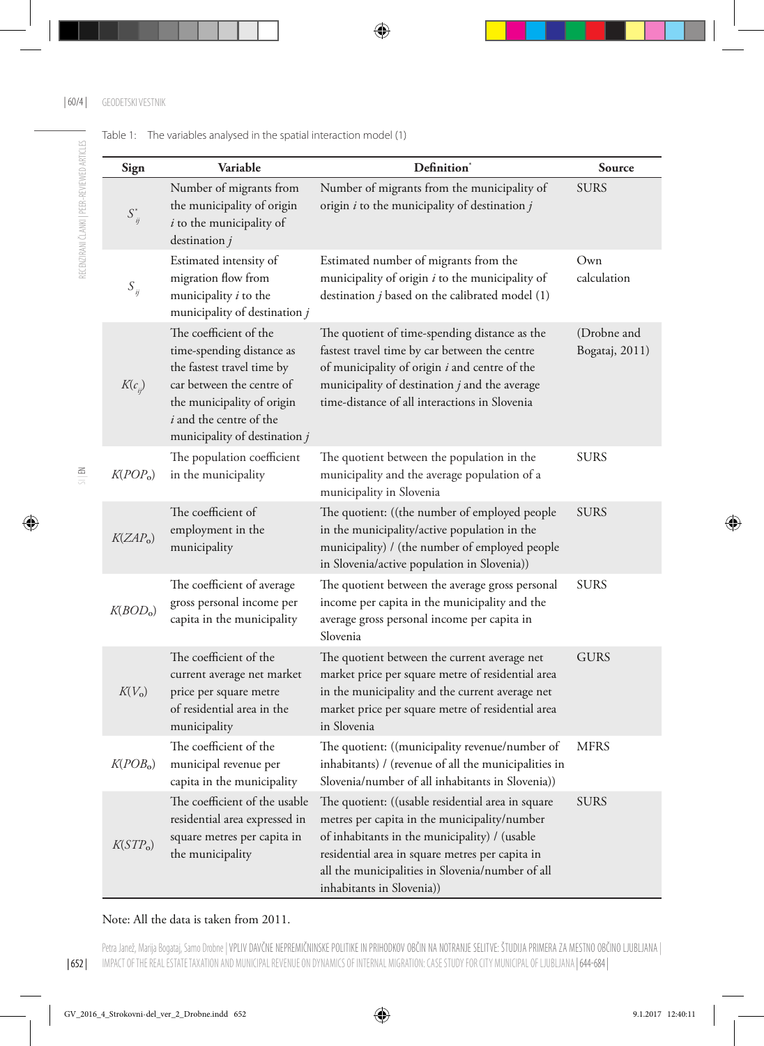Table 1: The variables analysed in the spatial interaction model (1)

| Sign | Variable | Definition* | Source |
|---|---|---|---|
| $S^*_{ij}$ | Number of migrants from the municipality of origin *i* to the municipality of destination *j* | Number of migrants from the municipality of origin *i* to the municipality of destination *j* | SURS |
| $S_{ij}$ | Estimated intensity of migration flow from municipality *i* to the municipality of destination *j* | Estimated number of migrants from the municipality of origin *i* to the municipality of destination *j* based on the calibrated model (1) | Own calculation |
| $K(c_{ij})$ | The coefficient of the time-spending distance as the fastest travel time by car between the centre of the municipality of origin *i* and the centre of the municipality of destination *j* | The quotient of time-spending distance as the fastest travel time by car between the centre of municipality of origin *i* and centre of the municipality of destination *j* and the average time-distance of all interactions in Slovenia | (Drobne and Bogataj, 2011) |
| $K(POP_o)$ | The population coefficient in the municipality | The quotient between the population in the municipality and the average population of a municipality in Slovenia | SURS |
| $K(ZAP_o)$ | The coefficient of employment in the municipality | The quotient: ((the number of employed people in the municipality/active population in the municipality) / (the number of employed people in Slovenia/active population in Slovenia)) | SURS |
| $K(BOD_o)$ | The coefficient of average gross personal income per capita in the municipality | The quotient between the average gross personal income per capita in the municipality and the average gross personal income per capita in Slovenia | SURS |
| $K(V_o)$ | The coefficient of the current average net market price per square metre of residential area in the municipality | The quotient between the current average net market price per square metre of residential area in the municipality and the current average net market price per square metre of residential area in Slovenia | GURS |
| $K(POB_o)$ | The coefficient of the municipal revenue per capita in the municipality | The quotient: ((municipality revenue/number of inhabitants) / (revenue of all the municipalities in Slovenia/number of all inhabitants in Slovenia)) | MFRS |
| $K(STP_o)$ | The coefficient of the usable residential area expressed in square metres per capita in the municipality | The quotient: ((usable residential area in square metres per capita in the municipality/number of inhabitants in the municipality) / (usable residential area in square metres per capita in all the municipalities in Slovenia/number of all inhabitants in Slovenia)) | SURS |

Note: All the data is taken from 2011.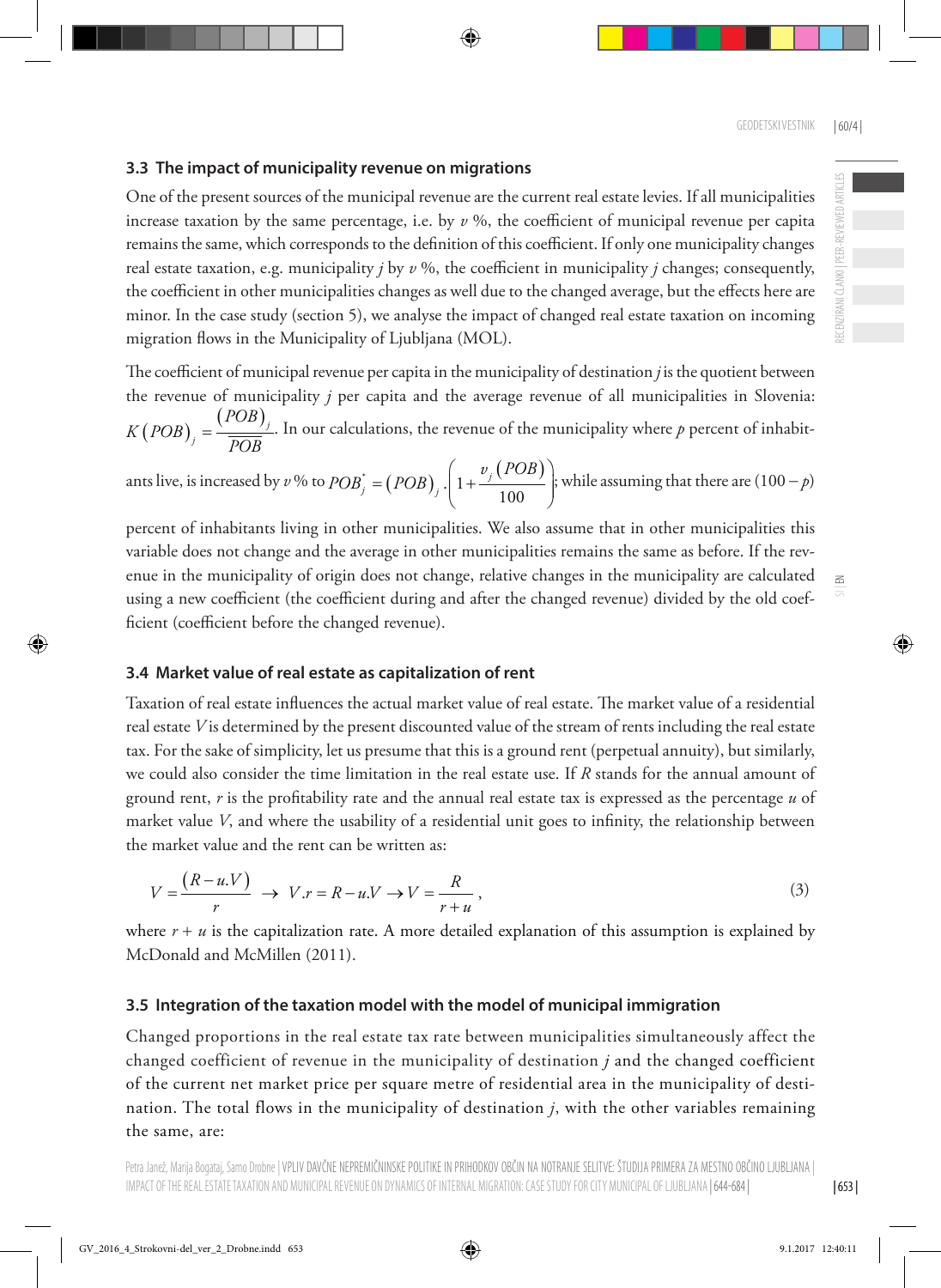### 3.3 The impact of municipality revenue on migrations

One of the present sources of the municipal revenue are the current real estate levies. If all municipalities increase taxation by the same percentage, i.e. by $v$ %, the coefficient of municipal revenue per capita remains the same, which corresponds to the definition of this coefficient. If only one municipality changes real estate taxation, e.g. municipality $j$ by $v$ %, the coefficient in municipality $j$ changes; consequently, the coefficient in other municipalities changes as well due to the changed average, but the effects here are minor. In the case study (section 5), we analyse the impact of changed real estate taxation on incoming migration flows in the Municipality of Ljubljana (MOL).

The coefficient of municipal revenue per capita in the municipality of destination $j$ is the quotient between the revenue of municipality $j$ per capita and the average revenue of all municipalities in Slovenia: $K\left(POB\right)_j = \frac{\left(POB\right)_j}{\overline{POB}}$. In our calculations, the revenue of the municipality where $p$ percent of inhabitants live, is increased by $v$ % to $POB_j^* = \left(POB\right)_j \cdot \left(1 + \frac{v_j\left(POB\right)}{100}\right)$; while assuming that there are $(100 - p)$ percent of inhabitants living in other municipalities. We also assume that in other municipalities this variable does not change and the average in other municipalities remains the same as before. If the revenue in the municipality of origin does not change, relative changes in the municipality are calculated using a new coefficient (the coefficient during and after the changed revenue) divided by the old coefficient (coefficient before the changed revenue).

### 3.4 Market value of real estate as capitalization of rent

Taxation of real estate influences the actual market value of real estate. The market value of a residential real estate $V$ is determined by the present discounted value of the stream of rents including the real estate tax. For the sake of simplicity, let us presume that this is a ground rent (perpetual annuity), but similarly, we could also consider the time limitation in the real estate use. If $R$ stands for the annual amount of ground rent, $r$ is the profitability rate and the annual real estate tax is expressed as the percentage $u$ of market value $V$, and where the usability of a residential unit goes to infinity, the relationship between the market value and the rent can be written as:

$$V = \frac{\left(R - u.V\right)}{r} \rightarrow V.r = R - u.V \rightarrow V = \frac{R}{r + u}, \tag{3}$$

where $r + u$ is the capitalization rate. A more detailed explanation of this assumption is explained by McDonald and McMillen (2011).

### 3.5 Integration of the taxation model with the model of municipal immigration

Changed proportions in the real estate tax rate between municipalities simultaneously affect the changed coefficient of revenue in the municipality of destination $j$ and the changed coefficient of the current net market price per square metre of residential area in the municipality of destination. The total flows in the municipality of destination $j$, with the other variables remaining the same, are: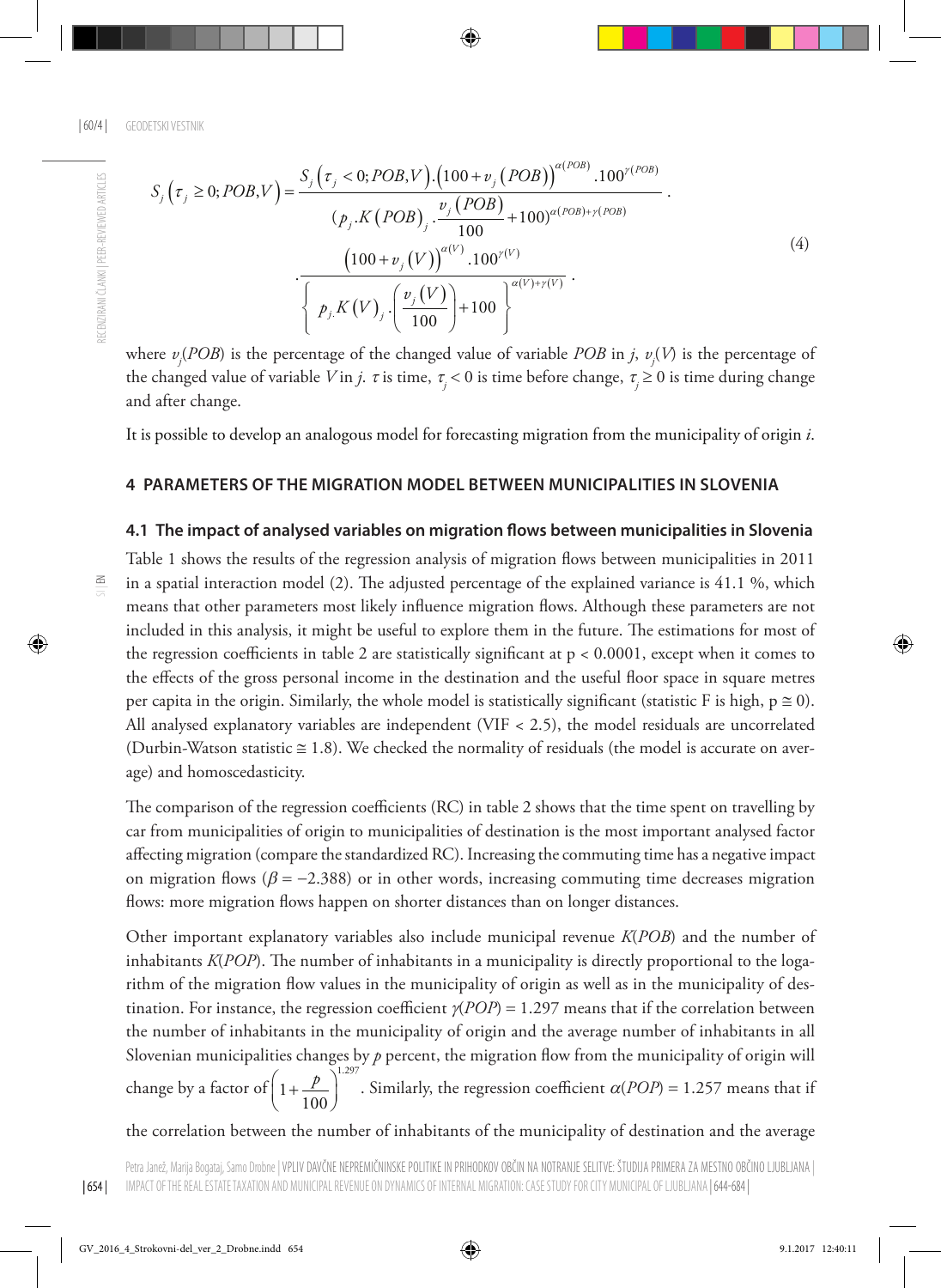$$S_j\left(\tau_j \geq 0; POB,V\right) = \frac{S_j\left(\tau_j < 0; POB,V\right).\left(100+v_j\left(POB\right)\right)^{\alpha(POB)}.100^{\gamma(POB)}}{(p_j.K\left(POB\right)_j.\dfrac{v_j\left(POB\right)}{100}+100)^{\alpha(POB)+\gamma(POB)}} .$$

$$.\frac{\left(100+v_j\left(V\right)\right)^{\alpha(V)}.100^{\gamma(V)}}{\left\{p_j.K\left(V\right)_j.\left(\dfrac{v_j\left(V\right)}{100}\right)+100\right\}^{\alpha(V)+\gamma(V)}} . \tag{4}$$

where $v_j(POB)$ is the percentage of the changed value of variable *POB* in *j*, $v_j(V)$ is the percentage of the changed value of variable *V* in *j*. $\tau$ is time, $\tau_j < 0$ is time before change, $\tau_j \geq 0$ is time during change and after change.

It is possible to develop an analogous model for forecasting migration from the municipality of origin *i*.

## 4 PARAMETERS OF THE MIGRATION MODEL BETWEEN MUNICIPALITIES IN SLOVENIA

### 4.1 The impact of analysed variables on migration flows between municipalities in Slovenia

Table 1 shows the results of the regression analysis of migration flows between municipalities in 2011 in a spatial interaction model (2). The adjusted percentage of the explained variance is 41.1 %, which means that other parameters most likely influence migration flows. Although these parameters are not included in this analysis, it might be useful to explore them in the future. The estimations for most of the regression coefficients in table 2 are statistically significant at $p < 0.0001$, except when it comes to the effects of the gross personal income in the destination and the useful floor space in square metres per capita in the origin. Similarly, the whole model is statistically significant (statistic F is high, $p \cong 0$). All analysed explanatory variables are independent (VIF < 2.5), the model residuals are uncorrelated (Durbin-Watson statistic $\cong$ 1.8). We checked the normality of residuals (the model is accurate on average) and homoscedasticity.

The comparison of the regression coefficients (RC) in table 2 shows that the time spent on travelling by car from municipalities of origin to municipalities of destination is the most important analysed factor affecting migration (compare the standardized RC). Increasing the commuting time has a negative impact on migration flows ($\beta = -2.388$) or in other words, increasing commuting time decreases migration flows: more migration flows happen on shorter distances than on longer distances.

Other important explanatory variables also include municipal revenue *K*(*POB*) and the number of inhabitants *K*(*POP*). The number of inhabitants in a municipality is directly proportional to the logarithm of the migration flow values in the municipality of origin as well as in the municipality of destination. For instance, the regression coefficient $\gamma(POP) = 1.297$ means that if the correlation between the number of inhabitants in the municipality of origin and the average number of inhabitants in all Slovenian municipalities changes by $p$ percent, the migration flow from the municipality of origin will change by a factor of $\left(1+\dfrac{p}{100}\right)^{1.297}$. Similarly, the regression coefficient $\alpha(POP) = 1.257$ means that if the correlation between the number of inhabitants of the municipality of destination and the average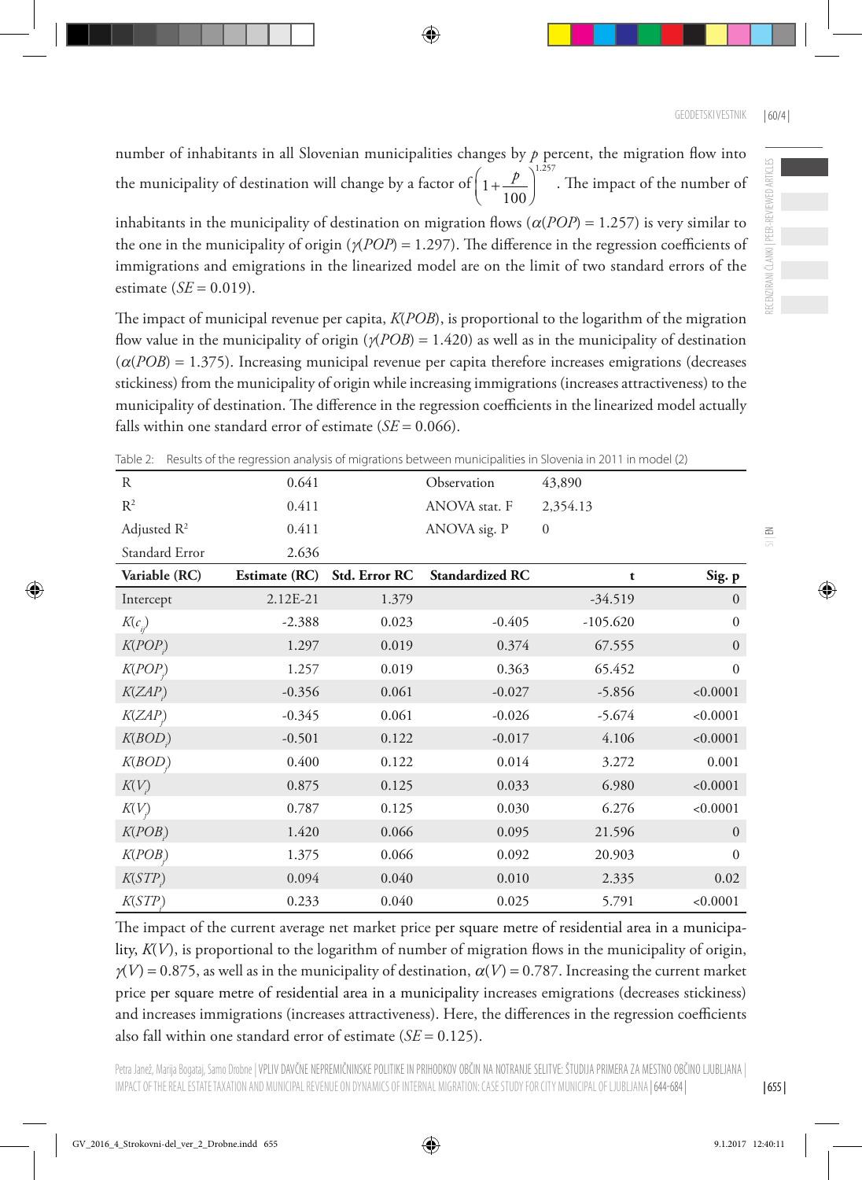number of inhabitants in all Slovenian municipalities changes by $p$ percent, the migration flow into the municipality of destination will change by a factor of $\left(1+\frac{p}{100}\right)^{1.257}$. The impact of the number of inhabitants in the municipality of destination on migration flows ($\alpha(POP) = 1.257$) is very similar to the one in the municipality of origin ($\gamma(POP) = 1.297$). The difference in the regression coefficients of immigrations and emigrations in the linearized model are on the limit of two standard errors of the estimate ($SE = 0.019$).

The impact of municipal revenue per capita, $K(POB)$, is proportional to the logarithm of the migration flow value in the municipality of origin ($\gamma(POB) = 1.420$) as well as in the municipality of destination ($\alpha(POB) = 1.375$). Increasing municipal revenue per capita therefore increases emigrations (decreases stickiness) from the municipality of origin while increasing immigrations (increases attractiveness) to the municipality of destination. The difference in the regression coefficients in the linearized model actually falls within one standard error of estimate ($SE = 0.066$).

Table 2: Results of the regression analysis of migrations between municipalities in Slovenia in 2011 in model (2)

| R | 0.641 | | Observation | 43,890 | |
|---|---|---|---|---|---|
| $R^2$ | 0.411 | | ANOVA stat. F | 2,354.13 | |
| Adjusted $R^2$ | 0.411 | | ANOVA sig. P | 0 | |
| Standard Error | 2.636 | | | | |
| **Variable (RC)** | **Estimate (RC)** | **Std. Error RC** | **Standardized RC** | **t** | **Sig. p** |
| Intercept | 2.12E-21 | 1.379 | | -34.519 | 0 |
| $K(c_{ij})$ | -2.388 | 0.023 | -0.405 | -105.620 | 0 |
| $K(POP_i)$ | 1.297 | 0.019 | 0.374 | 67.555 | 0 |
| $K(POP_j)$ | 1.257 | 0.019 | 0.363 | 65.452 | 0 |
| $K(ZAP_i)$ | -0.356 | 0.061 | -0.027 | -5.856 | <0.0001 |
| $K(ZAP_j)$ | -0.345 | 0.061 | -0.026 | -5.674 | <0.0001 |
| $K(BOD_i)$ | -0.501 | 0.122 | -0.017 | 4.106 | <0.0001 |
| $K(BOD_j)$ | 0.400 | 0.122 | 0.014 | 3.272 | 0.001 |
| $K(V_i)$ | 0.875 | 0.125 | 0.033 | 6.980 | <0.0001 |
| $K(V_j)$ | 0.787 | 0.125 | 0.030 | 6.276 | <0.0001 |
| $K(POB_i)$ | 1.420 | 0.066 | 0.095 | 21.596 | 0 |
| $K(POB_j)$ | 1.375 | 0.066 | 0.092 | 20.903 | 0 |
| $K(STP_i)$ | 0.094 | 0.040 | 0.010 | 2.335 | 0.02 |
| $K(STP_j)$ | 0.233 | 0.040 | 0.025 | 5.791 | <0.0001 |

The impact of the current average net market price per square metre of residential area in a municipality, $K(V)$, is proportional to the logarithm of number of migration flows in the municipality of origin, $\gamma(V) = 0.875$, as well as in the municipality of destination, $\alpha(V) = 0.787$. Increasing the current market price per square metre of residential area in a municipality increases emigrations (decreases stickiness) and increases immigrations (increases attractiveness). Here, the differences in the regression coefficients also fall within one standard error of estimate ($SE = 0.125$).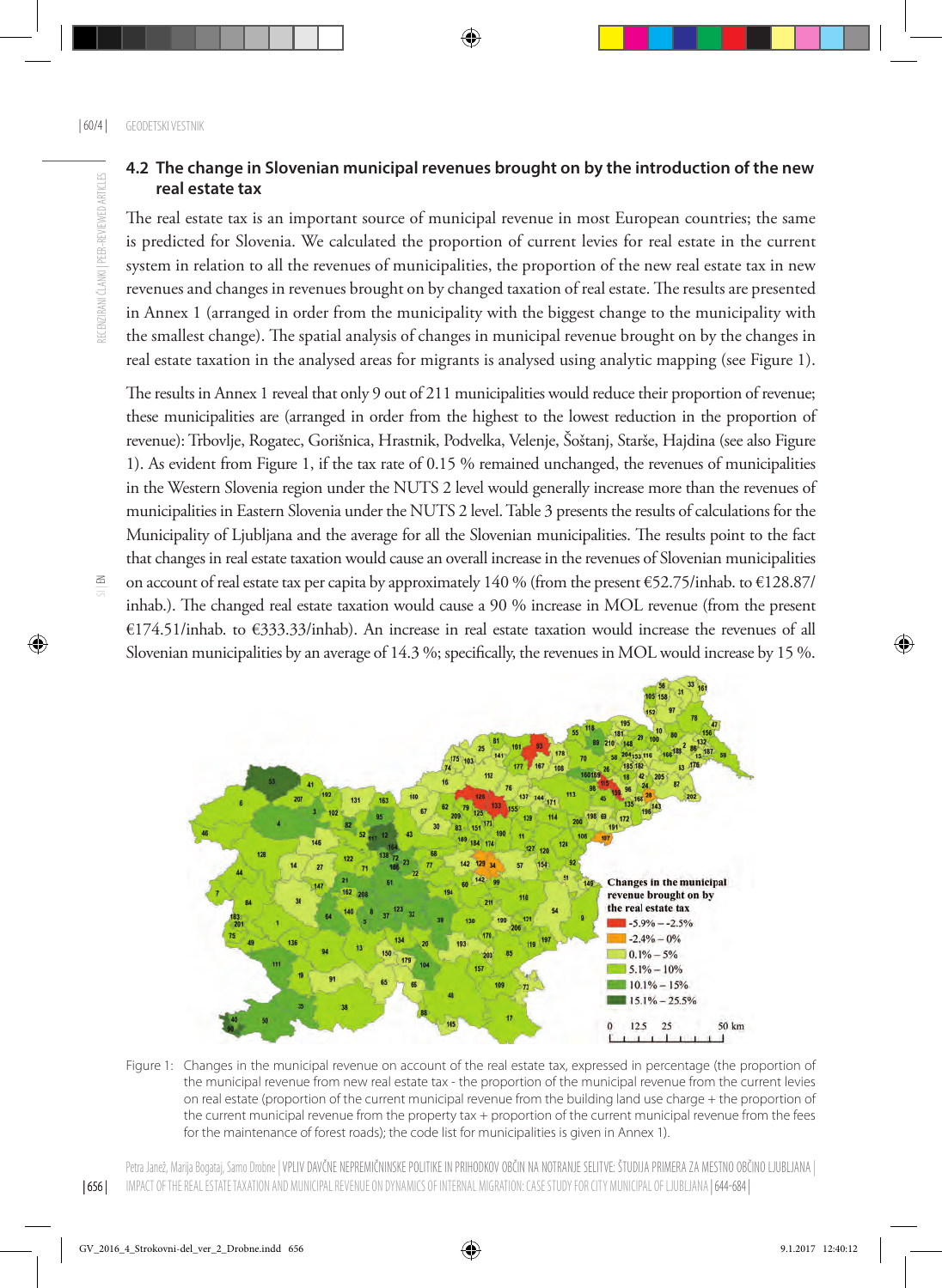## 4.2 The change in Slovenian municipal revenues brought on by the introduction of the new real estate tax

The real estate tax is an important source of municipal revenue in most European countries; the same is predicted for Slovenia. We calculated the proportion of current levies for real estate in the current system in relation to all the revenues of municipalities, the proportion of the new real estate tax in new revenues and changes in revenues brought on by changed taxation of real estate. The results are presented in Annex 1 (arranged in order from the municipality with the biggest change to the municipality with the smallest change). The spatial analysis of changes in municipal revenue brought on by the changes in real estate taxation in the analysed areas for migrants is analysed using analytic mapping (see Figure 1).

The results in Annex 1 reveal that only 9 out of 211 municipalities would reduce their proportion of revenue; these municipalities are (arranged in order from the highest to the lowest reduction in the proportion of revenue): Trbovlje, Rogatec, Gorišnica, Hrastnik, Podvelka, Velenje, Šoštanj, Starše, Hajdina (see also Figure 1). As evident from Figure 1, if the tax rate of 0.15 % remained unchanged, the revenues of municipalities in the Western Slovenia region under the NUTS 2 level would generally increase more than the revenues of municipalities in Eastern Slovenia under the NUTS 2 level. Table 3 presents the results of calculations for the Municipality of Ljubljana and the average for all the Slovenian municipalities. The results point to the fact that changes in real estate taxation would cause an overall increase in the revenues of Slovenian municipalities on account of real estate tax per capita by approximately 140 % (from the present €52.75/inhab. to €128.87/inhab.). The changed real estate taxation would cause a 90 % increase in MOL revenue (from the present €174.51/inhab. to €333.33/inhab). An increase in real estate taxation would increase the revenues of all Slovenian municipalities by an average of 14.3 %; specifically, the revenues in MOL would increase by 15 %.

Figure 1: Changes in the municipal revenue on account of the real estate tax, expressed in percentage (the proportion of the municipal revenue from new real estate tax - the proportion of the municipal revenue from the current levies on real estate (proportion of the current municipal revenue from the building land use charge + the proportion of the current municipal revenue from the property tax + proportion of the current municipal revenue from the fees for the maintenance of forest roads); the code list for municipalities is given in Annex 1).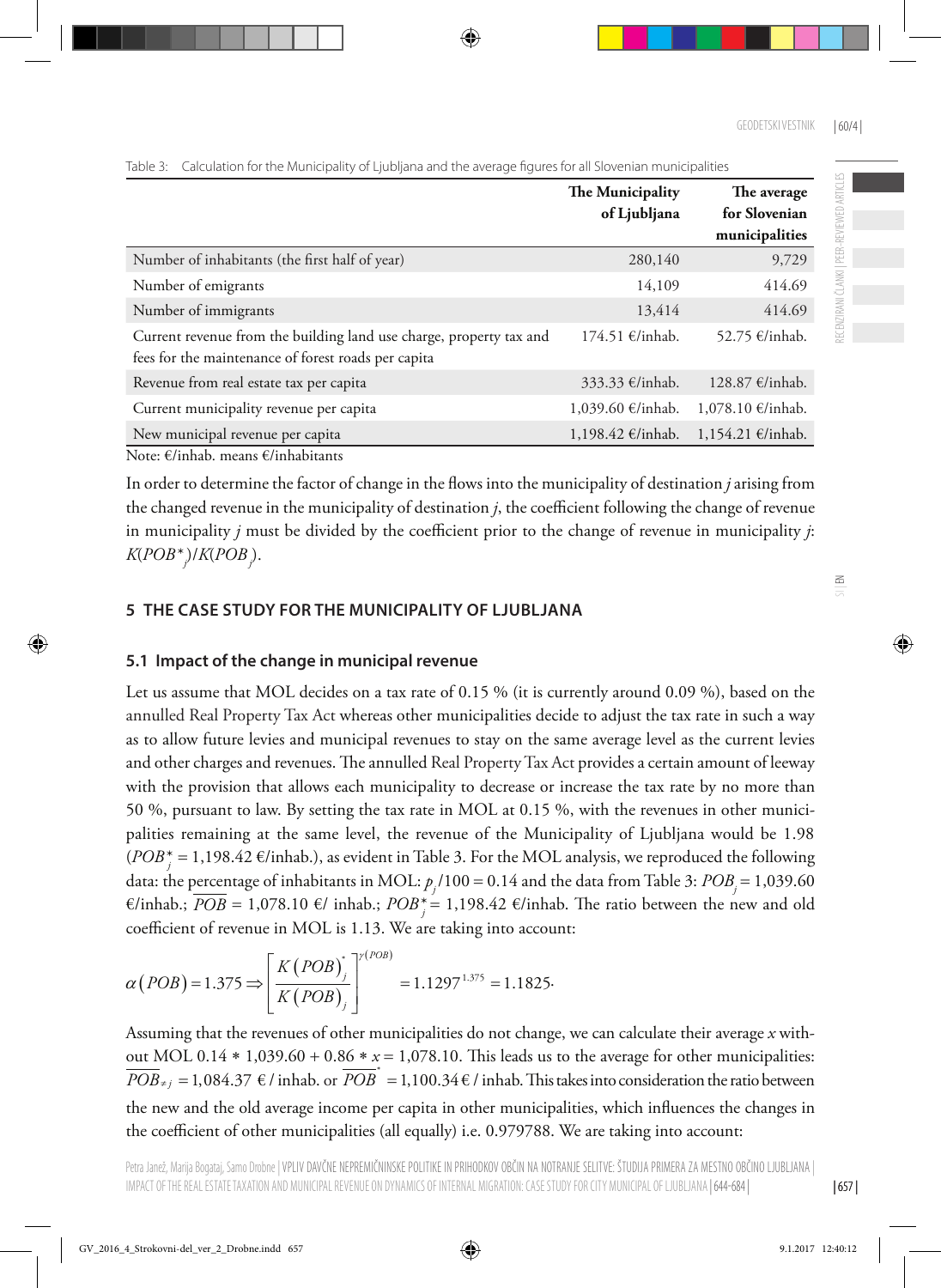Table 3: Calculation for the Municipality of Ljubljana and the average figures for all Slovenian municipalities

| | The Municipality of Ljubljana | The average for Slovenian municipalities |
|---|---|---|
| Number of inhabitants (the first half of year) | 280,140 | 9,729 |
| Number of emigrants | 14,109 | 414.69 |
| Number of immigrants | 13,414 | 414.69 |
| Current revenue from the building land use charge, property tax and fees for the maintenance of forest roads per capita | 174.51 €/inhab. | 52.75 €/inhab. |
| Revenue from real estate tax per capita | 333.33 €/inhab. | 128.87 €/inhab. |
| Current municipality revenue per capita | 1,039.60 €/inhab. | 1,078.10 €/inhab. |
| New municipal revenue per capita | 1,198.42 €/inhab. | 1,154.21 €/inhab. |

Note: €/inhab. means €/inhabitants

In order to determine the factor of change in the flows into the municipality of destination *j* arising from the changed revenue in the municipality of destination *j*, the coefficient following the change of revenue in municipality *j* must be divided by the coefficient prior to the change of revenue in municipality *j*: $K(POB^*_j)/K(POB_j)$.

## 5 THE CASE STUDY FOR THE MUNICIPALITY OF LJUBLJANA

### 5.1 Impact of the change in municipal revenue

Let us assume that MOL decides on a tax rate of 0.15 % (it is currently around 0.09 %), based on the annulled Real Property Tax Act whereas other municipalities decide to adjust the tax rate in such a way as to allow future levies and municipal revenues to stay on the same average level as the current levies and other charges and revenues. The annulled Real Property Tax Act provides a certain amount of leeway with the provision that allows each municipality to decrease or increase the tax rate by no more than 50 %, pursuant to law. By setting the tax rate in MOL at 0.15 %, with the revenues in other municipalities remaining at the same level, the revenue of the Municipality of Ljubljana would be 1.98 ($POB^*_j$ = 1,198.42 €/inhab.), as evident in Table 3. For the MOL analysis, we reproduced the following data: the percentage of inhabitants in MOL: $p_j/100 = 0.14$ and the data from Table 3: $POB_j$ = 1,039.60 €/inhab.; $\overline{POB}$ = 1,078.10 €/ inhab.; $POB^*_j$ = 1,198.42 €/inhab. The ratio between the new and old coefficient of revenue in MOL is 1.13. We are taking into account:

$$\alpha(POB) = 1.375 \Rightarrow \left[\frac{K(POB)^*_j}{K(POB)_j}\right]^{\gamma(POB)} = 1.1297^{1.375} = 1.1825.$$

Assuming that the revenues of other municipalities do not change, we can calculate their average *x* without MOL 0.14 ∗ 1,039.60 + 0.86 ∗ *x* = 1,078.10. This leads us to the average for other municipalities: $\overline{POB}_{\neq j}$ = 1,084.37 € / inhab. or $\overline{POB}^*$ = 1,100.34 € / inhab. This takes into consideration the ratio between the new and the old average income per capita in other municipalities, which influences the changes in the coefficient of other municipalities (all equally) i.e. 0.979788. We are taking into account: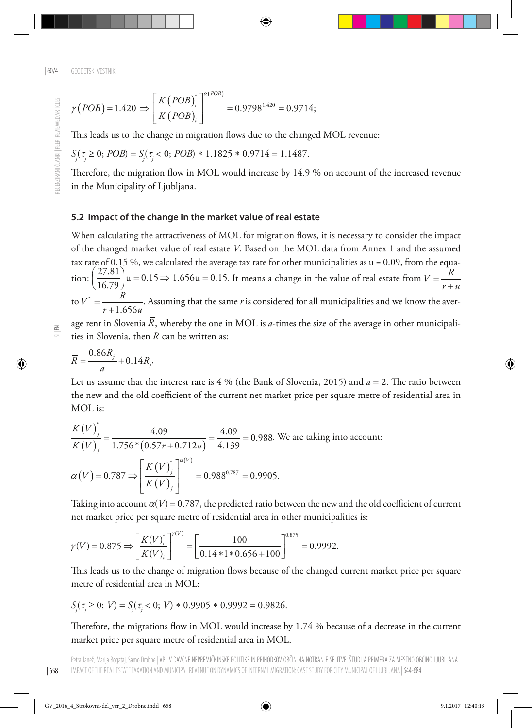$$\gamma(POB) = 1.420 \Rightarrow \left[\frac{K(POB)_i^*}{K(POB)_i}\right]^{\alpha(POB)} = 0.9798^{1.420} = 0.9714;$$

This leads us to the change in migration flows due to the changed MOL revenue:

$S_j(\tau_j \geq 0;\, POB) = S_j(\tau_j < 0;\, POB) * 1.1825 * 0.9714 = 1.1487.$

Therefore, the migration flow in MOL would increase by 14.9 % on account of the increased revenue in the Municipality of Ljubljana.

## 5.2 Impact of the change in the market value of real estate

When calculating the attractiveness of MOL for migration flows, it is necessary to consider the impact of the changed market value of real estate $V$. Based on the MOL data from Annex 1 and the assumed tax rate of 0.15 %, we calculated the average tax rate for other municipalities as u = 0.09, from the equation: $\left(\frac{27.81}{16.79}\right)$u $= 0.15 \Rightarrow 1.656u = 0.15$. It means a change in the value of real estate from $V = \frac{R}{r+u}$ to $V^* = \frac{R}{r+1.656u}$. Assuming that the same $r$ is considered for all municipalities and we know the average rent in Slovenia $\overline{R}$, whereby the one in MOL is $a$-times the size of the average in other municipalities in Slovenia, then $\overline{R}$ can be written as:

$$\overline{R} = \frac{0.86R_j}{a} + 0.14R_j.$$

Let us assume that the interest rate is 4 % (the Bank of Slovenia, 2015) and $a = 2$. The ratio between the new and the old coefficient of the current net market price per square metre of residential area in MOL is:

$$\frac{K(V)_j^*}{K(V)_j} = \frac{4.09}{1.756*(0.57r + 0.712u)} = \frac{4.09}{4.139} = 0.988.$$ We are taking into account:

$$\alpha(V) = 0.787 \Rightarrow \left[\frac{K(V)_j^*}{K(V)_j}\right]^{\alpha(V)} = 0.988^{0.787} = 0.9905.$$

Taking into account $\alpha(V) = 0.787$, the predicted ratio between the new and the old coefficient of current net market price per square metre of residential area in other municipalities is:

$$\gamma(V) = 0.875 \Rightarrow \left[\frac{K(V)_i^*}{K(V)_i}\right]^{\gamma(V)} = \left[\frac{100}{0.14*1*0.656+100}\right]^{0.875} = 0.9992.$$

This leads us to the change of migration flows because of the changed current market price per square metre of residential area in MOL:

$S_j(\tau_j \geq 0;\, V) = S_j(\tau_j < 0;\, V) * 0.9905 * 0.9992 = 0.9826.$

Therefore, the migrations flow in MOL would increase by 1.74 % because of a decrease in the current market price per square metre of residential area in MOL.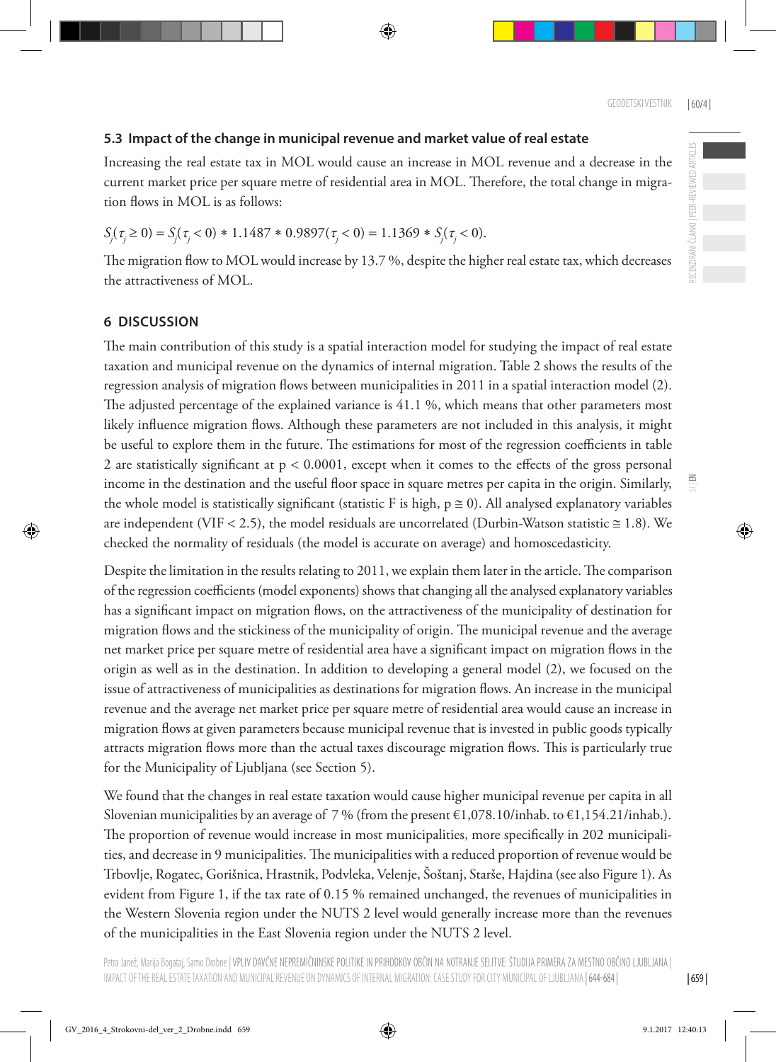### 5.3 Impact of the change in municipal revenue and market value of real estate

Increasing the real estate tax in MOL would cause an increase in MOL revenue and a decrease in the current market price per square metre of residential area in MOL. Therefore, the total change in migration flows in MOL is as follows:

$$S_j(\tau_j \geq 0) = S_j(\tau_j < 0) * 1.1487 * 0.9897(\tau_j < 0) = 1.1369 * S_j(\tau_j < 0).$$

The migration flow to MOL would increase by 13.7 %, despite the higher real estate tax, which decreases the attractiveness of MOL.

## 6 DISCUSSION

The main contribution of this study is a spatial interaction model for studying the impact of real estate taxation and municipal revenue on the dynamics of internal migration. Table 2 shows the results of the regression analysis of migration flows between municipalities in 2011 in a spatial interaction model (2). The adjusted percentage of the explained variance is 41.1 %, which means that other parameters most likely influence migration flows. Although these parameters are not included in this analysis, it might be useful to explore them in the future. The estimations for most of the regression coefficients in table 2 are statistically significant at $p < 0.0001$, except when it comes to the effects of the gross personal income in the destination and the useful floor space in square metres per capita in the origin. Similarly, the whole model is statistically significant (statistic F is high, $p \cong 0$). All analysed explanatory variables are independent (VIF < 2.5), the model residuals are uncorrelated (Durbin-Watson statistic ≅ 1.8). We checked the normality of residuals (the model is accurate on average) and homoscedasticity.

Despite the limitation in the results relating to 2011, we explain them later in the article. The comparison of the regression coefficients (model exponents) shows that changing all the analysed explanatory variables has a significant impact on migration flows, on the attractiveness of the municipality of destination for migration flows and the stickiness of the municipality of origin. The municipal revenue and the average net market price per square metre of residential area have a significant impact on migration flows in the origin as well as in the destination. In addition to developing a general model (2), we focused on the issue of attractiveness of municipalities as destinations for migration flows. An increase in the municipal revenue and the average net market price per square metre of residential area would cause an increase in migration flows at given parameters because municipal revenue that is invested in public goods typically attracts migration flows more than the actual taxes discourage migration flows. This is particularly true for the Municipality of Ljubljana (see Section 5).

We found that the changes in real estate taxation would cause higher municipal revenue per capita in all Slovenian municipalities by an average of 7 % (from the present €1,078.10/inhab. to €1,154.21/inhab.). The proportion of revenue would increase in most municipalities, more specifically in 202 municipalities, and decrease in 9 municipalities. The municipalities with a reduced proportion of revenue would be Trbovlje, Rogatec, Gorišnica, Hrastnik, Podvleka, Velenje, Šoštanj, Starše, Hajdina (see also Figure 1). As evident from Figure 1, if the tax rate of 0.15 % remained unchanged, the revenues of municipalities in the Western Slovenia region under the NUTS 2 level would generally increase more than the revenues of the municipalities in the East Slovenia region under the NUTS 2 level.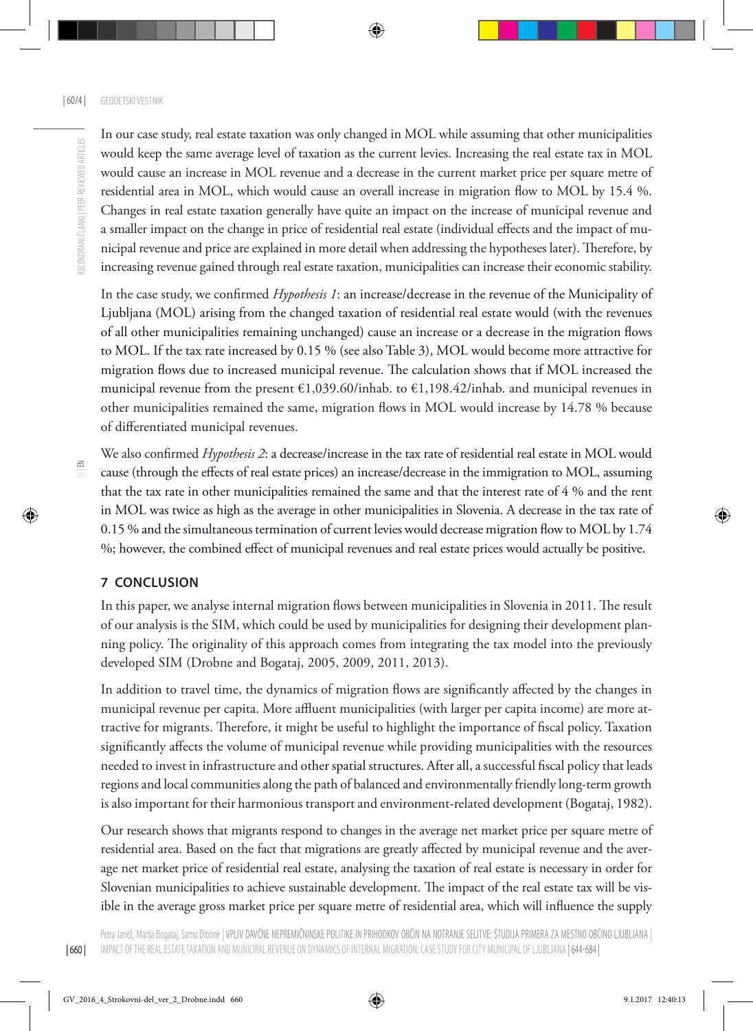In our case study, real estate taxation was only changed in MOL while assuming that other municipalities would keep the same average level of taxation as the current levies. Increasing the real estate tax in MOL would cause an increase in MOL revenue and a decrease in the current market price per square metre of residential area in MOL, which would cause an overall increase in migration flow to MOL by 15.4 %. Changes in real estate taxation generally have quite an impact on the increase of municipal revenue and a smaller impact on the change in price of residential real estate (individual effects and the impact of municipal revenue and price are explained in more detail when addressing the hypotheses later). Therefore, by increasing revenue gained through real estate taxation, municipalities can increase their economic stability.

In the case study, we confirmed *Hypothesis 1*: an increase/decrease in the revenue of the Municipality of Ljubljana (MOL) arising from the changed taxation of residential real estate would (with the revenues of all other municipalities remaining unchanged) cause an increase or a decrease in the migration flows to MOL. If the tax rate increased by 0.15 % (see also Table 3), MOL would become more attractive for migration flows due to increased municipal revenue. The calculation shows that if MOL increased the municipal revenue from the present €1,039.60/inhab. to €1,198.42/inhab. and municipal revenues in other municipalities remained the same, migration flows in MOL would increase by 14.78 % because of differentiated municipal revenues.

We also confirmed *Hypothesis 2*: a decrease/increase in the tax rate of residential real estate in MOL would cause (through the effects of real estate prices) an increase/decrease in the immigration to MOL, assuming that the tax rate in other municipalities remained the same and that the interest rate of 4 % and the rent in MOL was twice as high as the average in other municipalities in Slovenia. A decrease in the tax rate of 0.15 % and the simultaneous termination of current levies would decrease migration flow to MOL by 1.74 %; however, the combined effect of municipal revenues and real estate prices would actually be positive.

## 7 CONCLUSION

In this paper, we analyse internal migration flows between municipalities in Slovenia in 2011. The result of our analysis is the SIM, which could be used by municipalities for designing their development planning policy. The originality of this approach comes from integrating the tax model into the previously developed SIM (Drobne and Bogataj, 2005, 2009, 2011, 2013).

In addition to travel time, the dynamics of migration flows are significantly affected by the changes in municipal revenue per capita. More affluent municipalities (with larger per capita income) are more attractive for migrants. Therefore, it might be useful to highlight the importance of fiscal policy. Taxation significantly affects the volume of municipal revenue while providing municipalities with the resources needed to invest in infrastructure and other spatial structures. After all, a successful fiscal policy that leads regions and local communities along the path of balanced and environmentally friendly long-term growth is also important for their harmonious transport and environment-related development (Bogataj, 1982).

Our research shows that migrants respond to changes in the average net market price per square metre of residential area. Based on the fact that migrations are greatly affected by municipal revenue and the average net market price of residential real estate, analysing the taxation of real estate is necessary in order for Slovenian municipalities to achieve sustainable development. The impact of the real estate tax will be visible in the average gross market price per square metre of residential area, which will influence the supply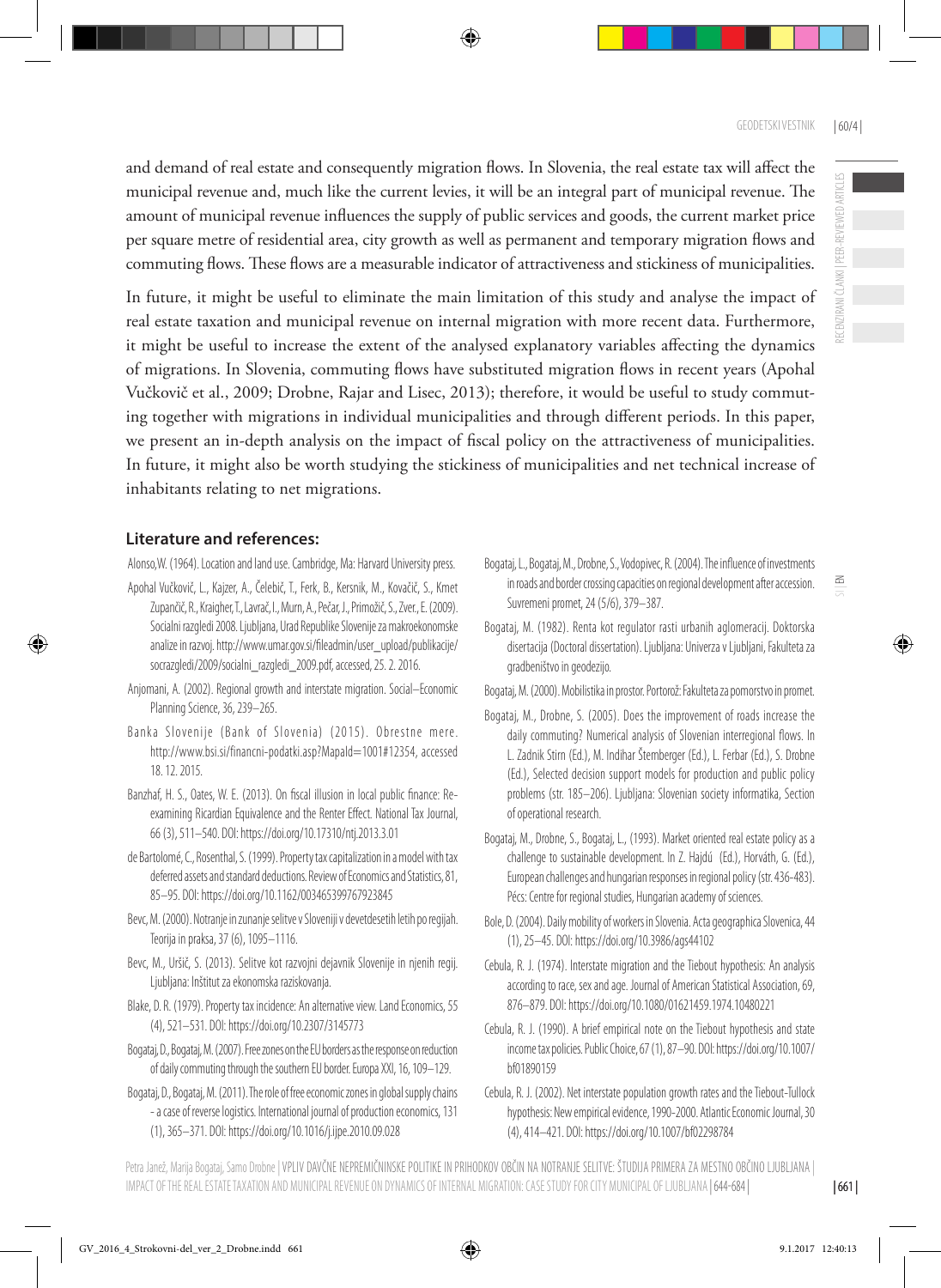and demand of real estate and consequently migration flows. In Slovenia, the real estate tax will affect the municipal revenue and, much like the current levies, it will be an integral part of municipal revenue. The amount of municipal revenue influences the supply of public services and goods, the current market price per square metre of residential area, city growth as well as permanent and temporary migration flows and commuting flows. These flows are a measurable indicator of attractiveness and stickiness of municipalities.

In future, it might be useful to eliminate the main limitation of this study and analyse the impact of real estate taxation and municipal revenue on internal migration with more recent data. Furthermore, it might be useful to increase the extent of the analysed explanatory variables affecting the dynamics of migrations. In Slovenia, commuting flows have substituted migration flows in recent years (Apohal Vučkovič et al., 2009; Drobne, Rajar and Lisec, 2013); therefore, it would be useful to study commuting together with migrations in individual municipalities and through different periods. In this paper, we present an in-depth analysis on the impact of fiscal policy on the attractiveness of municipalities. In future, it might also be worth studying the stickiness of municipalities and net technical increase of inhabitants relating to net migrations.

## Literature and references:

Alonso,W. (1964). Location and land use. Cambridge, Ma: Harvard University press.

Apohal Vučkovič, L., Kajzer, A., Čelebič, T., Ferk, B., Kersnik, M., Kovačič, S., Kmet Zupančič, R., Kraigher, T., Lavrač, I., Murn, A., Pečar, J., Primožič, S., Zver., E. (2009). Socialni razgledi 2008. Ljubljana, Urad Republike Slovenije za makroekonomske analize in razvoj. http://www.umar.gov.si/fileadmin/user_upload/publikacije/socrazgledi/2009/socialni_razgledi_2009.pdf, accessed, 25. 2. 2016.

Anjomani, A. (2002). Regional growth and interstate migration. Social–Economic Planning Science, 36, 239–265.

Banka Slovenije (Bank of Slovenia) (2015). Obrestne mere. http://www.bsi.si/financni-podatki.asp?MapaId=1001#12354, accessed 18. 12. 2015.

Banzhaf, H. S., Oates, W. E. (2013). On fiscal illusion in local public finance: Re-examining Ricardian Equivalence and the Renter Effect. National Tax Journal, 66 (3), 511–540. DOI: https://doi.org/10.17310/ntj.2013.3.01

de Bartolomé, C., Rosenthal, S. (1999). Property tax capitalization in a model with tax deferred assets and standard deductions. Review of Economics and Statistics, 81, 85–95. DOI: https://doi.org/10.1162/003465399767923845

Bevc, M. (2000). Notranje in zunanje selitve v Sloveniji v devetdesetih letih po regijah. Teorija in praksa, 37 (6), 1095–1116.

Bevc, M., Uršič, S. (2013). Selitve kot razvojni dejavnik Slovenije in njenih regij. Ljubljana: Inštitut za ekonomska raziskovanja.

Blake, D. R. (1979). Property tax incidence: An alternative view. Land Economics, 55 (4), 521–531. DOI: https://doi.org/10.2307/3145773

Bogataj, D., Bogataj, M. (2007). Free zones on the EU borders as the response on reduction of daily commuting through the southern EU border. Europa XXI, 16, 109–129.

Bogataj, D., Bogataj, M. (2011). The role of free economic zones in global supply chains - a case of reverse logistics. International journal of production economics, 131 (1), 365–371. DOI: https://doi.org/10.1016/j.ijpe.2010.09.028

Bogataj, L., Bogataj, M., Drobne, S., Vodopivec, R. (2004). The influence of investments in roads and border crossing capacities on regional development after accession. Suvremeni promet, 24 (5/6), 379–387.

Bogataj, M. (1982). Renta kot regulator rasti urbanih aglomeracij. Doktorska disertacija (Doctoral dissertation). Ljubljana: Univerza v Ljubljani, Fakulteta za gradbeništvo in geodezijo.

Bogataj, M. (2000). Mobilistika in prostor. Portorož: Fakulteta za pomorstvo in promet.

Bogataj, M., Drobne, S. (2005). Does the improvement of roads increase the daily commuting? Numerical analysis of Slovenian interregional flows. In L. Zadnik Stirn (Ed.), M. Indihar Štemberger (Ed.), L. Ferbar (Ed.), S. Drobne (Ed.), Selected decision support models for production and public policy problems (str. 185–206). Ljubljana: Slovenian society informatika, Section of operational research.

Bogataj, M., Drobne, S., Bogataj, L., (1993). Market oriented real estate policy as a challenge to sustainable development. In Z. Hajdú (Ed.), Horváth, G. (Ed.), European challenges and hungarian responses in regional policy (str. 436-483). Pécs: Centre for regional studies, Hungarian academy of sciences.

Bole, D. (2004). Daily mobility of workers in Slovenia. Acta geographica Slovenica, 44 (1), 25–45. DOI: https://doi.org/10.3986/ags44102

Cebula, R. J. (1974). Interstate migration and the Tiebout hypothesis: An analysis according to race, sex and age. Journal of American Statistical Association, 69, 876–879. DOI: https://doi.org/10.1080/01621459.1974.10480221

Cebula, R. J. (1990). A brief empirical note on the Tiebout hypothesis and state income tax policies. Public Choice, 67 (1), 87–90. DOI: https://doi.org/10.1007/bf01890159

Cebula, R. J. (2002). Net interstate population growth rates and the Tiebout-Tullock hypothesis: New empirical evidence, 1990-2000. Atlantic Economic Journal, 30 (4), 414–421. DOI: https://doi.org/10.1007/bf02298784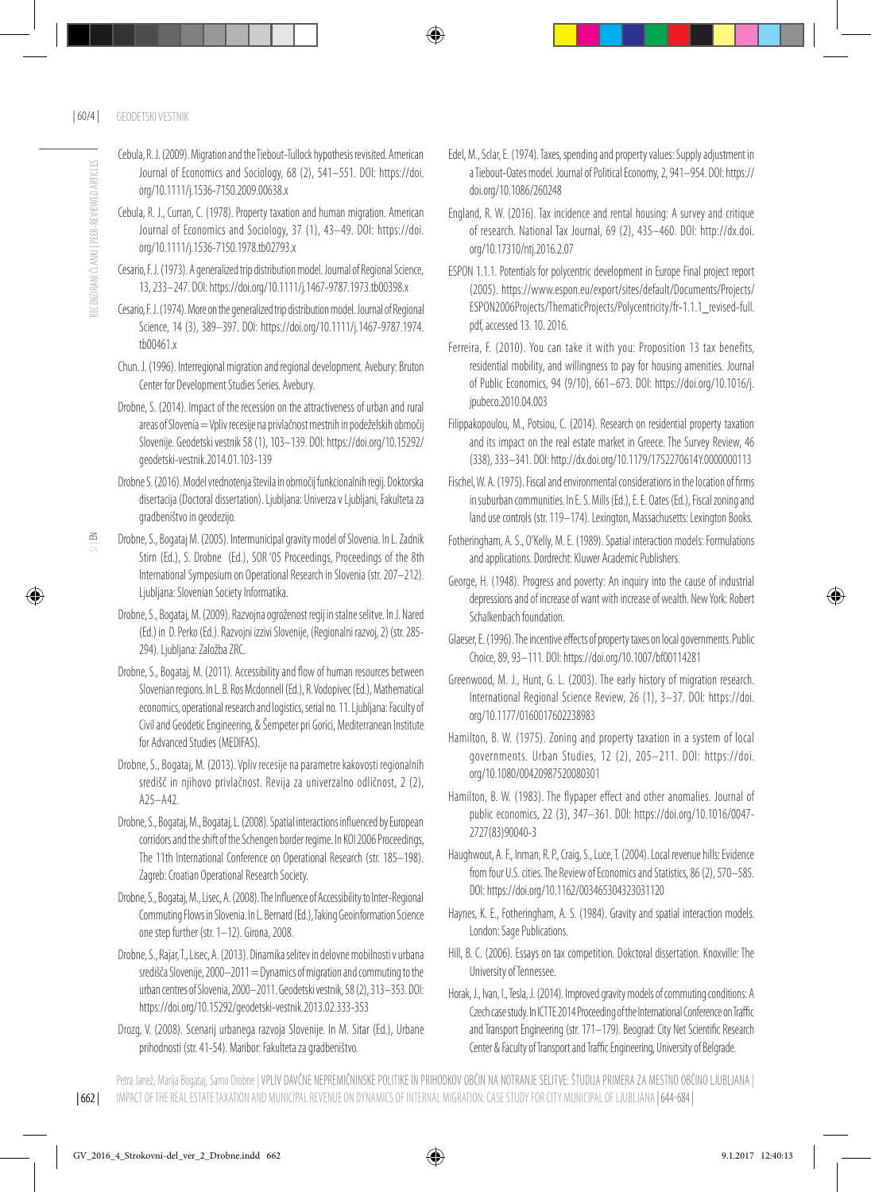Cebula, R. J. (2009). Migration and the Tiebout-Tullock hypothesis revisited. American Journal of Economics and Sociology, 68 (2), 541–551. DOI: https://doi.org/10.1111/j.1536-7150.2009.00638.x

Cebula, R. J., Curran, C. (1978). Property taxation and human migration. American Journal of Economics and Sociology, 37 (1), 43–49. DOI: https://doi.org/10.1111/j.1536-7150.1978.tb02793.x

Cesario, F. J. (1973). A generalized trip distribution model. Journal of Regional Science, 13, 233–247. DOI: https://doi.org/10.1111/j.1467-9787.1973.tb00398.x

Cesario, F. J. (1974). More on the generalized trip distribution model. Journal of Regional Science, 14 (3), 389–397. DOI: https://doi.org/10.1111/j.1467-9787.1974.tb00461.x

Chun. J. (1996). Interregional migration and regional development. Avebury: Bruton Center for Development Studies Series. Avebury.

Drobne, S. (2014). Impact of the recession on the attractiveness of urban and rural areas of Slovenia = Vpliv recesije na privlačnost mestnih in podeželskih območij Slovenije. Geodetski vestnik 58 (1), 103–139. DOI: https://doi.org/10.15292/geodetski-vestnik.2014.01.103-139

Drobne S. (2016). Model vrednotenja števila in območij funkcionalnih regij. Doktorska disertacija (Doctoral dissertation). Ljubljana: Univerza v Ljubljani, Fakulteta za gradbeništvo in geodezijo.

Drobne, S., Bogataj M. (2005). Intermunicipal gravity model of Slovenia. In L. Zadnik Stirn (Ed.), S. Drobne (Ed.), SOR '05 Proceedings, Proceedings of the 8th International Symposium on Operational Research in Slovenia (str. 207–212). Ljubljana: Slovenian Society Informatika.

Drobne, S., Bogataj, M. (2009). Razvojna ogroženost regij in stalne selitve. In J. Nared (Ed.) in D. Perko (Ed.). Razvojni izzivi Slovenije, (Regionalni razvoj, 2) (str. 285-294). Ljubljana: Založba ZRC.

Drobne, S., Bogataj, M. (2011). Accessibility and flow of human resources between Slovenian regions. In L. B. Ros Mcdonnell (Ed.), R. Vodopivec (Ed.), Mathematical economics, operational research and logistics, serial no. 11. Ljubljana: Faculty of Civil and Geodetic Engineering, & Šempeter pri Gorici, Mediterranean Institute for Advanced Studies (MEDIFAS).

Drobne, S., Bogataj, M. (2013). Vpliv recesije na parametre kakovosti regionalnih središč in njihovo privlačnost. Revija za univerzalno odličnost, 2 (2), A25–A42.

Drobne, S., Bogataj, M., Bogataj, L. (2008). Spatial interactions influenced by European corridors and the shift of the Schengen border regime. In KOI 2006 Proceedings, The 11th International Conference on Operational Research (str. 185–198). Zagreb: Croatian Operational Research Society.

Drobne, S., Bogataj, M., Lisec, A. (2008). The Influence of Accessibility to Inter-Regional Commuting Flows in Slovenia. In L. Bernard (Ed.), Taking Geoinformation Science one step further (str. 1–12). Girona, 2008.

Drobne, S., Rajar, T., Lisec, A. (2013). Dinamika selitev in delovne mobilnosti v urbana središča Slovenije, 2000–2011 = Dynamics of migration and commuting to the urban centres of Slovenia, 2000–2011. Geodetski vestnik, 58 (2), 313–353. DOI: https://doi.org/10.15292/geodetski-vestnik.2013.02.333-353

Drozg, V. (2008). Scenarij urbanega razvoja Slovenije. In M. Sitar (Ed.), Urbane prihodnosti (str. 41-54). Maribor: Fakulteta za gradbeništvo.

Edel, M., Sclar, E. (1974). Taxes, spending and property values: Supply adjustment in a Tiebout-Oates model. Journal of Political Economy, 2, 941–954. DOI: https://doi.org/10.1086/260248

England, R. W. (2016). Tax incidence and rental housing: A survey and critique of research. National Tax Journal, 69 (2), 435–460. DOI: http://dx.doi.org/10.17310/ntj.2016.2.07

ESPON 1.1.1. Potentials for polycentric development in Europe Final project report (2005). https://www.espon.eu/export/sites/default/Documents/Projects/ESPON2006Projects/ThematicProjects/Polycentricity/fr-1.1.1_revised-full.pdf, accessed 13. 10. 2016.

Ferreira, F. (2010). You can take it with you: Proposition 13 tax benefits, residential mobility, and willingness to pay for housing amenities. Journal of Public Economics, 94 (9/10), 661–673. DOI: https://doi.org/10.1016/j.jpubeco.2010.04.003

Filippakopoulou, M., Potsiou, C. (2014). Research on residential property taxation and its impact on the real estate market in Greece. The Survey Review, 46 (338), 333–341. DOI: http://dx.doi.org/10.1179/1752270614Y.0000000113

Fischel, W. A. (1975). Fiscal and environmental considerations in the location of firms in suburban communities. In E. S. Mills (Ed.), E. E. Oates (Ed.), Fiscal zoning and land use controls (str. 119–174). Lexington, Massachusetts: Lexington Books.

Fotheringham, A. S., O'Kelly, M. E. (1989). Spatial interaction models: Formulations and applications. Dordrecht: Kluwer Academic Publishers.

George, H. (1948). Progress and poverty: An inquiry into the cause of industrial depressions and of increase of want with increase of wealth. New York: Robert Schalkenbach foundation.

Glaeser, E. (1996). The incentive effects of property taxes on local governments. Public Choice, 89, 93–111. DOI: https://doi.org/10.1007/bf00114281

Greenwood, M. J., Hunt, G. L. (2003). The early history of migration research. International Regional Science Review, 26 (1), 3–37. DOI: https://doi.org/10.1177/0160017602238983

Hamilton, B. W. (1975). Zoning and property taxation in a system of local governments. Urban Studies, 12 (2), 205–211. DOI: https://doi.org/10.1080/00420987520080301

Hamilton, B. W. (1983). The flypaper effect and other anomalies. Journal of public economics, 22 (3), 347–361. DOI: https://doi.org/10.1016/0047-2727(83)90040-3

Haughwout, A. F., Inman, R. P., Craig, S., Luce, T. (2004). Local revenue hills: Evidence from four U.S. cities. The Review of Economics and Statistics, 86 (2), 570–585. DOI: https://doi.org/10.1162/003465304323031120

Haynes, K. E., Fotheringham, A. S. (1984). Gravity and spatial interaction models. London: Sage Publications.

Hill, B. C. (2006). Essays on tax competition. Dokctoral dissertation. Knoxville: The University of Tennessee.

Horak, J., Ivan, I., Tesla, J. (2014). Improved gravity models of commuting conditions: A Czech case study. In ICTTE 2014 Proceeding of the International Conference on Traffic and Transport Engineering (str. 171–179). Beograd: City Net Scientific Research Center & Faculty of Transport and Traffic Engineering, University of Belgrade.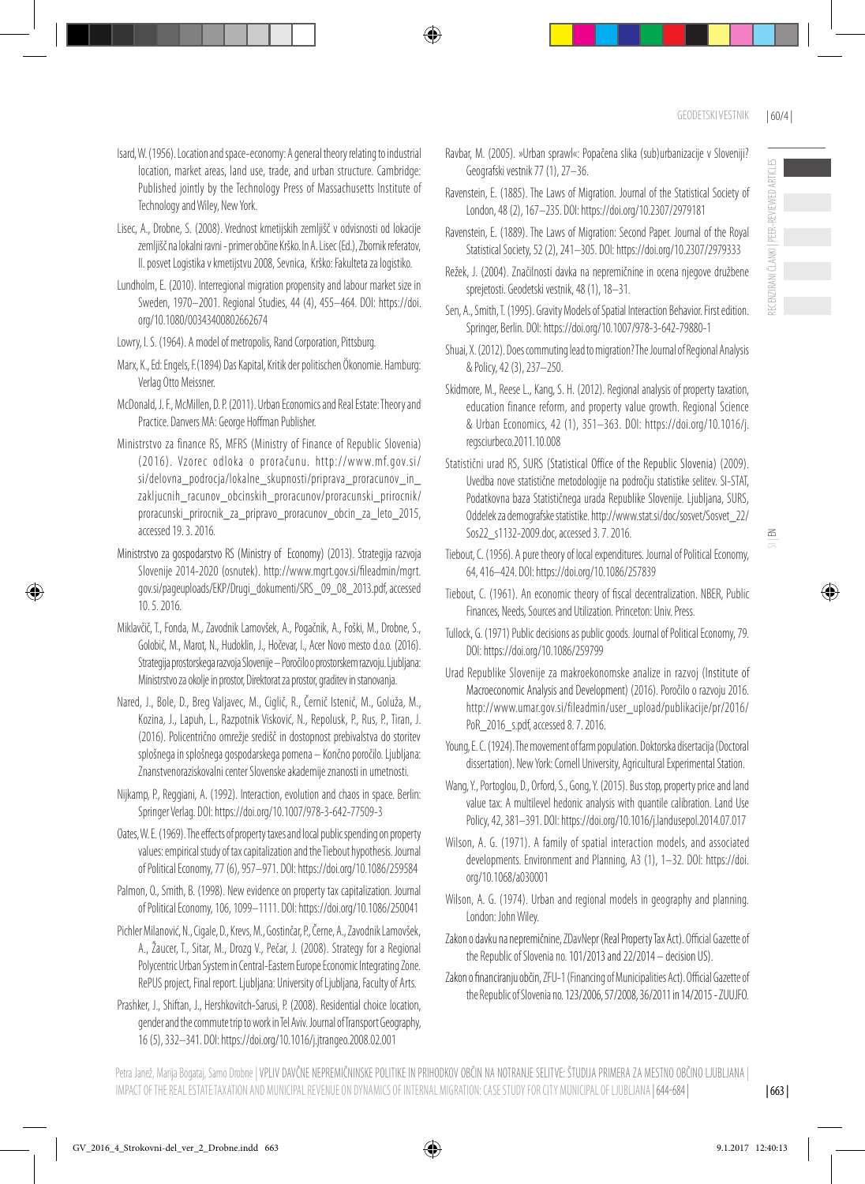Isard, W. (1956). Location and space-economy: A general theory relating to industrial location, market areas, land use, trade, and urban structure. Cambridge: Published jointly by the Technology Press of Massachusetts Institute of Technology and Wiley, New York.

Lisec, A., Drobne, S. (2008). Vrednost kmetijskih zemljišč v odvisnosti od lokacije zemljišč na lokalni ravni - primer občine Krško. In A. Lisec (Ed.), Zbornik referatov, II. posvet Logistika v kmetijstvu 2008, Sevnica, Krško: Fakulteta za logistiko.

Lundholm, E. (2010). Interregional migration propensity and labour market size in Sweden, 1970–2001. Regional Studies, 44 (4), 455–464. DOI: https://doi.org/10.1080/00343400802662674

Lowry, I. S. (1964). A model of metropolis, Rand Corporation, Pittsburg.

Marx, K., Ed: Engels, F.(1894) Das Kapital, Kritik der politischen Ökonomie. Hamburg: Verlag Otto Meissner.

McDonald, J. F., McMillen, D. P. (2011). Urban Economics and Real Estate: Theory and Practice. Danvers MA: George Hoffman Publisher.

Ministrstvo za finance RS, MFRS (Ministry of Finance of Republic Slovenia) (2016). Vzorec odloka o proračunu. http://www.mf.gov.si/si/delovna_podrocja/lokalne_skupnosti/priprava_proracunov_in_zakljucnih_racunov_obcinskih_proracunov/proracunski_prirocnik/proracunski_prirocnik_za_pripravo_proracunov_obcin_za_leto_2015, accessed 19. 3. 2016.

Ministrstvo za gospodarstvo RS (Ministry of Economy) (2013). Strategija razvoja Slovenije 2014-2020 (osnutek). http://www.mgrt.gov.si/fileadmin/mgrt.gov.si/pageuploads/EKP/Drugi_dokumenti/SRS_09_08_2013.pdf, accessed 10. 5. 2016.

Miklavčič, T., Fonda, M., Zavodnik Lamovšek, A., Pogačnik, A., Foški, M., Drobne, S., Golobič, M., Marot, N., Hudoklin, J., Hočevar, I., Acer Novo mesto d.o.o. (2016). Strategija prostorskega razvoja Slovenije – Poročilo o prostorskem razvoju. Ljubljana: Ministrstvo za okolje in prostor, Direktorat za prostor, graditev in stanovanja.

Nared, J., Bole, D., Breg Valjavec, M., Ciglič, R., Černič Istenič, M., Goluža, M., Kozina, J., Lapuh, L., Razpotnik Visković, N., Repolusk, P., Rus, P., Tiran, J. (2016). Policentrično omrežje središč in dostopnost prebivalstva do storitev splošnega in splošnega gospodarskega pomena – Končno poročilo. Ljubljana: Znanstvenoraziskovalni center Slovenske akademije znanosti in umetnosti.

Nijkamp, P., Reggiani, A. (1992). Interaction, evolution and chaos in space. Berlin: Springer Verlag. DOI: https://doi.org/10.1007/978-3-642-77509-3

Oates, W. E. (1969). The effects of property taxes and local public spending on property values: empirical study of tax capitalization and the Tiebout hypothesis. Journal of Political Economy, 77 (6), 957–971. DOI: https://doi.org/10.1086/259584

Palmon, O., Smith, B. (1998). New evidence on property tax capitalization. Journal of Political Economy, 106, 1099–1111. DOI: https://doi.org/10.1086/250041

Pichler Milanović, N., Cigale, D., Krevs, M., Gostinčar, P., Černe, A., Zavodnik Lamovšek, A., Žaucer, T., Sitar, M., Drozg V., Pečar, J. (2008). Strategy for a Regional Polycentric Urban System in Central-Eastern Europe Economic Integrating Zone. RePUS project, Final report. Ljubljana: University of Ljubljana, Faculty of Arts.

Prashker, J., Shiftan, J., Hershkovitch-Sarusi, P. (2008). Residential choice location, gender and the commute trip to work in Tel Aviv. Journal of Transport Geography, 16 (5), 332–341. DOI: https://doi.org/10.1016/j.jtrangeo.2008.02.001

Ravbar, M. (2005). »Urban sprawl«: Popačena slika (sub)urbanizacije v Sloveniji? Geografski vestnik 77 (1), 27–36.

Ravenstein, E. (1885). The Laws of Migration. Journal of the Statistical Society of London, 48 (2), 167–235. DOI: https://doi.org/10.2307/2979181

Ravenstein, E. (1889). The Laws of Migration: Second Paper. Journal of the Royal Statistical Society, 52 (2), 241–305. DOI: https://doi.org/10.2307/2979333

Režek, J. (2004). Značilnosti davka na nepremičnine in ocena njegove družbene sprejetosti. Geodetski vestnik, 48 (1), 18–31.

Sen, A., Smith, T. (1995). Gravity Models of Spatial Interaction Behavior. First edition. Springer, Berlin. DOI: https://doi.org/10.1007/978-3-642-79880-1

Shuai, X. (2012). Does commuting lead to migration? The Journal of Regional Analysis & Policy, 42 (3), 237–250.

Skidmore, M., Reese L., Kang, S. H. (2012). Regional analysis of property taxation, education finance reform, and property value growth. Regional Science & Urban Economics, 42 (1), 351–363. DOI: https://doi.org/10.1016/j.regsciurbeco.2011.10.008

Statistični urad RS, SURS (Statistical Office of the Republic Slovenia) (2009). Uvedba nove statistične metodologije na področju statistike selitev. SI-STAT, Podatkovna baza Statističnega urada Republike Slovenije. Ljubljana, SURS, Oddelek za demografske statistike. http://www.stat.si/doc/sosvet/Sosvet_22/Sos22_s1132-2009.doc, accessed 3. 7. 2016.

Tiebout, C. (1956). A pure theory of local expenditures. Journal of Political Economy, 64, 416–424. DOI: https://doi.org/10.1086/257839

Tiebout, C. (1961). An economic theory of fiscal decentralization. NBER, Public Finances, Needs, Sources and Utilization. Princeton: Univ. Press.

Tullock, G. (1971) Public decisions as public goods. Journal of Political Economy, 79. DOI: https://doi.org/10.1086/259799

Urad Republike Slovenije za makroekonomske analize in razvoj (Institute of Macroeconomic Analysis and Development) (2016). Poročilo o razvoju 2016. http://www.umar.gov.si/fileadmin/user_upload/publikacije/pr/2016/PoR_2016_s.pdf, accessed 8. 7. 2016.

Young, E. C. (1924). The movement of farm population. Doktorska disertacija (Doctoral dissertation). New York: Cornell University, Agricultural Experimental Station.

Wang, Y., Portoglou, D., Orford, S., Gong, Y. (2015). Bus stop, property price and land value tax: A multilevel hedonic analysis with quantile calibration. Land Use Policy, 42, 381–391. DOI: https://doi.org/10.1016/j.landusepol.2014.07.017

Wilson, A. G. (1971). A family of spatial interaction models, and associated developments. Environment and Planning, A3 (1), 1–32. DOI: https://doi.org/10.1068/a030001

Wilson, A. G. (1974). Urban and regional models in geography and planning. London: John Wiley.

Zakon o davku na nepremičnine, ZDavNepr (Real Property Tax Act). Official Gazette of the Republic of Slovenia no. 101/2013 and 22/2014 – decision US).

Zakon o financiranju občin, ZFU-1 (Financing of Municipalities Act). Official Gazette of the Republic of Slovenia no. 123/2006, 57/2008, 36/2011 in 14/2015 - ZUUJFO.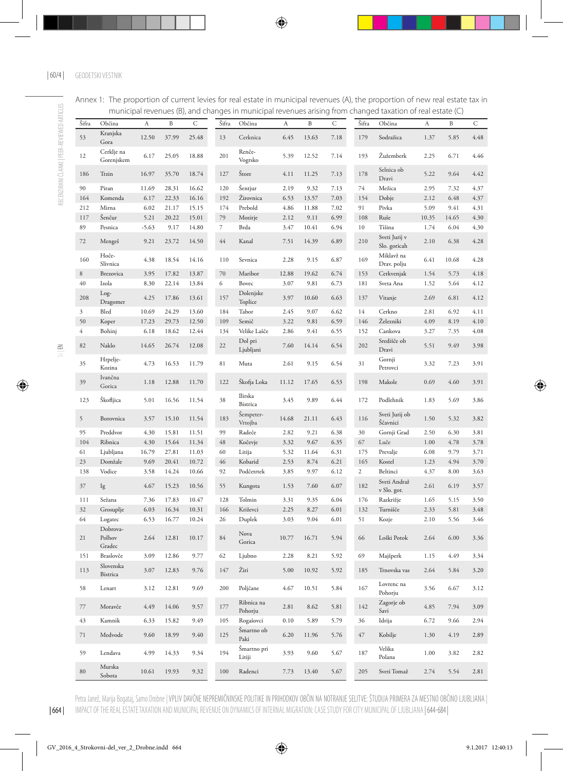Annex 1: The proportion of current levies for real estate in municipal revenues (A), the proportion of new real estate tax in municipal revenues (B), and changes in municipal revenues arising from changed taxation of real estate (C)

| Šifra | Občina | A | B | C | Šifra | Občina | A | B | C | Šifra | Občina | A | B | C |
|---|---|---|---|---|---|---|---|---|---|---|---|---|---|---|
| 53 | Kranjska Gora | 12.50 | 37.99 | 25.48 | 13 | Cerknica | 6.45 | 13.63 | 7.18 | 179 | Sodražica | 1.37 | 5.85 | 4.48 |
| 12 | Cerklje na Gorenjskem | 6.17 | 25.05 | 18.88 | 201 | Renče-Vogrsko | 5.39 | 12.52 | 7.14 | 193 | Žužemberk | 2.25 | 6.71 | 4.46 |
| 186 | Trzin | 16.97 | 35.70 | 18.74 | 127 | Štore | 4.11 | 11.25 | 7.13 | 178 | Selnica ob Dravi | 5.22 | 9.64 | 4.42 |
| 90 | Piran | 11.69 | 28.31 | 16.62 | 120 | Šentjur | 2.19 | 9.32 | 7.13 | 74 | Mežica | 2.95 | 7.32 | 4.37 |
| 164 | Komenda | 6.17 | 22.33 | 16.16 | 192 | Žirovnica | 6.53 | 13.57 | 7.03 | 154 | Dobje | 2.12 | 6.48 | 4.37 |
| 212 | Mirna | 6.02 | 21.17 | 15.15 | 174 | Prebold | 4.86 | 11.88 | 7.02 | 91 | Pivka | 5.09 | 9.41 | 4.31 |
| 117 | Šenčur | 5.21 | 20.22 | 15.01 | 79 | Mozirje | 2.12 | 9.11 | 6.99 | 108 | Ruše | 10.35 | 14.65 | 4.30 |
| 89 | Pesnica | -5.63 | 9.17 | 14.80 | 7 | Brda | 3.47 | 10.41 | 6.94 | 10 | Tišina | 1.74 | 6.04 | 4.30 |
| 72 | Mengeš | 9.21 | 23.72 | 14.50 | 44 | Kanal | 7.51 | 14.39 | 6.89 | 210 | Sveti Jurij v Slo. goricah | 2.10 | 6.38 | 4.28 |
| 160 | Hoče-Slivnica | 4.38 | 18.54 | 14.16 | 110 | Sevnica | 2.28 | 9.15 | 6.87 | 169 | Miklavž na Drav. polju | 6.41 | 10.68 | 4.28 |
| 8 | Brezovica | 3.95 | 17.82 | 13.87 | 70 | Maribor | 12.88 | 19.62 | 6.74 | 153 | Cerkvenjak | 1.54 | 5.73 | 4.18 |
| 40 | Izola | 8.30 | 22.14 | 13.84 | 6 | Bovec | 3.07 | 9.81 | 6.73 | 181 | Sveta Ana | 1.52 | 5.64 | 4.12 |
| 208 | Log-Dragomer | 4.25 | 17.86 | 13.61 | 157 | Dolenjske Toplice | 3.97 | 10.60 | 6.63 | 137 | Vitanje | 2.69 | 6.81 | 4.12 |
| 3 | Bled | 10.69 | 24.29 | 13.60 | 184 | Tabor | 2.45 | 9.07 | 6.62 | 14 | Cerkno | 2.81 | 6.92 | 4.11 |
| 50 | Koper | 17.23 | 29.73 | 12.50 | 109 | Semič | 3.22 | 9.81 | 6.59 | 146 | Železniki | 4.09 | 8.19 | 4.10 |
| 4 | Bohinj | 6.18 | 18.62 | 12.44 | 134 | Velike Lašče | 2.86 | 9.41 | 6.55 | 152 | Cankova | 3.27 | 7.35 | 4.08 |
| 82 | Naklo | 14.65 | 26.74 | 12.08 | 22 | Dol pri Ljubljani | 7.60 | 14.14 | 6.54 | 202 | Središče ob Dravi | 5.51 | 9.49 | 3.98 |
| 35 | Hrpelje-Kozina | 4.73 | 16.53 | 11.79 | 81 | Muta | 2.61 | 9.15 | 6.54 | 31 | Gornji Petrovci | 3.32 | 7.23 | 3.91 |
| 39 | Ivančna Gorica | 1.18 | 12.88 | 11.70 | 122 | Škofja Loka | 11.12 | 17.65 | 6.53 | 198 | Makole | 0.69 | 4.60 | 3.91 |
| 123 | Škofljica | 5.01 | 16.56 | 11.54 | 38 | Ilirska Bistrica | 3.45 | 9.89 | 6.44 | 172 | Podlehnik | 1.83 | 5.69 | 3.86 |
| 5 | Borovnica | 3.57 | 15.10 | 11.54 | 183 | Šempeter-Vrtojba | 14.68 | 21.11 | 6.43 | 116 | Sveti Jurij ob Ščavnici | 1.50 | 5.32 | 3.82 |
| 95 | Preddvor | 4.30 | 15.81 | 11.51 | 99 | Radeče | 2.82 | 9.21 | 6.38 | 30 | Gornji Grad | 2.50 | 6.30 | 3.81 |
| 104 | Ribnica | 4.30 | 15.64 | 11.34 | 48 | Kočevje | 3.32 | 9.67 | 6.35 | 67 | Luče | 1.00 | 4.78 | 3.78 |
| 61 | Ljubljana | 16.79 | 27.81 | 11.03 | 60 | Litija | 5.32 | 11.64 | 6.31 | 175 | Prevalje | 6.08 | 9.79 | 3.71 |
| 23 | Domžale | 9.69 | 20.41 | 10.72 | 46 | Kobarid | 2.53 | 8.74 | 6.21 | 165 | Kostel | 1.23 | 4.94 | 3.70 |
| 138 | Vodice | 3.58 | 14.24 | 10.66 | 92 | Podčetrtek | 3.85 | 9.97 | 6.12 | 2 | Beltinci | 4.37 | 8.00 | 3.63 |
| 37 | Ig | 4.67 | 15.23 | 10.56 | 55 | Kungota | 1.53 | 7.60 | 6.07 | 182 | Sveti Andraž v Slo. gor. | 2.61 | 6.19 | 3.57 |
| 111 | Sežana | 7.36 | 17.83 | 10.47 | 128 | Tolmin | 3.31 | 9.35 | 6.04 | 176 | Razkrižje | 1.65 | 5.15 | 3.50 |
| 32 | Grosuplje | 6.03 | 16.34 | 10.31 | 166 | Križevci | 2.25 | 8.27 | 6.01 | 132 | Turnišče | 2.33 | 5.81 | 3.48 |
| 64 | Logatec | 6.53 | 16.77 | 10.24 | 26 | Duplek | 3.03 | 9.04 | 6.01 | 51 | Kozje | 2.10 | 5.56 | 3.46 |
| 21 | Dobrova-Polhov Gradec | 2.64 | 12.81 | 10.17 | 84 | Nova Gorica | 10.77 | 16.71 | 5.94 | 66 | Loški Potok | 2.64 | 6.00 | 3.36 |
| 151 | Braslovče | 3.09 | 12.86 | 9.77 | 62 | Ljubno | 2.28 | 8.21 | 5.92 | 69 | Majšperk | 1.15 | 4.49 | 3.34 |
| 113 | Slovenska Bistrica | 3.07 | 12.83 | 9.76 | 147 | Žiri | 5.00 | 10.92 | 5.92 | 185 | Trnovska vas | 2.64 | 5.84 | 3.20 |
| 58 | Lenart | 3.12 | 12.81 | 9.69 | 200 | Poljčane | 4.67 | 10.51 | 5.84 | 167 | Lovrenc na Pohorju | 3.56 | 6.67 | 3.12 |
| 77 | Moravče | 4.49 | 14.06 | 9.57 | 177 | Ribnica na Pohorju | 2.81 | 8.62 | 5.81 | 142 | Zagorje ob Savi | 4.85 | 7.94 | 3.09 |
| 43 | Kamnik | 6.33 | 15.82 | 9.49 | 105 | Rogašovci | 0.10 | 5.89 | 5.79 | 36 | Idrija | 6.72 | 9.66 | 2.94 |
| 71 | Medvode | 9.60 | 18.99 | 9.40 | 125 | Šmartno ob Paki | 6.20 | 11.96 | 5.76 | 47 | Kobilje | 1.30 | 4.19 | 2.89 |
| 59 | Lendava | 4.99 | 14.33 | 9.34 | 194 | Šmartno pri Litiji | 3.93 | 9.60 | 5.67 | 187 | Velika Polana | 1.00 | 3.82 | 2.82 |
| 80 | Murska Sobota | 10.61 | 19.93 | 9.32 | 100 | Radenci | 7.73 | 13.40 | 5.67 | 205 | Sveti Tomaž | 2.74 | 5.54 | 2.81 |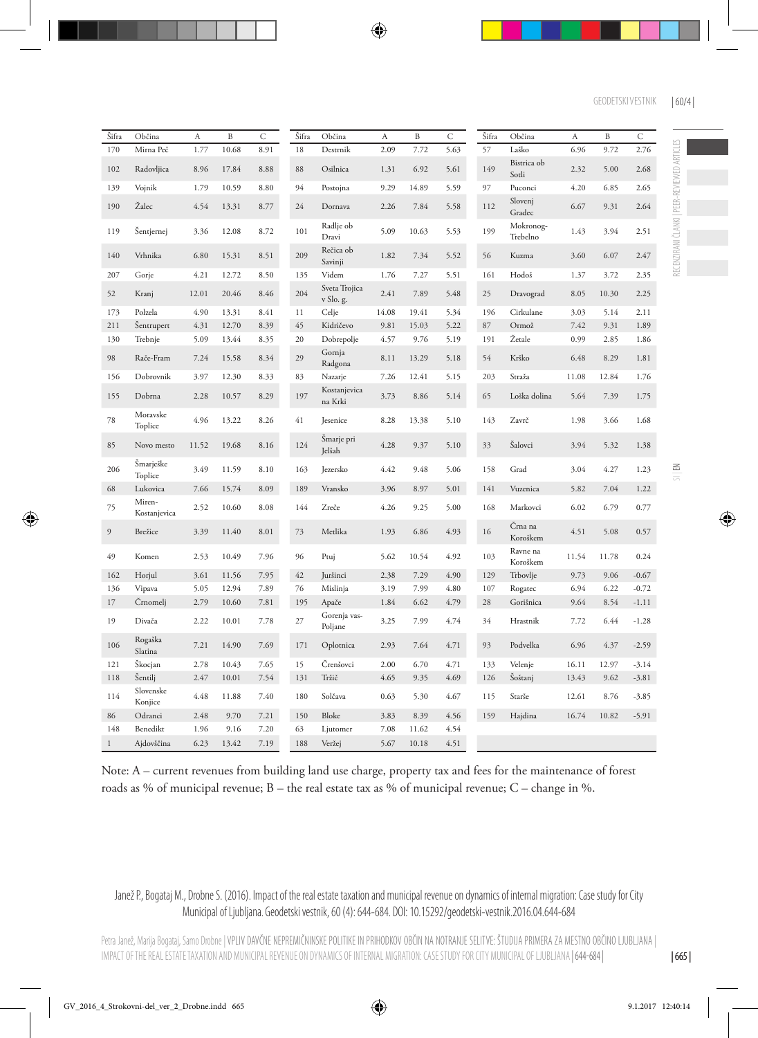| Šifra | Občina | A | B | C | Šifra | Občina | A | B | C | Šifra | Občina | A | B | C |
|---|---|---|---|---|---|---|---|---|---|---|---|---|---|---|
| 170 | Mirna Peč | 1.77 | 10.68 | 8.91 | 18 | Destrnik | 2.09 | 7.72 | 5.63 | 57 | Laško | 6.96 | 9.72 | 2.76 |
| 102 | Radovljica | 8.96 | 17.84 | 8.88 | 88 | Osilnica | 1.31 | 6.92 | 5.61 | 149 | Bistrica ob Sotli | 2.32 | 5.00 | 2.68 |
| 139 | Vojnik | 1.79 | 10.59 | 8.80 | 94 | Postojna | 9.29 | 14.89 | 5.59 | 97 | Puconci | 4.20 | 6.85 | 2.65 |
| 190 | Žalec | 4.54 | 13.31 | 8.77 | 24 | Dornava | 2.26 | 7.84 | 5.58 | 112 | Slovenj Gradec | 6.67 | 9.31 | 2.64 |
| 119 | Šentjernej | 3.36 | 12.08 | 8.72 | 101 | Radlje ob Dravi | 5.09 | 10.63 | 5.53 | 199 | Mokronog-Trebelno | 1.43 | 3.94 | 2.51 |
| 140 | Vrhnika | 6.80 | 15.31 | 8.51 | 209 | Rečica ob Savinji | 1.82 | 7.34 | 5.52 | 56 | Kuzma | 3.60 | 6.07 | 2.47 |
| 207 | Gorje | 4.21 | 12.72 | 8.50 | 135 | Videm | 1.76 | 7.27 | 5.51 | 161 | Hodoš | 1.37 | 3.72 | 2.35 |
| 52 | Kranj | 12.01 | 20.46 | 8.46 | 204 | Sveta Trojica v Slo. g. | 2.41 | 7.89 | 5.48 | 25 | Dravograd | 8.05 | 10.30 | 2.25 |
| 173 | Polzela | 4.90 | 13.31 | 8.41 | 11 | Celje | 14.08 | 19.41 | 5.34 | 196 | Cirkulane | 3.03 | 5.14 | 2.11 |
| 211 | Šentrupert | 4.31 | 12.70 | 8.39 | 45 | Kidričevo | 9.81 | 15.03 | 5.22 | 87 | Ormož | 7.42 | 9.31 | 1.89 |
| 130 | Trebnje | 5.09 | 13.44 | 8.35 | 20 | Dobrepolje | 4.57 | 9.76 | 5.19 | 191 | Žetale | 0.99 | 2.85 | 1.86 |
| 98 | Rače-Fram | 7.24 | 15.58 | 8.34 | 29 | Gornja Radgona | 8.11 | 13.29 | 5.18 | 54 | Krško | 6.48 | 8.29 | 1.81 |
| 156 | Dobrovnik | 3.97 | 12.30 | 8.33 | 83 | Nazarje | 7.26 | 12.41 | 5.15 | 203 | Straža | 11.08 | 12.84 | 1.76 |
| 155 | Dobrna | 2.28 | 10.57 | 8.29 | 197 | Kostanjevica na Krki | 3.73 | 8.86 | 5.14 | 65 | Loška dolina | 5.64 | 7.39 | 1.75 |
| 78 | Moravske Toplice | 4.96 | 13.22 | 8.26 | 41 | Jesenice | 8.28 | 13.38 | 5.10 | 143 | Zavrč | 1.98 | 3.66 | 1.68 |
| 85 | Novo mesto | 11.52 | 19.68 | 8.16 | 124 | Šmarje pri Jelšah | 4.28 | 9.37 | 5.10 | 33 | Šalovci | 3.94 | 5.32 | 1.38 |
| 206 | Šmarješke Toplice | 3.49 | 11.59 | 8.10 | 163 | Jezersko | 4.42 | 9.48 | 5.06 | 158 | Grad | 3.04 | 4.27 | 1.23 |
| 68 | Lukovica | 7.66 | 15.74 | 8.09 | 189 | Vransko | 3.96 | 8.97 | 5.01 | 141 | Vuzenica | 5.82 | 7.04 | 1.22 |
| 75 | Miren-Kostanjevica | 2.52 | 10.60 | 8.08 | 144 | Zreče | 4.26 | 9.25 | 5.00 | 168 | Markovci | 6.02 | 6.79 | 0.77 |
| 9 | Brežice | 3.39 | 11.40 | 8.01 | 73 | Metlika | 1.93 | 6.86 | 4.93 | 16 | Črna na Koroškem | 4.51 | 5.08 | 0.57 |
| 49 | Komen | 2.53 | 10.49 | 7.96 | 96 | Ptuj | 5.62 | 10.54 | 4.92 | 103 | Ravne na Koroškem | 11.54 | 11.78 | 0.24 |
| 162 | Horjul | 3.61 | 11.56 | 7.95 | 42 | Juršinci | 2.38 | 7.29 | 4.90 | 129 | Trbovlje | 9.73 | 9.06 | -0.67 |
| 136 | Vipava | 5.05 | 12.94 | 7.89 | 76 | Mislinja | 3.19 | 7.99 | 4.80 | 107 | Rogatec | 6.94 | 6.22 | -0.72 |
| 17 | Črnomelj | 2.79 | 10.60 | 7.81 | 195 | Apače | 1.84 | 6.62 | 4.79 | 28 | Gorišnica | 9.64 | 8.54 | -1.11 |
| 19 | Divača | 2.22 | 10.01 | 7.78 | 27 | Gorenja vas-Poljane | 3.25 | 7.99 | 4.74 | 34 | Hrastnik | 7.72 | 6.44 | -1.28 |
| 106 | Rogaška Slatina | 7.21 | 14.90 | 7.69 | 171 | Oplotnica | 2.93 | 7.64 | 4.71 | 93 | Podvelka | 6.96 | 4.37 | -2.59 |
| 121 | Škocjan | 2.78 | 10.43 | 7.65 | 15 | Črenšovci | 2.00 | 6.70 | 4.71 | 133 | Velenje | 16.11 | 12.97 | -3.14 |
| 118 | Šentilj | 2.47 | 10.01 | 7.54 | 131 | Tržič | 4.65 | 9.35 | 4.69 | 126 | Šoštanj | 13.43 | 9.62 | -3.81 |
| 114 | Slovenske Konjice | 4.48 | 11.88 | 7.40 | 180 | Solčava | 0.63 | 5.30 | 4.67 | 115 | Starše | 12.61 | 8.76 | -3.85 |
| 86 | Odranci | 2.48 | 9.70 | 7.21 | 150 | Bloke | 3.83 | 8.39 | 4.56 | 159 | Hajdina | 16.74 | 10.82 | -5.91 |
| 148 | Benedikt | 1.96 | 9.16 | 7.20 | 63 | Ljutomer | 7.08 | 11.62 | 4.54 | | | | | |
| 1 | Ajdovščina | 6.23 | 13.42 | 7.19 | 188 | Veržej | 5.67 | 10.18 | 4.51 | | | | | |

Note: A – current revenues from building land use charge, property tax and fees for the maintenance of forest roads as % of municipal revenue; B – the real estate tax as % of municipal revenue; C – change in %.

Janež P., Bogataj M., Drobne S. (2016). Impact of the real estate taxation and municipal revenue on dynamics of internal migration: Case study for City Municipal of Ljubljana. Geodetski vestnik, 60 (4): 644-684. DOI: 10.15292/geodetski-vestnik.2016.04.644-684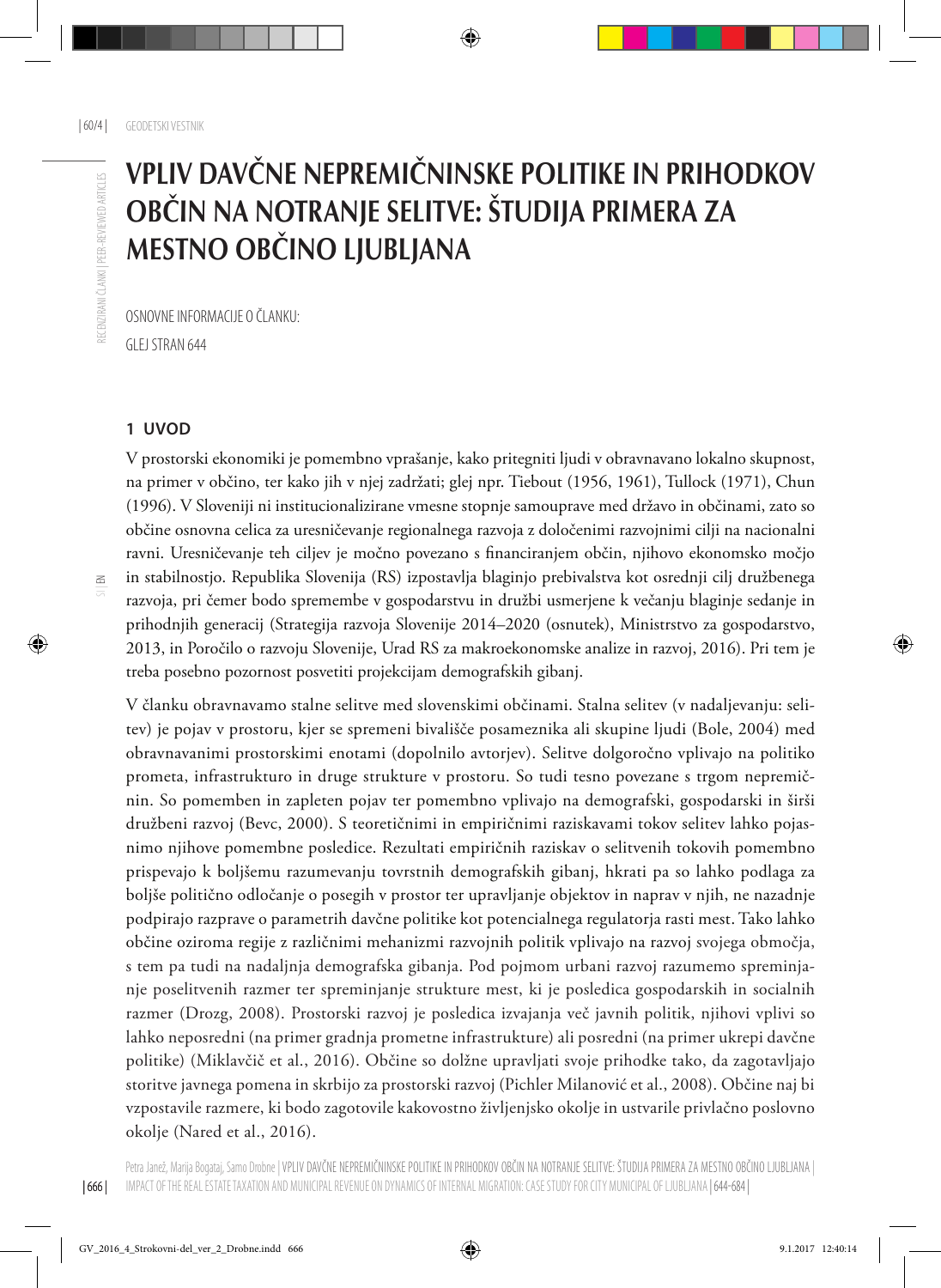# VPLIV DAVČNE NEPREMIČNINSKE POLITIKE IN PRIHODKOV OBČIN NA NOTRANJE SELITVE: ŠTUDIJA PRIMERA ZA MESTNO OBČINO LJUBLJANA

OSNOVNE INFORMACIJE O ČLANKU:
GLEJ STRAN 644

## 1 UVOD

V prostorski ekonomiki je pomembno vprašanje, kako pritegniti ljudi v obravnavano lokalno skupnost, na primer v občino, ter kako jih v njej zadržati; glej npr. Tiebout (1956, 1961), Tullock (1971), Chun (1996). V Sloveniji ni institucionalizirane vmesne stopnje samouprave med državo in občinami, zato so občine osnovna celica za uresničevanje regionalnega razvoja z določenimi razvojnimi cilji na nacionalni ravni. Uresničevanje teh ciljev je močno povezano s financiranjem občin, njihovo ekonomsko močjo in stabilnostjo. Republika Slovenija (RS) izpostavlja blaginjo prebivalstva kot osrednji cilj družbenega razvoja, pri čemer bodo spremembe v gospodarstvu in družbi usmerjene k večanju blaginje sedanje in prihodnjih generacij (Strategija razvoja Slovenije 2014–2020 (osnutek), Ministrstvo za gospodarstvo, 2013, in Poročilo o razvoju Slovenije, Urad RS za makroekonomske analize in razvoj, 2016). Pri tem je treba posebno pozornost posvetiti projekcijam demografskih gibanj.

V članku obravnavamo stalne selitve med slovenskimi občinami. Stalna selitev (v nadaljevanju: selitev) je pojav v prostoru, kjer se spremeni bivališče posameznika ali skupine ljudi (Bole, 2004) med obravnavanimi prostorskimi enotami (dopolnilo avtorjev). Selitve dolgoročno vplivajo na politiko prometa, infrastrukturo in druge strukture v prostoru. So tudi tesno povezane s trgom nepremičnin. So pomemben in zapleten pojav ter pomembno vplivajo na demografski, gospodarski in širši družbeni razvoj (Bevc, 2000). S teoretičnimi in empiričnimi raziskavami tokov selitev lahko pojasnimo njihove pomembne posledice. Rezultati empiričnih raziskav o selitvenih tokovih pomembno prispevajo k boljšemu razumevanju tovrstnih demografskih gibanj, hkrati pa so lahko podlaga za boljše politično odločanje o posegih v prostor ter upravljanje objektov in naprav v njih, ne nazadnje podpirajo razprave o parametrih davčne politike kot potencialnega regulatorja rasti mest. Tako lahko občine oziroma regije z različnimi mehanizmi razvojnih politik vplivajo na razvoj svojega območja, s tem pa tudi na nadaljnja demografska gibanja. Pod pojmom urbani razvoj razumemo spreminjanje poselitvenih razmer ter spreminjanje strukture mest, ki je posledica gospodarskih in socialnih razmer (Drozg, 2008). Prostorski razvoj je posledica izvajanja več javnih politik, njihovi vplivi so lahko neposredni (na primer gradnja prometne infrastrukture) ali posredni (na primer ukrepi davčne politike) (Miklavčič et al., 2016). Občine so dolžne upravljati svoje prihodke tako, da zagotavljajo storitve javnega pomena in skrbijo za prostorski razvoj (Pichler Milanović et al., 2008). Občine naj bi vzpostavile razmere, ki bodo zagotovile kakovostno življenjsko okolje in ustvarile privlačno poslovno okolje (Nared et al., 2016).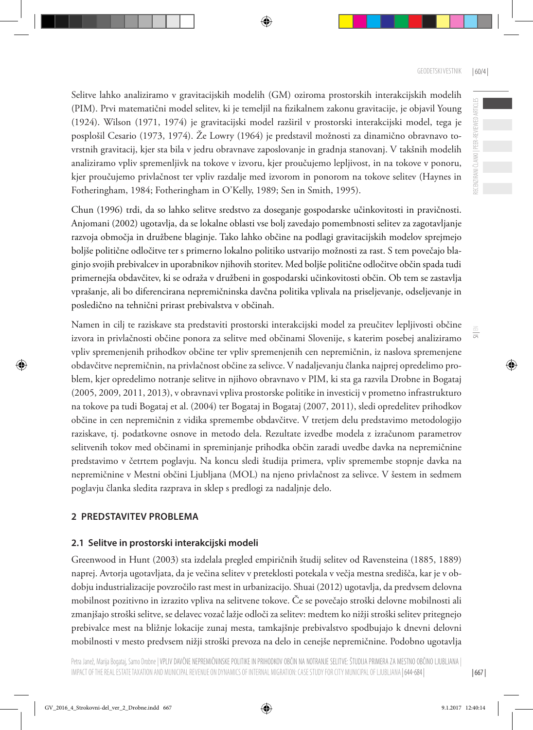Selitve lahko analiziramo v gravitacijskih modelih (GM) oziroma prostorskih interakcijskih modelih (PIM). Prvi matematični model selitev, ki je temeljil na fizikalnem zakonu gravitacije, je objavil Young (1924). Wilson (1971, 1974) je gravitacijski model razširil v prostorski interakcijski model, tega je posplošil Cesario (1973, 1974). Že Lowry (1964) je predstavil možnosti za dinamično obravnavo tovrstnih gravitacij, kjer sta bila v jedru obravnave zaposlovanje in gradnja stanovanj. V takšnih modelih analiziramo vpliv spremenljivk na tokove v izvoru, kjer proučujemo lepljivost, in na tokove v ponoru, kjer proučujemo privlačnost ter vpliv razdalje med izvorom in ponorom na tokove selitev (Haynes in Fotheringham, 1984; Fotheringham in O'Kelly, 1989; Sen in Smith, 1995).

Chun (1996) trdi, da so lahko selitve sredstvo za doseganje gospodarske učinkovitosti in pravičnosti. Anjomani (2002) ugotavlja, da se lokalne oblasti vse bolj zavedajo pomembnosti selitev za zagotavljanje razvoja območja in družbene blaginje. Tako lahko občine na podlagi gravitacijskih modelov sprejmejo boljše politične odločitve ter s primerno lokalno politiko ustvarijo možnosti za rast. S tem povečajo blaginjo svojih prebivalcev in uporabnikov njihovih storitev. Med boljše politične odločitve občin spada tudi primernejša obdavčitev, ki se odraža v družbeni in gospodarski učinkovitosti občin. Ob tem se zastavlja vprašanje, ali bo diferencirana nepremičninska davčna politika vplivala na priseljevanje, odseljevanje in posledično na tehnični prirast prebivalstva v občinah.

Namen in cilj te raziskave sta predstaviti prostorski interakcijski model za preučitev lepljivosti občine izvora in privlačnosti občine ponora za selitve med občinami Slovenije, s katerim posebej analiziramo vpliv spremenjenih prihodkov občine ter vpliv spremenjenih cen nepremičnin, iz naslova spremenjene obdavčitve nepremičnin, na privlačnost občine za selivce. V nadaljevanju članka najprej opredelimo problem, kjer opredelimo notranje selitve in njihovo obravnavo v PIM, ki sta ga razvila Drobne in Bogataj (2005, 2009, 2011, 2013), v obravnavi vpliva prostorske politike in investicij v prometno infrastrukturo na tokove pa tudi Bogataj et al. (2004) ter Bogataj in Bogataj (2007, 2011), sledi opredelitev prihodkov občine in cen nepremičnin z vidika spremembe obdavčitve. V tretjem delu predstavimo metodologijo raziskave, tj. podatkovne osnove in metodo dela. Rezultate izvedbe modela z izračunom parametrov selitvenih tokov med občinami in spreminjanje prihodka občin zaradi uvedbe davka na nepremičnine predstavimo v četrtem poglavju. Na koncu sledi študija primera, vpliv spremembe stopnje davka na nepremičnine v Mestni občini Ljubljana (MOL) na njeno privlačnost za selivce. V šestem in sedmem poglavju članka sledita razprava in sklep s predlogi za nadaljnje delo.

## 2 PREDSTAVITEV PROBLEMA

### 2.1 Selitve in prostorski interakcijski modeli

Greenwood in Hunt (2003) sta izdelala pregled empiričnih študij selitev od Ravensteina (1885, 1889) naprej. Avtorja ugotavljata, da je večina selitev v preteklosti potekala v večja mestna središča, kar je v obdobju industrializacije povzročilo rast mest in urbanizacijo. Shuai (2012) ugotavlja, da predvsem delovna mobilnost pozitivno in izrazito vpliva na selitvene tokove. Če se povečajo stroški delovne mobilnosti ali zmanjšajo stroški selitve, se delavec vozač lažje odloči za selitev: medtem ko nižji stroški selitev pritegnejo prebivalce mest na bližnje lokacije zunaj mesta, tamkajšnje prebivalstvo spodbujajo k dnevni delovni mobilnosti v mesto predvsem nižji stroški prevoza na delo in cenejše nepremičnine. Podobno ugotavlja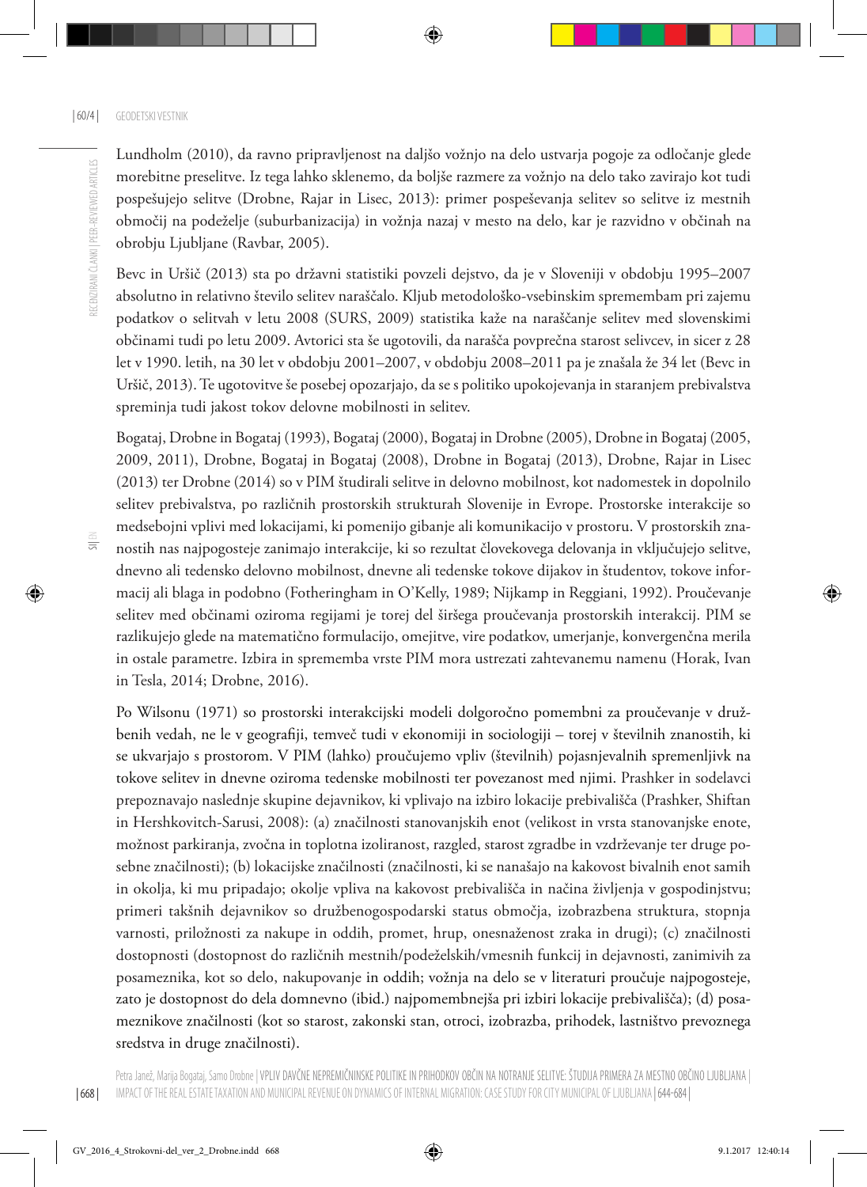Lundholm (2010), da ravno pripravljenost na daljšo vožnjo na delo ustvarja pogoje za odločanje glede morebitne preselitve. Iz tega lahko sklenemo, da boljše razmere za vožnjo na delo tako zavirajo kot tudi pospešujejo selitve (Drobne, Rajar in Lisec, 2013): primer pospeševanja selitev so selitve iz mestnih območij na podeželje (suburbanizacija) in vožnja nazaj v mesto na delo, kar je razvidno v občinah na obrobju Ljubljane (Ravbar, 2005).

Bevc in Uršič (2013) sta po državni statistiki povzeli dejstvo, da je v Sloveniji v obdobju 1995–2007 absolutno in relativno število selitev naraščalo. Kljub metodološko-vsebinskim spremembam pri zajemu podatkov o selitvah v letu 2008 (SURS, 2009) statistika kaže na naraščanje selitev med slovenskimi občinami tudi po letu 2009. Avtorici sta še ugotovili, da narašča povprečna starost selivcev, in sicer z 28 let v 1990. letih, na 30 let v obdobju 2001–2007, v obdobju 2008–2011 pa je znašala že 34 let (Bevc in Uršič, 2013). Te ugotovitve še posebej opozarjajo, da se s politiko upokojevanja in staranjem prebivalstva spreminja tudi jakost tokov delovne mobilnosti in selitev.

Bogataj, Drobne in Bogataj (1993), Bogataj (2000), Bogataj in Drobne (2005), Drobne in Bogataj (2005, 2009, 2011), Drobne, Bogataj in Bogataj (2008), Drobne in Bogataj (2013), Drobne, Rajar in Lisec (2013) ter Drobne (2014) so v PIM študirali selitve in delovno mobilnost, kot nadomestek in dopolnilo selitev prebivalstva, po različnih prostorskih strukturah Slovenije in Evrope. Prostorske interakcije so medsebojni vplivi med lokacijami, ki pomenijo gibanje ali komunikacijo v prostoru. V prostorskih znanostih nas najpogosteje zanimajo interakcije, ki so rezultat človekovega delovanja in vključujejo selitve, dnevno ali tedensko delovno mobilnost, dnevne ali tedenske tokove dijakov in študentov, tokove informacij ali blaga in podobno (Fotheringham in O'Kelly, 1989; Nijkamp in Reggiani, 1992). Proučevanje selitev med občinami oziroma regijami je torej del širšega proučevanja prostorskih interakcij. PIM se razlikujejo glede na matematično formulacijo, omejitve, vire podatkov, umerjanje, konvergenčna merila in ostale parametre. Izbira in sprememba vrste PIM mora ustrezati zahtevanemu namenu (Horak, Ivan in Tesla, 2014; Drobne, 2016).

Po Wilsonu (1971) so prostorski interakcijski modeli dolgoročno pomembni za proučevanje v družbenih vedah, ne le v geografiji, temveč tudi v ekonomiji in sociologiji – torej v številnih znanostih, ki se ukvarjajo s prostorom. V PIM (lahko) proučujemo vpliv (številnih) pojasnjevalnih spremenljivk na tokove selitev in dnevne oziroma tedenske mobilnosti ter povezanost med njimi. Prashker in sodelavci prepoznavajo naslednje skupine dejavnikov, ki vplivajo na izbiro lokacije prebivališča (Prashker, Shiftan in Hershkovitch-Sarusi, 2008): (a) značilnosti stanovanjskih enot (velikost in vrsta stanovanjske enote, možnost parkiranja, zvočna in toplotna izoliranost, razgled, starost zgradbe in vzdrževanje ter druge posebne značilnosti); (b) lokacijske značilnosti (značilnosti, ki se nanašajo na kakovost bivalnih enot samih in okolja, ki mu pripadajo; okolje vpliva na kakovost prebivališča in načina življenja v gospodinjstvu; primeri takšnih dejavnikov so družbenogospodarski status območja, izobrazbena struktura, stopnja varnosti, priložnosti za nakupe in oddih, promet, hrup, onesnaženost zraka in drugi); (c) značilnosti dostopnosti (dostopnost do različnih mestnih/podeželskih/vmesnih funkcij in dejavnosti, zanimivih za posameznika, kot so delo, nakupovanje in oddih; vožnja na delo se v literaturi proučuje najpogosteje, zato je dostopnost do dela domnevno (ibid.) najpomembnejša pri izbiri lokacije prebivališča); (d) posameznikove značilnosti (kot so starost, zakonski stan, otroci, izobrazba, prihodek, lastništvo prevoznega sredstva in druge značilnosti).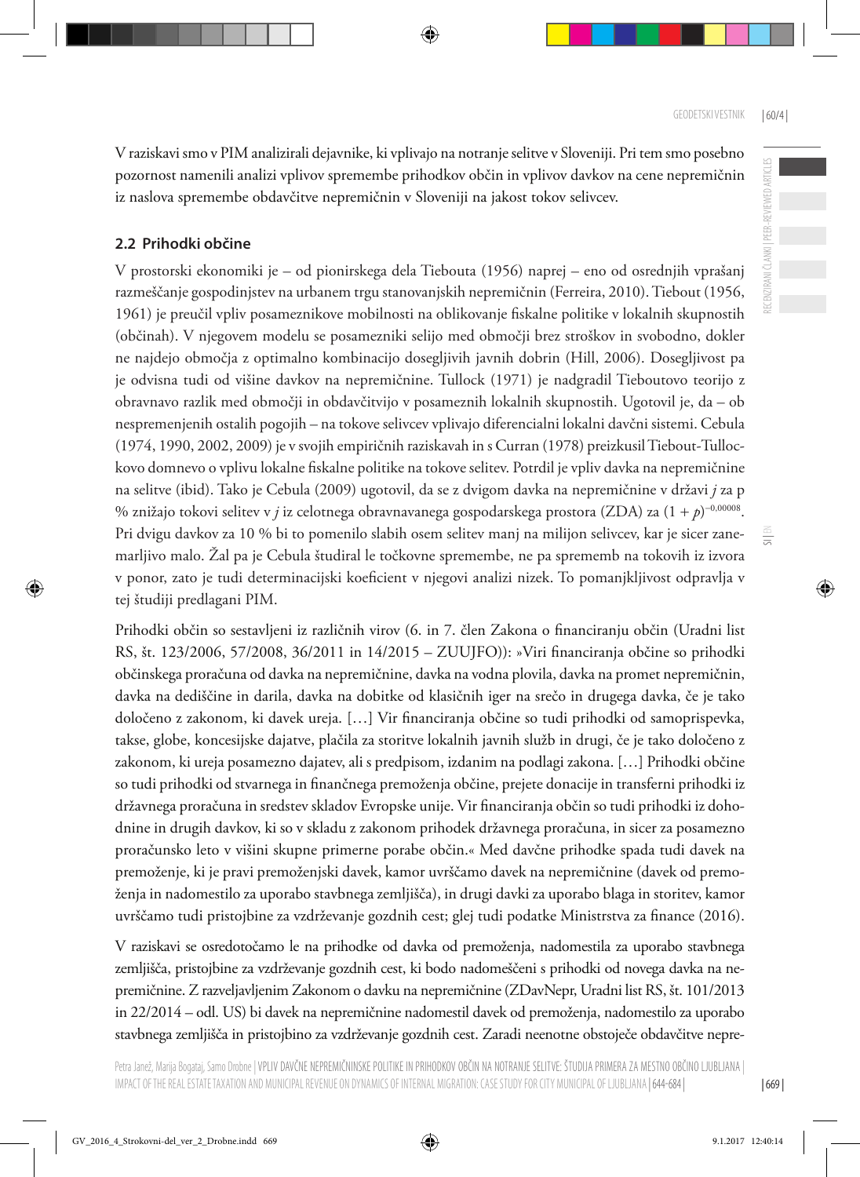V raziskavi smo v PIM analizirali dejavnike, ki vplivajo na notranje selitve v Sloveniji. Pri tem smo posebno pozornost namenili analizi vplivov spremembe prihodkov občin in vplivov davkov na cene nepremičnin iz naslova spremembe obdavčitve nepremičnin v Sloveniji na jakost tokov selivcev.

## 2.2 Prihodki občine

V prostorski ekonomiki je – od pionirskega dela Tiebouta (1956) naprej – eno od osrednjih vprašanj razmeščanje gospodinjstev na urbanem trgu stanovanjskih nepremičnin (Ferreira, 2010). Tiebout (1956, 1961) je preučil vpliv posameznikove mobilnosti na oblikovanje fiskalne politike v lokalnih skupnostih (občinah). V njegovem modelu se posamezniki selijo med območji brez stroškov in svobodno, dokler ne najdejo območja z optimalno kombinacijo dosegljivih javnih dobrin (Hill, 2006). Dosegljivost pa je odvisna tudi od višine davkov na nepremičnine. Tullock (1971) je nadgradil Tieboutovo teorijo z obravnavo razlik med območji in obdavčitvijo v posameznih lokalnih skupnostih. Ugotovil je, da – ob nespremenjenih ostalih pogojih – na tokove selivcev vplivajo diferencialni lokalni davčni sistemi. Cebula (1974, 1990, 2002, 2009) je v svojih empiričnih raziskavah in s Curran (1978) preizkusil Tiebout-Tullockovo domnevo o vplivu lokalne fiskalne politike na tokove selitev. Potrdil je vpliv davka na nepremičnine na selitve (ibid). Tako je Cebula (2009) ugotovil, da se z dvigom davka na nepremičnine v državi *j* za p % znižajo tokovi selitev v *j* iz celotnega obravnavanega gospodarskega prostora (ZDA) za $(1 + p)^{-0{,}00008}$. Pri dvigu davkov za 10 % bi to pomenilo slabih osem selitev manj na milijon selivcev, kar je sicer zanemarljivo malo. Žal pa je Cebula študiral le točkovne spremembe, ne pa sprememb na tokovih iz izvora v ponor, zato je tudi determinacijski koeficient v njegovi analizi nizek. To pomanjkljivost odpravlja v tej študiji predlagani PIM.

Prihodki občin so sestavljeni iz različnih virov (6. in 7. člen Zakona o financiranju občin (Uradni list RS, št. 123/2006, 57/2008, 36/2011 in 14/2015 – ZUUJFO)): »Viri financiranja občine so prihodki občinskega proračuna od davka na nepremičnine, davka na vodna plovila, davka na promet nepremičnin, davka na dediščine in darila, davka na dobitke od klasičnih iger na srečo in drugega davka, če je tako določeno z zakonom, ki davek ureja. […] Vir financiranja občine so tudi prihodki od samoprispevka, takse, globe, koncesijske dajatve, plačila za storitve lokalnih javnih služb in drugi, če je tako določeno z zakonom, ki ureja posamezno dajatev, ali s predpisom, izdanim na podlagi zakona. […] Prihodki občine so tudi prihodki od stvarnega in finančnega premoženja občine, prejete donacije in transferni prihodki iz državnega proračuna in sredstev skladov Evropske unije. Vir financiranja občin so tudi prihodki iz dohodnine in drugih davkov, ki so v skladu z zakonom prihodek državnega proračuna, in sicer za posamezno proračunsko leto v višini skupne primerne porabe občin.« Med davčne prihodke spada tudi davek na premoženje, ki je pravi premoženjski davek, kamor uvrščamo davek na nepremičnine (davek od premoženja in nadomestilo za uporabo stavbnega zemljišča), in drugi davki za uporabo blaga in storitev, kamor uvrščamo tudi pristojbine za vzdrževanje gozdnih cest; glej tudi podatke Ministrstva za finance (2016).

V raziskavi se osredotočamo le na prihodke od davka od premoženja, nadomestila za uporabo stavbnega zemljišča, pristojbine za vzdrževanje gozdnih cest, ki bodo nadomeščeni s prihodki od novega davka na nepremičnine. Z razveljavljenim Zakonom o davku na nepremičnine (ZDavNepr, Uradni list RS, št. 101/2013 in 22/2014 – odl. US) bi davek na nepremičnine nadomestil davek od premoženja, nadomestilo za uporabo stavbnega zemljišča in pristojbino za vzdrževanje gozdnih cest. Zaradi neenotne obstoječe obdavčitve nepre-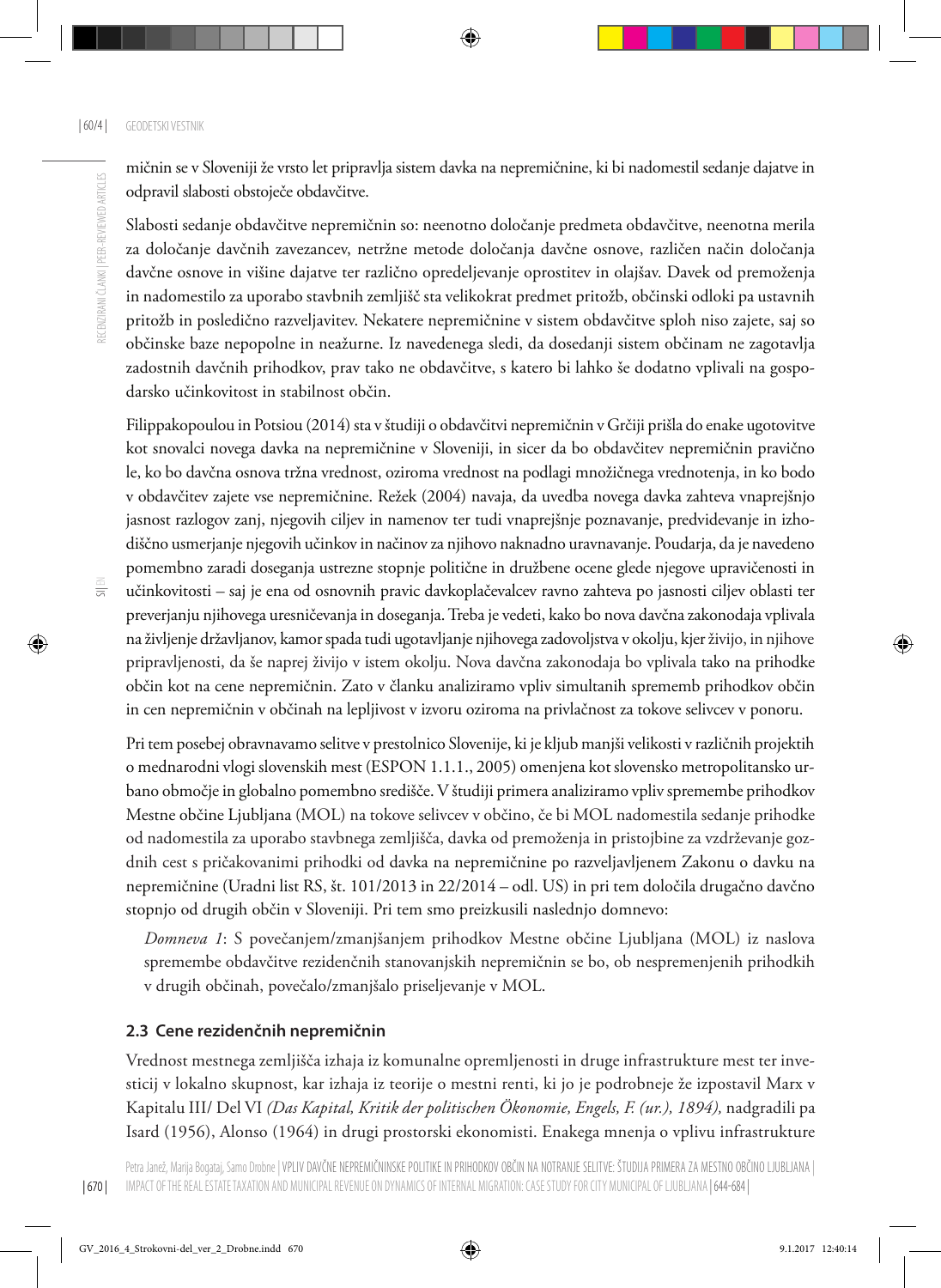mičnin se v Sloveniji že vrsto let pripravlja sistem davka na nepremičnine, ki bi nadomestil sedanje dajatve in odpravil slabosti obstoječe obdavčitve.

Slabosti sedanje obdavčitve nepremičnin so: neenotno določanje predmeta obdavčitve, neenotna merila za določanje davčnih zavezancev, netržne metode določanja davčne osnove, različen način določanja davčne osnove in višine dajatve ter različno opredeljevanje oprostitev in olajšav. Davek od premoženja in nadomestilo za uporabo stavbnih zemljišč sta velikokrat predmet pritožb, občinski odloki pa ustavnih pritožb in posledično razveljavitev. Nekatere nepremičnine v sistem obdavčitve sploh niso zajete, saj so občinske baze nepopolne in neažurne. Iz navedenega sledi, da dosedanji sistem občinam ne zagotavlja zadostnih davčnih prihodkov, prav tako ne obdavčitve, s katero bi lahko še dodatno vplivali na gospodarsko učinkovitost in stabilnost občin.

Filippakopoulou in Potsiou (2014) sta v študiji o obdavčitvi nepremičnin v Grčiji prišla do enake ugotovitve kot snovalci novega davka na nepremičnine v Sloveniji, in sicer da bo obdavčitev nepremičnin pravična le, ko bo davčna osnova tržna vrednost, oziroma vrednost na podlagi množičnega vrednotenja, in ko bodo v obdavčitev zajete vse nepremičnine. Režek (2004) navaja, da uvedba novega davka zahteva vnaprejšnjo jasnost razlogov zanj, njegovih ciljev in namenov ter tudi vnaprejšnje poznavanje, predvidevanje in izhodiščno usmerjanje njegovih učinkov in načinov za njihovo naknadno uravnavanje. Poudarja, da je navedeno pomembno zaradi doseganja ustrezne stopnje politične in družbene ocene glede njegove upravičenosti in učinkovitosti – saj je ena od osnovnih pravic davkoplačevalcev ravno zahteva po jasnosti ciljev oblasti ter preverjanju njihovega uresničevanja in doseganja. Treba je vedeti, kako bo nova davčna zakonodaja vplivala na življenje državljanov, kamor spada tudi ugotavljanje njihovega zadovoljstva v okolju, kjer živijo, in njihove pripravljenosti, da še naprej živijo v istem okolju. Nova davčna zakonodaja bo vplivala tako na prihodke občin kot na cene nepremičnin. Zato v članku analiziramo vpliv simultanih sprememb prihodkov občin in cen nepremičnin v občinah na lepljivost v izvoru oziroma na privlačnost za tokove selivcev v ponoru.

Pri tem posebej obravnavamo selitve v prestolnico Slovenije, ki je kljub manjši velikosti v različnih projektih o mednarodni vlogi slovenskih mest (ESPON 1.1.1., 2005) omenjena kot slovensko metropolitansko urbano območje in globalno pomembno središče. V študiji primera analiziramo vpliv spremembe prihodkov Mestne občine Ljubljana (MOL) na tokove selivcev v občino, če bi MOL nadomestila sedanje prihodke od nadomestila za uporabo stavbnega zemljišča, davka od premoženja in pristojbine za vzdrževanje gozdnih cest s pričakovanimi prihodki od davka na nepremičnine po razveljavljenem Zakonu o davku na nepremičnine (Uradni list RS, št. 101/2013 in 22/2014 – odl. US) in pri tem določila drugačno davčno stopnjo od drugih občin v Sloveniji. Pri tem smo preizkusili naslednjo domnevo:

*Domneva 1*: S povečanjem/zmanjšanjem prihodkov Mestne občine Ljubljana (MOL) iz naslova spremembe obdavčitve rezidenčnih stanovanjskih nepremičnin se bo, ob nespremenjenih prihodkih v drugih občinah, povečalo/zmanjšalo priseljevanje v MOL.

### 2.3 Cene rezidenčnih nepremičnin

Vrednost mestnega zemljišča izhaja iz komunalne opremljenosti in druge infrastrukture mest ter investicij v lokalno skupnost, kar izhaja iz teorije o mestni renti, ki jo je podrobneje že izpostavil Marx v Kapitalu III/ Del VI *(Das Kapital, Kritik der politischen Ökonomie, Engels, F. (ur.), 1894),* nadgradili pa Isard (1956), Alonso (1964) in drugi prostorski ekonomisti. Enakega mnenja o vplivu infrastrukture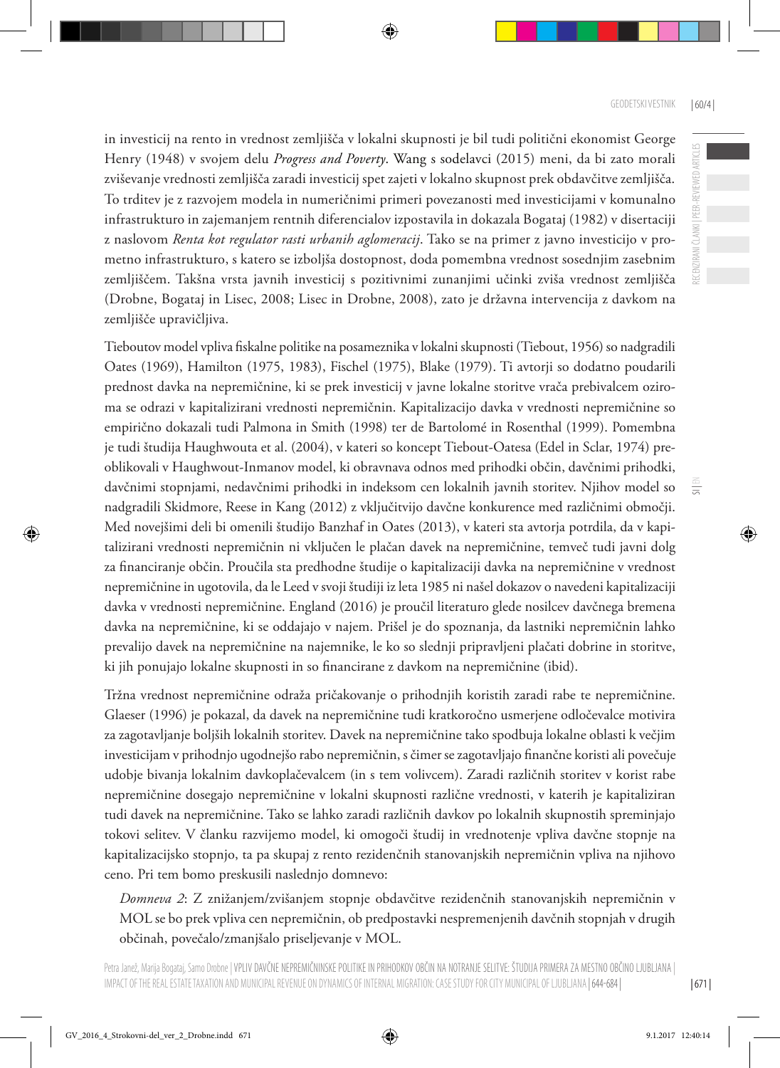in investicij na rento in vrednost zemljišča v lokalni skupnosti je bil tudi politični ekonomist George Henry (1948) v svojem delu *Progress and Poverty*. Wang s sodelavci (2015) meni, da bi zato morali zviševanje vrednosti zemljišča zaradi investicij spet zajeti v lokalno skupnost prek obdavčitve zemljišča. To trditev je z razvojem modela in numeričnimi primeri povezanosti med investicijami v komunalno infrastrukturo in zajemanjem rentnih diferencialov izpostavila in dokazala Bogataj (1982) v disertaciji z naslovom *Renta kot regulator rasti urbanih aglomeracij*. Tako se na primer z javno investicijo v prometno infrastrukturo, s katero se izboljša dostopnost, doda pomembna vrednost sosednjim zasebnim zemljiščem. Takšna vrsta javnih investicij s pozitivnimi zunanjimi učinki zviša vrednost zemljišča (Drobne, Bogataj in Lisec, 2008; Lisec in Drobne, 2008), zato je državna intervencija z davkom na zemljišče upravičljiva.

Tieboutov model vpliva fiskalne politike na posameznika v lokalni skupnosti (Tiebout, 1956) so nadgradili Oates (1969), Hamilton (1975, 1983), Fischel (1975), Blake (1979). Ti avtorji so dodatno poudarili prednost davka na nepremičnine, ki se prek investicij v javne lokalne storitve vrača prebivalcem oziroma se odrazi v kapitalizirani vrednosti nepremičnin. Kapitalizacijo davka v vrednosti nepremičnine so empirično dokazali tudi Palmona in Smith (1998) ter de Bartolomé in Rosenthal (1999). Pomembna je tudi študija Haughwouta et al. (2004), v kateri so koncept Tiebout-Oatesa (Edel in Sclar, 1974) preoblikovali v Haughwout-Inmanov model, ki obravnava odnos med prihodki občin, davčnimi prihodki, davčnimi stopnjami, nedavčnimi prihodki in indeksom cen lokalnih javnih storitev. Njihov model so nadgradili Skidmore, Reese in Kang (2012) z vključitvijo davčne konkurence med različnimi območji. Med novejšimi deli bi omenili študijo Banzhaf in Oates (2013), v kateri sta avtorja potrdila, da v kapitalizirani vrednosti nepremičnin ni vključen le plačan davek na nepremičnine, temveč tudi javni dolg za financiranje občin. Proučila sta predhodne študije o kapitalizaciji davka na nepremičnine v vrednost nepremičnine in ugotovila, da le Leed v svoji študiji iz leta 1985 ni našel dokazov o navedeni kapitalizaciji davka v vrednosti nepremičnine. England (2016) je proučil literaturo glede nosilcev davčnega bremena davka na nepremičnine, ki se oddajajo v najem. Prišel je do spoznanja, da lastniki nepremičnin lahko prevalijo davek na nepremičnine na najemnike, le ko so slednji pripravljeni plačati dobrine in storitve, ki jih ponujajo lokalne skupnosti in so financirane z davkom na nepremičnine (ibid).

Tržna vrednost nepremičnine odraža pričakovanje o prihodnjih koristih zaradi rabe te nepremičnine. Glaeser (1996) je pokazal, da davek na nepremičnine tudi kratkoročno usmerjene odločevalce motivira za zagotavljanje boljših lokalnih storitev. Davek na nepremičnine tako spodbuja lokalne oblasti k večjim investicijam v prihodnjo ugodnejšo rabo nepremičnin, s čimer se zagotavljajo finančne koristi ali povečuje udobje bivanja lokalnim davkoplačevalcem (in s tem volivcem). Zaradi različnih storitev v korist rabe nepremičnine dosegajo nepremičnine v lokalni skupnosti različne vrednosti, v katerih je kapitaliziran tudi davek na nepremičnine. Tako se lahko zaradi različnih davkov po lokalnih skupnostih spreminjajo tokovi selitev. V članku razvijemo model, ki omogoči študij in vrednotenje vpliva davčne stopnje na kapitalizacijsko stopnjo, ta pa skupaj z rento rezidenčnih stanovanjskih nepremičnin vpliva na njihovo ceno. Pri tem bomo preskusili naslednjo domnevo:

*Domneva 2*: Z znižanjem/zvišanjem stopnje obdavčitve rezidenčnih stanovanjskih nepremičnin v MOL se bo prek vpliva cen nepremičnin, ob predpostavki nespremenjenih davčnih stopnjah v drugih občinah, povečalo/zmanjšalo priseljevanje v MOL.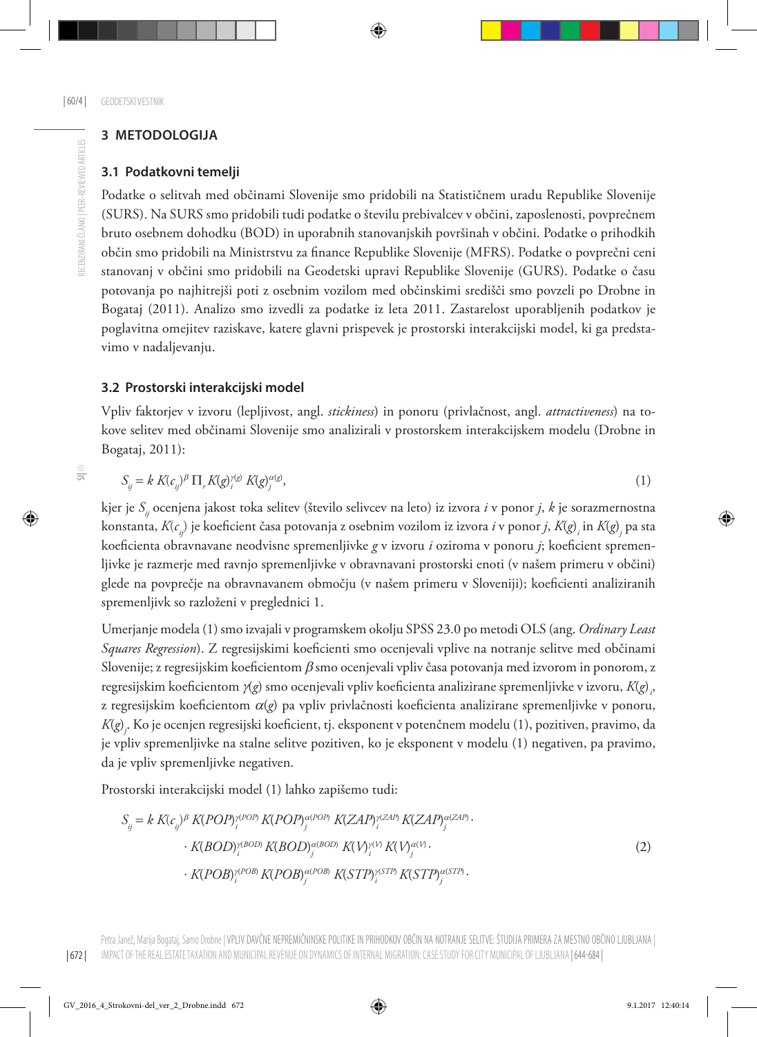## 3 METODOLOGIJA

### 3.1 Podatkovni temelji

Podatke o selitvah med občinami Slovenije smo pridobili na Statističnem uradu Republike Slovenije (SURS). Na SURS smo pridobili tudi podatke o številu prebivalcev v občini, zaposlenosti, povprečnem bruto osebnem dohodku (BOD) in uporabnih stanovanjskih površinah v občini. Podatke o prihodkih občin smo pridobili na Ministrstvu za finance Republike Slovenije (MFRS). Podatke o povprečni ceni stanovanj v občini smo pridobili na Geodetski upravi Republike Slovenije (GURS). Podatke o času potovanja po najhitrejši poti z osebnim vozilom med občinskimi središči smo povzeli po Drobne in Bogataj (2011). Analizo smo izvedli za podatke iz leta 2011. Zastarelost uporabljenih podatkov je poglavitna omejitev raziskave, katere glavni prispevek je prostorski interakcijski model, ki ga predstavimo v nadaljevanju.

### 3.2 Prostorski interakcijski model

Vpliv faktorjev v izvoru (lepljivost, angl. *stickiness*) in ponoru (privlačnost, angl. *attractiveness*) na tokove selitev med občinami Slovenije smo analizirali v prostorskem interakcijskem modelu (Drobne in Bogataj, 2011):

$$S_{ij} = k\, K(c_{ij})^{\beta}\, \Pi_r\, K(g)_i^{\gamma(g)}\, K(g)_j^{\alpha(g)}, \tag{1}$$

kjer je $S_{ij}$ ocenjena jakost toka selitev (število selivcev na leto) iz izvora $i$ v ponor $j$, $k$ je sorazmernostna konstanta, $K(c_{ij})$ je koeficient časa potovanja z osebnim vozilom iz izvora $i$ v ponor $j$, $K(g)_i$ in $K(g)_j$ pa sta koeficienta obravnavane neodvisne spremenljivke $g$ v izvoru $i$ oziroma v ponoru $j$; koeficient spremenljivke je razmerje med ravnjo spremenljivke v obravnavani prostorski enoti (v našem primeru v občini) glede na povprečje na obravnavanem območju (v našem primeru v Sloveniji); koeficienti analiziranih spremenljivk so razloženi v preglednici 1.

Umerjanje modela (1) smo izvajali v programskem okolju SPSS 23.0 po metodi OLS (ang. *Ordinary Least Squares Regression*). Z regresijskimi koeficienti smo ocenjevali vplive na notranje selitve med občinami Slovenije; z regresijskim koeficientom $\beta$ smo ocenjevali vpliv časa potovanja med izvorom in ponorom, z regresijskim koeficientom $\gamma(g)$ smo ocenjevali vpliv koeficienta analizirane spremenljivke v izvoru, $K(g)_i$, z regresijskim koeficientom $\alpha(g)$ pa vpliv privlačnosti koeficienta analizirane spremenljivke v ponoru, $K(g)_j$. Ko je ocenjen regresijski koeficient, tj. eksponent v potenčnem modelu (1), pozitiven, pravimo, da je vpliv spremenljivke na stalne selitve pozitiven, ko je eksponent v modelu (1) negativen, pa pravimo, da je vpliv spremenljivke negativen.

Prostorski interakcijski model (1) lahko zapišemo tudi:

$$\begin{aligned} S_{ij} = k\, K(c_{ij})^{\beta}\, & K(POP)_i^{\gamma(POP)}\, K(POP)_j^{\alpha(POP)}\, K(ZAP)_i^{\gamma(ZAP)}\, K(ZAP)_j^{\alpha(ZAP)} \cdot \\ & \cdot K(BOD)_i^{\gamma(BOD)}\, K(BOD)_j^{\alpha(BOD)}\, K(V)_i^{\gamma(V)}\, K(V)_j^{\alpha(V)} \cdot \\ & \cdot K(POB)_i^{\gamma(POB)}\, K(POB)_j^{\alpha(POB)}\, K(STP)_i^{\gamma(STP)}\, K(STP)_j^{\alpha(STP)} \cdot \end{aligned} \tag{2}$$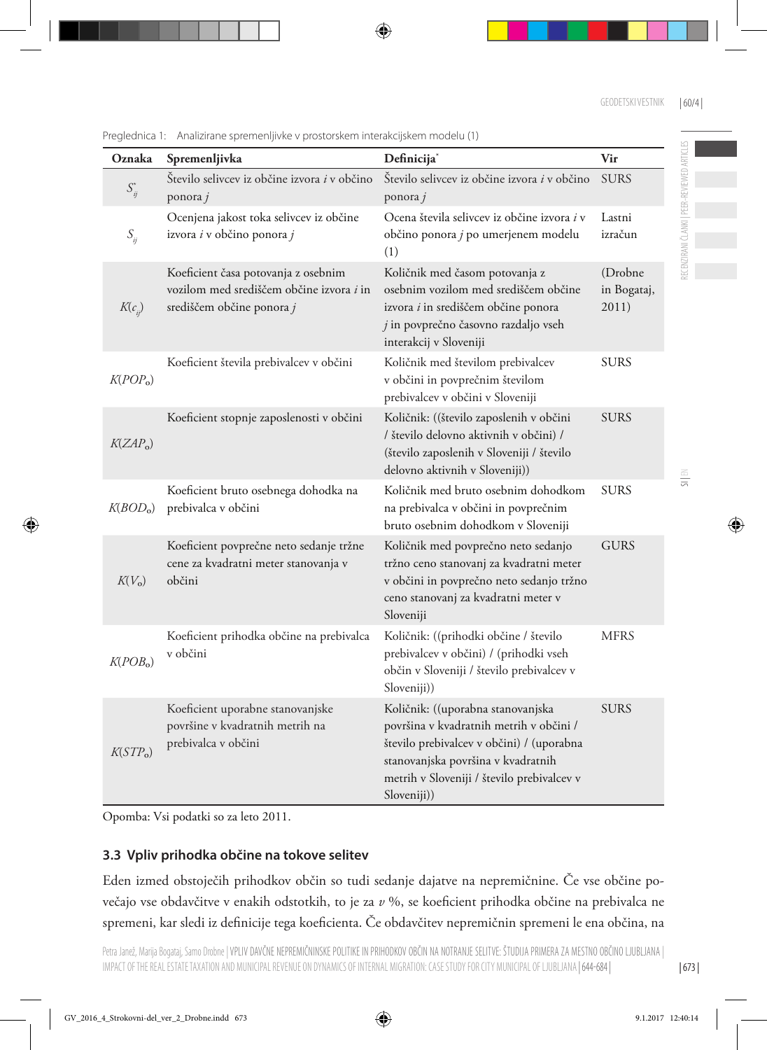Preglednica 1: Analizirane spremenljivke v prostorskem interakcijskem modelu (1)

| Oznaka | Spremenljivka | Definicija* | Vir |
|---|---|---|---|
| $S^*_{ij}$ | Število selivcev iz občine izvora *i* v občino ponora *j* | Število selivcev iz občine izvora *i* v občino ponora *j* | SURS |
| $S_{ij}$ | Ocenjena jakost toka selivcev iz občine izvora *i* v občino ponora *j* | Ocena števila selivcev iz občine izvora *i* v občino ponora *j* po umerjenem modelu (1) | Lastni izračun |
| $K(c_{ij})$ | Koeficient časa potovanja z osebnim vozilom med središčem občine izvora *i* in središčem občine ponora *j* | Količnik med časom potovanja z osebnim vozilom med središčem občine izvora *i* in središčem občine ponora *j* in povprečno časovno razdaljo vseh interakcij v Sloveniji | (Drobne in Bogataj, 2011) |
| $K(POP_o)$ | Koeficient števila prebivalcev v občini | Količnik med številom prebivalcev v občini in povprečnim številom prebivalcev v občini v Sloveniji | SURS |
| $K(ZAP_o)$ | Koeficient stopnje zaposlenosti v občini | Količnik: ((število zaposlenih v občini / število delovno aktivnih v občini) / (število zaposlenih v Sloveniji / število delovno aktivnih v Sloveniji)) | SURS |
| $K(BOD_o)$ | Koeficient bruto osebnega dohodka na prebivalca v občini | Količnik med bruto osebnim dohodkom na prebivalca v občini in povprečnim bruto osebnim dohodkom v Sloveniji | SURS |
| $K(V_o)$ | Koeficient povprečne neto sedanje tržne cene za kvadratni meter stanovanja v občini | Količnik med povprečno neto sedanjo tržno ceno stanovanj za kvadratni meter v občini in povprečno neto sedanjo tržno ceno stanovanj za kvadratni meter v Sloveniji | GURS |
| $K(POB_o)$ | Koeficient prihodka občine na prebivalca v občini | Količnik: ((prihodki občine / število prebivalcev v občini) / (prihodki vseh občin v Sloveniji / število prebivalcev v Sloveniji)) | MFRS |
| $K(STP_o)$ | Koeficient uporabne stanovanjske površine v kvadratnih metrih na prebivalca v občini | Količnik: ((uporabna stanovanjska površina v kvadratnih metrih v občini / število prebivalcev v občini) / (uporabna stanovanjska površina v kvadratnih metrih v Sloveniji / število prebivalcev v Sloveniji)) | SURS |

Opomba: Vsi podatki so za leto 2011.

### 3.3 Vpliv prihodka občine na tokove selitev

Eden izmed obstoječih prihodkov občin so tudi sedanje dajatve na nepremičnine. Če vse občine povečajo vse obdavčitve v enakih odstotkih, to je za $v$ %, se koeficient prihodka občine na prebivalca ne spremeni, kar sledi iz definicije tega koeficienta. Če obdavčitev nepremičnin spremeni le ena občina, na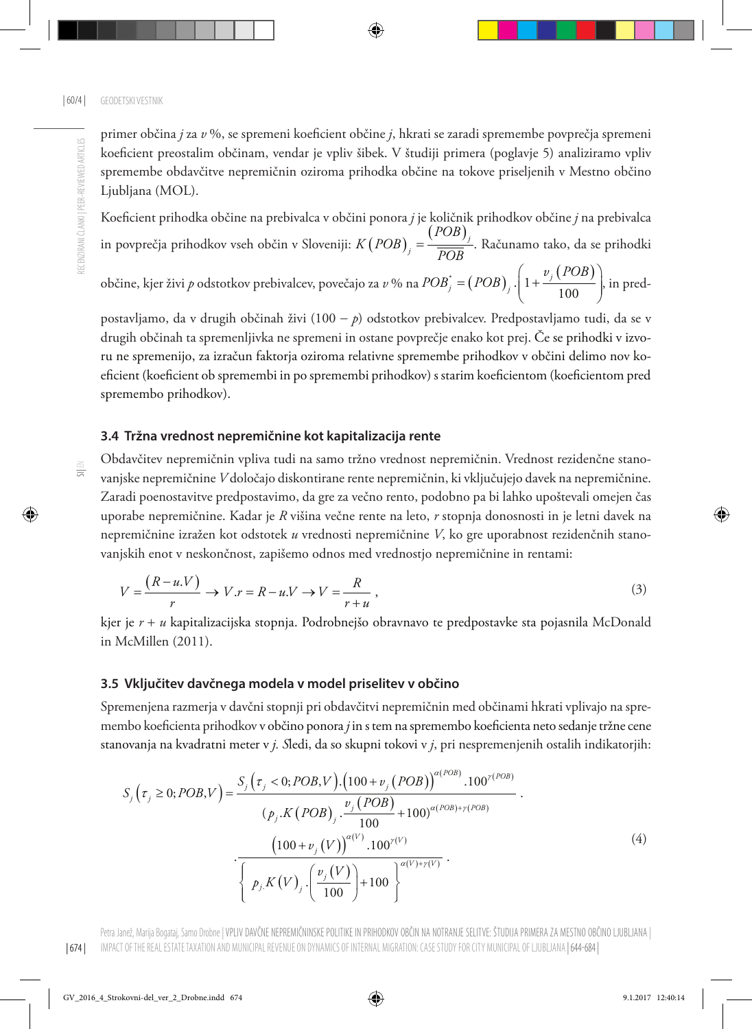primer občina $j$ za $v$ %, se spremeni koeficient občine $j$, hkrati se zaradi spremembe povprečja spremeni koeficient preostalim občinam, vendar je vpliv šibek. V študiji primera (poglavje 5) analiziramo vpliv spremembe obdavčitve nepremičnin oziroma prihodka občine na tokove priseljenih v Mestno občino Ljubljana (MOL).

Koeficient prihodka občine na prebivalca v občini ponora $j$ je količnik prihodkov občine $j$ na prebivalca in povprečja prihodkov vseh občin v Sloveniji: $K(POB)_j = \frac{(POB)_j}{\overline{POB}}$. Računamo tako, da se prihodki občine, kjer živi $p$ odstotkov prebivalcev, povečajo za $v$ % na $POB_j^* = (POB)_j \cdot \left(1 + \frac{v_j(POB)}{100}\right)$, in predpostavljamo, da v drugih občinah živi $(100 - p)$ odstotkov prebivalcev. Predpostavljamo tudi, da se v drugih občinah ta spremenljivka ne spremeni in ostane povprečje enako kot prej. Če se prihodki v izvoru ne spremenijo, za izračun faktorja oziroma relativne spremembe prihodkov v občini delimo nov koeficient (koeficient ob spremembi in po spremembi prihodkov) s starim koeficientom (koeficientom pred spremembo prihodkov).

### 3.4 Tržna vrednost nepremičnine kot kapitalizacija rente

Obdavčitev nepremičnin vpliva tudi na samo tržno vrednost nepremičnin. Vrednost rezidenčne stanovanjske nepremičnine $V$ določajo diskontirane rente nepremičnin, ki vključujejo davek na nepremičnine. Zaradi poenostavitve predpostavimo, da gre za večno rento, podobno pa bi lahko upoštevali omejen čas uporabe nepremičnine. Kadar je $R$ višina večne rente na leto, $r$ stopnja donosnosti in je letni davek na nepremičnine izražen kot odstotek $u$ vrednosti nepremičnine $V$, ko gre uporabnost rezidenčnih stanovanjskih enot v neskončnost, zapišemo odnos med vrednostjo nepremičnine in rentami:

$$V = \frac{(R - u.V)}{r} \rightarrow V.r = R - u.V \rightarrow V = \frac{R}{r + u}, \tag{3}$$

kjer je $r + u$ kapitalizacijska stopnja. Podrobnejšo obravnavo te predpostavke sta pojasnila McDonald in McMillen (2011).

### 3.5 Vključitev davčnega modela v model priselitev v občino

Spremenjena razmerja v davčni stopnji pri obdavčitvi nepremičnin med občinami hkrati vplivajo na spremembo koeficienta prihodkov v občino ponora $j$ in s tem na spremembo koeficienta neto sedanje tržne cene stanovanja na kvadratni meter v $j$. Sledi, da so skupni tokovi v $j$, pri nespremenjenih ostalih indikatorjih:

$$S_j(\tau_j \geq 0; POB, V) = \frac{S_j(\tau_j < 0; POB, V).\left(100 + v_j(POB)\right)^{\alpha(POB)}.100^{\gamma(POB)}}{\left(p_j.K(POB)_j.\frac{v_j(POB)}{100} + 100\right)^{\alpha(POB)+\gamma(POB)}} \cdot \\ \cdot \frac{\left(100 + v_j(V)\right)^{\alpha(V)}.100^{\gamma(V)}}{\left\{p_j.K(V)_j.\left(\frac{v_j(V)}{100}\right) + 100\right\}^{\alpha(V)+\gamma(V)}}. \tag{4}$$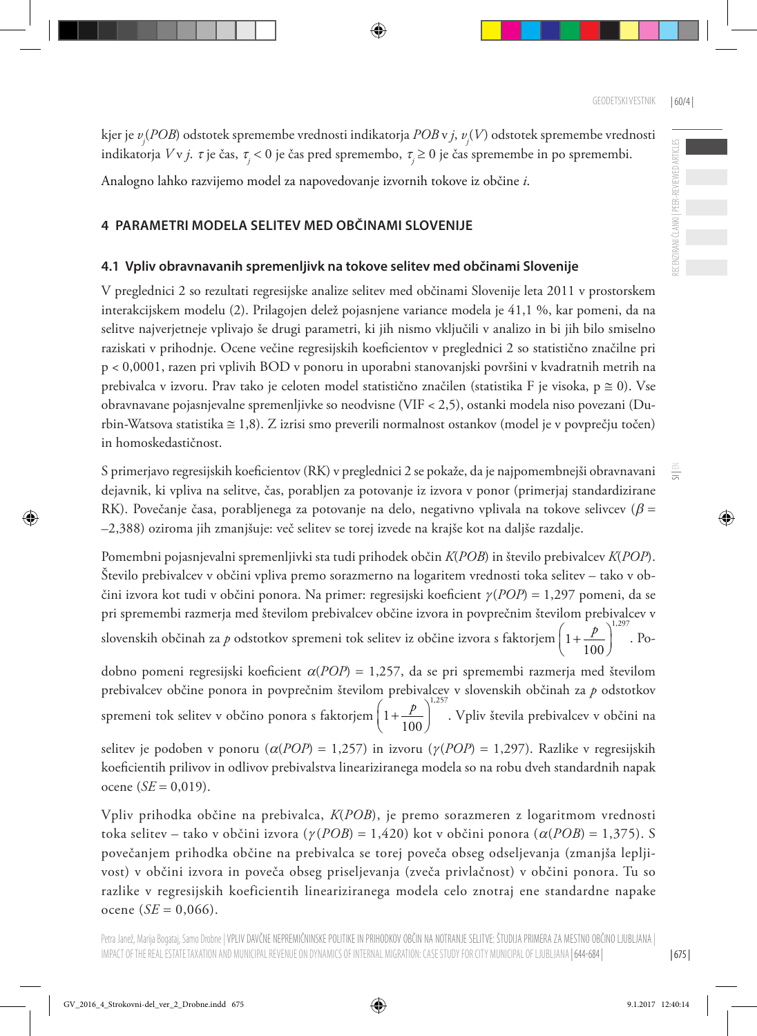kjer je $v_j(POB)$ odstotek spremembe vrednosti indikatorja $POB$ v $j$, $v_j(V)$ odstotek spremembe vrednosti indikatorja $V$ v $j$. $\tau$ je čas, $\tau_j < 0$ je čas pred spremembo, $\tau_j \geq 0$ je čas spremembe in po spremembi.

Analogno lahko razvijemo model za napovedovanje izvornih tokove iz občine $i$.

## 4 PARAMETRI MODELA SELITEV MED OBČINAMI SLOVENIJE

### 4.1 Vpliv obravnavanih spremenljivk na tokove selitev med občinami Slovenije

V preglednici 2 so rezultati regresijske analize selitev med občinami Slovenije leta 2011 v prostorskem interakcijskem modelu (2). Prilagojen delež pojasnjene variance modela je 41,1 %, kar pomeni, da na selitve najverjetneje vplivajo še drugi parametri, ki jih nismo vključili v analizo in bi jih bilo smiselno raziskati v prihodnje. Ocene večine regresijskih koeficientov v preglednici 2 so statistično značilne pri $p < 0{,}0001$, razen pri vplivih BOD v ponoru in uporabni stanovanjski površini v kvadratnih metrih na prebivalca v izvoru. Prav tako je celoten model statistično značilen (statistika F je visoka, $p \cong 0$). Vse obravnavane pojasnjevalne spremenljivke so neodvisne (VIF < 2,5), ostanki modela niso povezani (Durbin-Watsova statistika ≅ 1,8). Z izrisi smo preverili normalnost ostankov (model je v povprečju točen) in homoskedastičnost.

S primerjavo regresijskih koeficientov (RK) v preglednici 2 se pokaže, da je najpomembnejši obravnavani dejavnik, ki vpliva na selitve, čas, porabljen za potovanje iz izvora v ponor (primerjaj standardizirane RK). Povečanje časa, porabljenega za potovanje na delo, negativno vplivala na tokove selivcev ($\beta$ = –2,388) oziroma jih zmanjšuje: več selitev se torej izvede na krajše kot na daljše razdalje.

Pomembni pojasnjevalni spremenljivki sta tudi prihodek občin $K(POB)$ in število prebivalcev $K(POP)$. Število prebivalcev v občini vpliva premo sorazmerno na logaritem vrednosti toka selitev – tako v občini izvora kot tudi v občini ponora. Na primer: regresijski koeficient $\gamma(POP)$ = 1,297 pomeni, da se pri spremembi razmerja med številom prebivalcev občine izvora in povprečnim številom prebivalcev v slovenskih občinah za $p$ odstotkov spremeni tok selitev iz občine izvora s faktorjem $\left(1+\frac{p}{100}\right)^{1{,}297}$. Podobno pomeni regresijski koeficient $\alpha(POP)$ = 1,257, da se pri spremembi razmerja med številom prebivalcev občine ponora in povprečnim številom prebivalcev v slovenskih občinah za $p$ odstotkov spremeni tok selitev v občino ponora s faktorjem $\left(1+\frac{p}{100}\right)^{1{,}257}$. Vpliv števila prebivalcev v občini na selitev je podoben v ponoru ($\alpha(POP)$ = 1,257) in izvoru ($\gamma(POP)$ = 1,297). Razlike v regresijskih koeficientih prilivov in odlivov prebivalstva lineariziranega modela so na robu dveh standardnih napak ocene ($SE$ = 0,019).

Vpliv prihodka občine na prebivalca, $K(POB)$, je premo sorazmeren z logaritmom vrednosti toka selitev – tako v občini izvora ($\gamma(POB)$ = 1,420) kot v občini ponora ($\alpha(POB)$ = 1,375). S povečanjem prihodka občine na prebivalca se torej poveča obseg odseljevanja (zmanjša lepljivost) v občini izvora in poveča obseg priseljevanja (zveča privlačnost) v občini ponora. Tu so razlike v regresijskih koeficientih lineariziranega modela celo znotraj ene standardne napake ocene ($SE$ = 0,066).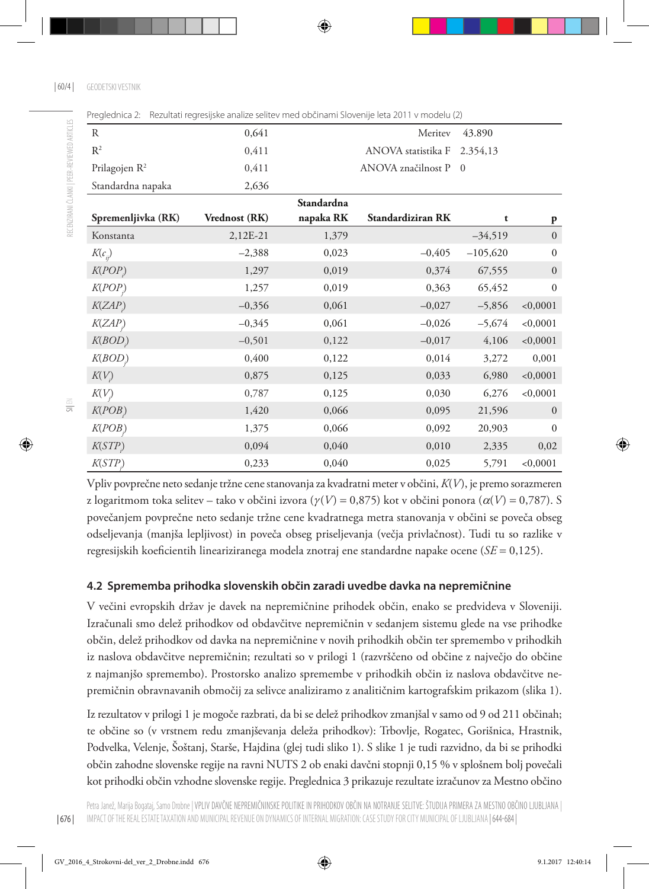Preglednica 2: Rezultati regresijske analize selitev med občinami Slovenije leta 2011 v modelu (2)

| R | 0,641 | | Meritev | 43.890 | |
|---|---|---|---|---|---|
| $R^2$ | 0,411 | | ANOVA statistika F | 2.354,13 | |
| Prilagojen $R^2$ | 0,411 | | ANOVA značilnost P | 0 | |
| Standardna napaka | 2,636 | | | | |
| **Spremenljivka (RK)** | **Vrednost (RK)** | **Standardna napaka RK** | **Standardiziran RK** | **t** | **p** |
| Konstanta | 2,12E-21 | 1,379 | | –34,519 | 0 |
| $K(c_{ij})$ | –2,388 | 0,023 | –0,405 | –105,620 | 0 |
| $K(POP_i)$ | 1,297 | 0,019 | 0,374 | 67,555 | 0 |
| $K(POP_j)$ | 1,257 | 0,019 | 0,363 | 65,452 | 0 |
| $K(ZAP_i)$ | –0,356 | 0,061 | –0,027 | –5,856 | <0,0001 |
| $K(ZAP_j)$ | –0,345 | 0,061 | –0,026 | –5,674 | <0,0001 |
| $K(BOD_i)$ | –0,501 | 0,122 | –0,017 | 4,106 | <0,0001 |
| $K(BOD_j)$ | 0,400 | 0,122 | 0,014 | 3,272 | 0,001 |
| $K(V_i)$ | 0,875 | 0,125 | 0,033 | 6,980 | <0,0001 |
| $K(V_j)$ | 0,787 | 0,125 | 0,030 | 6,276 | <0,0001 |
| $K(POB_i)$ | 1,420 | 0,066 | 0,095 | 21,596 | 0 |
| $K(POB_j)$ | 1,375 | 0,066 | 0,092 | 20,903 | 0 |
| $K(STP_i)$ | 0,094 | 0,040 | 0,010 | 2,335 | 0,02 |
| $K(STP_j)$ | 0,233 | 0,040 | 0,025 | 5,791 | <0,0001 |

Vpliv povprečne neto sedanje tržne cene stanovanja za kvadratni meter v občini, $K(V)$, je premo sorazmeren z logaritmom toka selitev – tako v občini izvora ($\gamma(V) = 0{,}875$) kot v občini ponora ($\alpha(V) = 0{,}787$). S povečanjem povprečne neto sedanje tržne cene kvadratnega metra stanovanja v občini se poveča obseg odseljevanja (manjša lepljivost) in poveča obseg priseljevanja (večja privlačnost). Tudi tu so razlike v regresijskih koeficientih lineariziranega modela znotraj ene standardne napake ocene ($SE = 0{,}125$).

### 4.2 Sprememba prihodka slovenskih občin zaradi uvedbe davka na nepremičnine

V večini evropskih držav je davek na nepremičnine prihodek občin, enako se predvideva v Sloveniji. Izračunali smo delež prihodkov od obdavčitve nepremičnin v sedanjem sistemu glede na vse prihodke občin, delež prihodkov od davka na nepremičnine v novih prihodkih občin ter spremembo v prihodkih iz naslova obdavčitve nepremičnin; rezultati so v prilogi 1 (razvrščeno od občine z največjo do občine z najmanjšo spremembo). Prostorsko analizo spremembe v prihodkih občin iz naslova obdavčitve nepremičnin obravnavanih območij za selivce analiziramo z analitičnim kartografskim prikazom (slika 1).

Iz rezultatov v prilogi 1 je mogoče razbrati, da bi se delež prihodkov zmanjšal v samo od 9 od 211 občinah; te občine so (v vrstnem redu zmanjševanja deleža prihodkov): Trbovlje, Rogatec, Gorišnica, Hrastnik, Podvelka, Velenje, Šoštanj, Starše, Hajdina (glej tudi sliko 1). S slike 1 je tudi razvidno, da bi se prihodki občin zahodne slovenske regije na ravni NUTS 2 ob enaki davčni stopnji 0,15 % v splošnem bolj povečali kot prihodki občin vzhodne slovenske regije. Preglednica 3 prikazuje rezultate izračunov za Mestno občino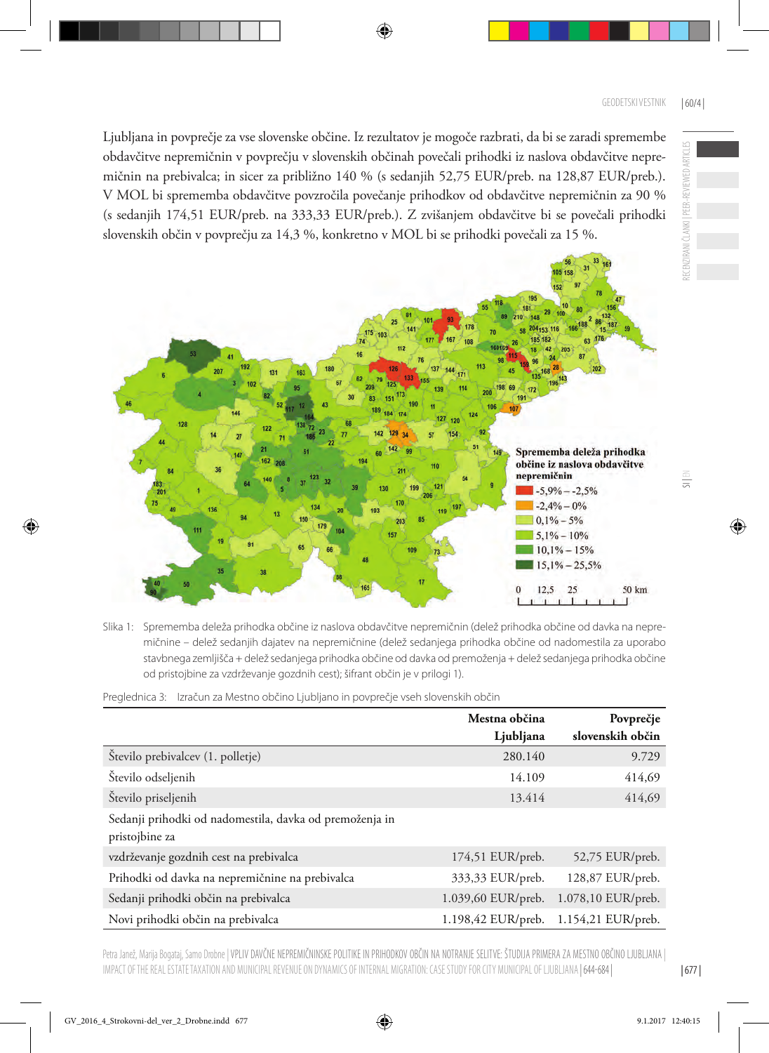Ljubljana in povprečje za vse slovenske občine. Iz rezultatov je mogoče razbrati, da bi se zaradi spremembe obdavčitve nepremičnin v povprečju v slovenskih občinah povečali prihodki iz naslova obdavčitve nepremičnin na prebivalca; in sicer za približno 140 % (s sedanjih 52,75 EUR/preb. na 128,87 EUR/preb.). V MOL bi sprememba obdavčitve povzročila povečanje prihodkov od obdavčitve nepremičnin za 90 % (s sedanjih 174,51 EUR/preb. na 333,33 EUR/preb.). Z zvišanjem obdavčitve bi se povečali prihodki slovenskih občin v povprečju za 14,3 %, konkretno v MOL bi se prihodki povečali za 15 %.

Slika 1: Sprememba deleža prihodka občine iz naslova obdavčitve nepremičnin (delež prihodka občine od davka na nepremičnine – delež sedanjih dajatev na nepremičnine (delež sedanjega prihodka občine od nadomestila za uporabo stavbnega zemljišča + delež sedanjega prihodka občine od davka od premoženja + delež sedanjega prihodka občine od pristojbine za vzdrževanje gozdnih cest); šifrant občin je v prilogi 1).

Preglednica 3: Izračun za Mestno občino Ljubljano in povprečje vseh slovenskih občin

| | Mestna občina Ljubljana | Povprečje slovenskih občin |
|---|---|---|
| Število prebivalcev (1. polletje) | 280.140 | 9.729 |
| Število odseljenih | 14.109 | 414,69 |
| Število priseljenih | 13.414 | 414,69 |
| Sedanji prihodki od nadomestila, davka od premoženja in pristojbine za | | |
| vzdrževanje gozdnih cest na prebivalca | 174,51 EUR/preb. | 52,75 EUR/preb. |
| Prihodki od davka na nepremičnine na prebivalca | 333,33 EUR/preb. | 128,87 EUR/preb. |
| Sedanji prihodki občin na prebivalca | 1.039,60 EUR/preb. | 1.078,10 EUR/preb. |
| Novi prihodki občin na prebivalca | 1.198,42 EUR/preb. | 1.154,21 EUR/preb. |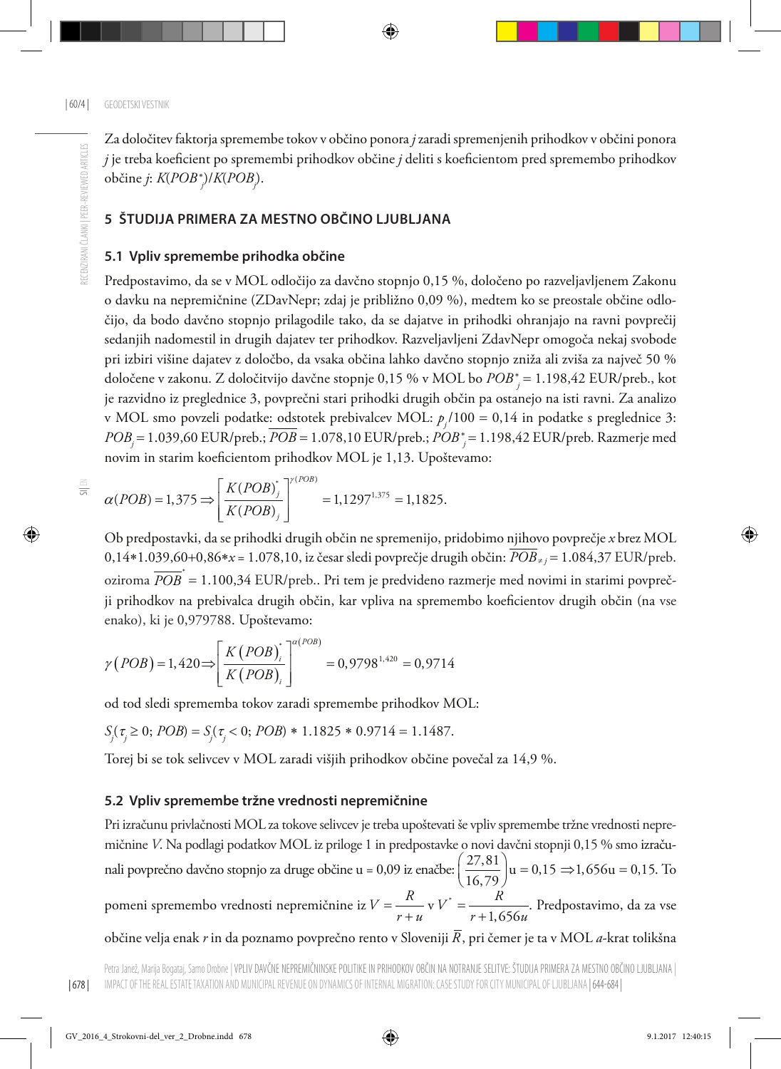Za določitev faktorja spremembe tokov v občino ponora *j* zaradi spremenjenih prihodkov v občini ponora *j* je treba koeficient po spremembi prihodkov občine *j* deliti s koeficientom pred spremembo prihodkov občine *j*: $K(POB^*_j)/K(POB_j)$.

## 5 ŠTUDIJA PRIMERA ZA MESTNO OBČINO LJUBLJANA

### 5.1 Vpliv spremembe prihodka občine

Predpostavimo, da se v MOL odločijo za davčno stopnjo 0,15 %, določeno po razveljavljenem Zakonu o davku na nepremičnine (ZDavNepr; zdaj je približno 0,09 %), medtem ko se preostale občine odločijo, da bodo davčno stopnjo prilagodile tako, da se dajatve in prihodki ohranjajo na ravni povprečij sedanjih nadomestil in drugih dajatev ter prihodkov. Razveljavljeni ZdavNepr omogoča nekaj svobode pri izbiri višine dajatev z določbo, da vsaka občina lahko davčno stopnjo zniža ali zviša za največ 50 % določene v zakonu. Z določitvijo davčne stopnje 0,15 % v MOL bo $POB^*_j = 1.198{,}42$ EUR/preb., kot je razvidno iz preglednice 3, povprečni stari prihodki drugih občin pa ostanejo na isti ravni. Za analizo v MOL smo povzeli podatke: odstotek prebivalcev MOL: $p_j/100 = 0{,}14$ in podatke s preglednice 3: $POB_j = 1.039{,}60$ EUR/preb.; $\overline{POB} = 1.078{,}10$ EUR/preb.; $POB^*_j = 1.198{,}42$ EUR/preb. Razmerje med novim in starim koeficientom prihodkov MOL je 1,13. Upoštevamo:

$$\alpha(POB) = 1{,}375 \Rightarrow \left[\frac{K(POB)^*_j}{K(POB)_j}\right]^{\gamma(POB)} = 1{,}1297^{1{,}375} = 1{,}1825.$$

Ob predpostavki, da se prihodki drugih občin ne spremenijo, pridobimo njihovo povprečje *x* brez MOL $0{,}14*1.039{,}60+0{,}86*x = 1.078{,}10$, iz česar sledi povprečje drugih občin: $\overline{POB}_{\neq j} = 1.084{,}37$ EUR/preb. oziroma $\overline{POB}^* = 1.100{,}34$ EUR/preb.. Pri tem je predvideno razmerje med novimi in starimi povprečji prihodkov na prebivalca drugih občin, kar vpliva na spremembo koeficientov drugih občin (na vse enako), ki je 0,979788. Upoštevamo:

$$\gamma(POB) = 1{,}420 \Rightarrow \left[\frac{K(POB)^*_i}{K(POB)_i}\right]^{\alpha(POB)} = 0{,}9798^{1{,}420} = 0{,}9714$$

od tod sledi sprememba tokov zaradi spremembe prihodkov MOL:

$S_j(\tau_j \geq 0;\, POB) = S_j(\tau_j < 0;\, POB) * 1.1825 * 0.9714 = 1.1487.$

Torej bi se tok selivcev v MOL zaradi višjih prihodkov občine povečal za 14,9 %.

### 5.2 Vpliv spremembe tržne vrednosti nepremičnine

Pri izračunu privlačnosti MOL za tokove selivcev je treba upoštevati še vpliv spremembe tržne vrednosti nepremičnine *V*. Na podlagi podatkov MOL iz priloge 1 in predpostavke o novi davčni stopnji 0,15 % smo izračunali povprečno davčno stopnjo za druge občine u = 0,09 iz enačbe: $\left(\frac{27{,}81}{16{,}79}\right)u = 0{,}15 \Rightarrow 1{,}656u = 0{,}15$. To pomeni spremembo vrednosti nepremičnine iz $V = \frac{R}{r+u}$ v $V^* = \frac{R}{r+1{,}656u}$. Predpostavimo, da za vse občine velja enak *r* in da poznamo povprečno rento v Sloveniji $\overline{R}$, pri čemer je ta v MOL *a*-krat tolikšna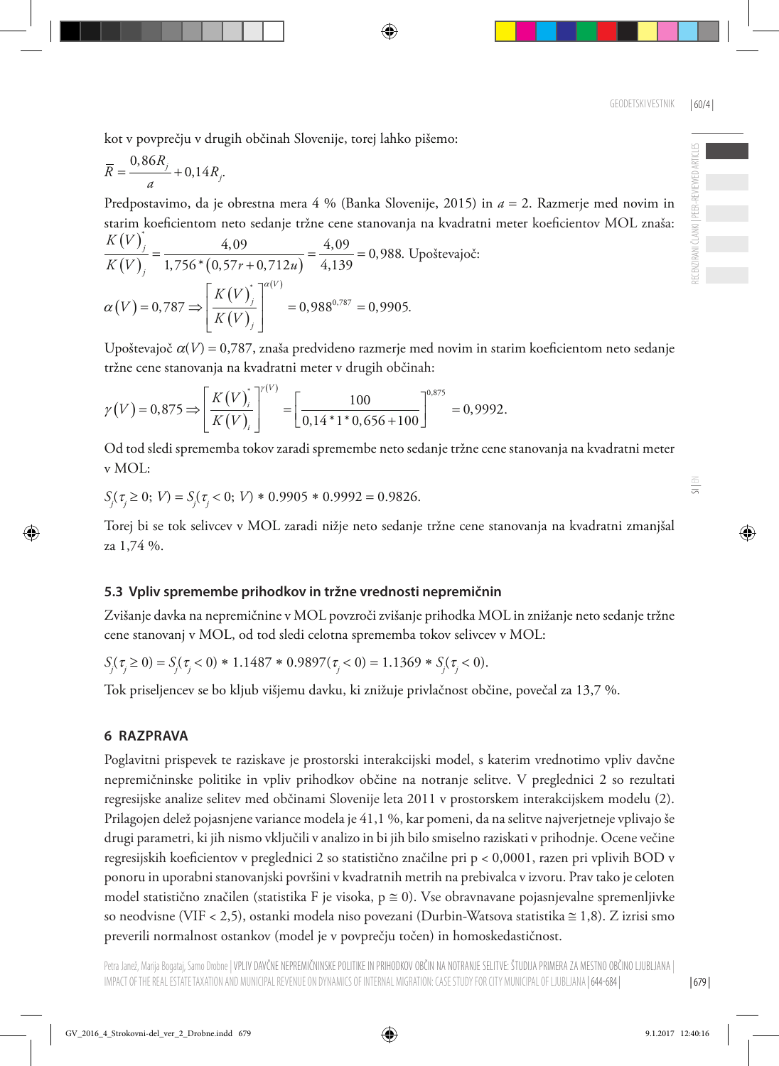kot v povprečju v drugih občinah Slovenije, torej lahko pišemo:

$$\bar{R} = \frac{0{,}86 R_j}{a} + 0{,}14 R_j.$$

Predpostavimo, da je obrestna mera 4 % (Banka Slovenije, 2015) in $a = 2$. Razmerje med novim in starim koeficientom neto sedanje tržne cene stanovanja na kvadratni meter koeficientov MOL znaša: $\frac{K(V)_j^*}{K(V)_j} = \frac{4{,}09}{1{,}756*(0{,}57r + 0{,}712u)} = \frac{4{,}09}{4{,}139} = 0{,}988.$ Upoštevajoč:

$$\alpha(V) = 0{,}787 \Rightarrow \left[\frac{K(V)_j^*}{K(V)_j}\right]^{\alpha(V)} = 0{,}988^{0{,}787} = 0{,}9905.$$

Upoštevajoč $\alpha(V) = 0{,}787$, znaša predvideno razmerje med novim in starim koeficientom neto sedanje tržne cene stanovanja na kvadratni meter v drugih občinah:

$$\gamma(V) = 0{,}875 \Rightarrow \left[\frac{K(V)_i^*}{K(V)_i}\right]^{\gamma(V)} = \left[\frac{100}{0{,}14*1*0{,}656+100}\right]^{0{,}875} = 0{,}9992.$$

Od tod sledi sprememba tokov zaradi spremembe neto sedanje tržne cene stanovanja na kvadratni meter v MOL:

$$S_j(\tau_j \geq 0;\, V) = S_j(\tau_j < 0;\, V) * 0.9905 * 0.9992 = 0.9826.$$

Torej bi se tok selivcev v MOL zaradi nižje neto sedanje tržne cene stanovanja na kvadratni zmanjšal za 1,74 %.

### 5.3 Vpliv spremembe prihodkov in tržne vrednosti nepremičnin

Zvišanje davka na nepremičnine v MOL povzroči zvišanje prihodka MOL in znižanje neto sedanje tržne cene stanovanj v MOL, od tod sledi celotna sprememba tokov selivcev v MOL:

$$S_j(\tau_j \geq 0) = S_j(\tau_j < 0) * 1.1487 * 0.9897(\tau_j < 0) = 1.1369 * S_j(\tau_j < 0).$$

Tok priseljencev se bo kljub višjemu davku, ki znižuje privlačnost občine, povečal za 13,7 %.

## 6 RAZPRAVA

Poglavitni prispevek te raziskave je prostorski interakcijski model, s katerim vrednotimo vpliv davčne nepremičninske politike in vpliv prihodkov občine na notranje selitve. V preglednici 2 so rezultati regresijske analize selitev med občinami Slovenije leta 2011 v prostorskem interakcijskem modelu (2). Prilagojen delež pojasnjene variance modela je 41,1 %, kar pomeni, da na selitve najverjetneje vplivajo še drugi parametri, ki jih nismo vključili v analizo in bi jih bilo smiselno raziskati v prihodnje. Ocene večine regresijskih koeficientov v preglednici 2 so statistično značilne pri $p < 0{,}0001$, razen pri vplivih BOD v ponoru in uporabni stanovanjski površini v kvadratnih metrih na prebivalca v izvoru. Prav tako je celoten model statistično značilen (statistika F je visoka, $p \cong 0$). Vse obravnavane pojasnjevalne spremenljivke so neodvisne ($VIF < 2{,}5$), ostanki modela niso povezani (Durbin-Watsova statistika $\cong 1{,}8$). Z izrisi smo preverili normalnost ostankov (model je v povprečju točen) in homoskedastičnost.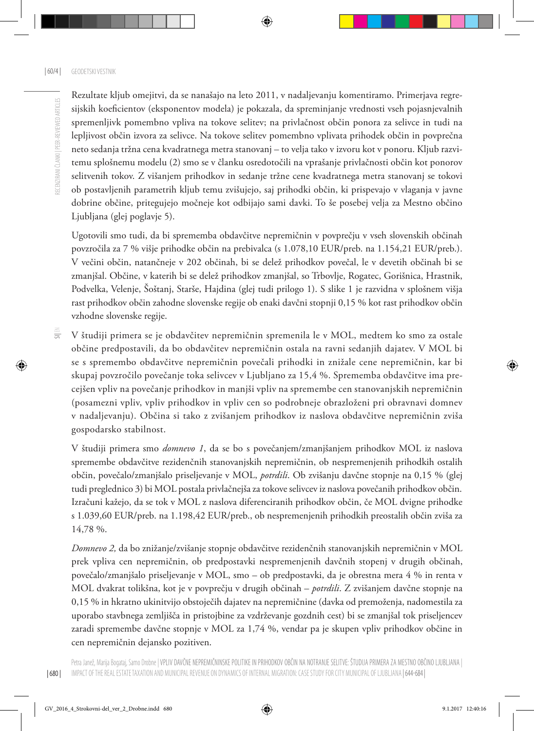Rezultate kljub omejitvi, da se nanašajo na leto 2011, v nadaljevanju komentiramo. Primerjava regresijskih koeficientov (eksponentov modela) je pokazala, da spreminjanje vrednosti vseh pojasnjevalnih spremenljivk pomembno vpliva na tokove selitev; na privlačnost občin ponora za selivce in tudi na lepljivost občin izvora za selivce. Na tokove selitev pomembno vplivata prihodek občin in povprečna neto sedanja tržna cena kvadratnega metra stanovanj – to velja tako v izvoru kot v ponoru. Kljub razvitemu splošnemu modelu (2) smo se v članku osredotočili na vprašanje privlačnosti občin kot ponorov selitvenih tokov. Z višanjem prihodkov in sedanje tržne cene kvadratnega metra stanovanj se tokovi ob postavljenih parametrih kljub temu zvišujejo, saj prihodki občin, ki prispevajo v vlaganja v javne dobrine občine, pritegujejo močneje kot odbijajo sami davki. To še posebej velja za Mestno občino Ljubljana (glej poglavje 5).

Ugotovili smo tudi, da bi sprememba obdavčitve nepremičnin v povprečju v vseh slovenskih občinah povzročila za 7 % višje prihodke občin na prebivalca (s 1.078,10 EUR/preb. na 1.154,21 EUR/preb.). V večini občin, natančneje v 202 občinah, bi se delež prihodkov povečal, le v devetih občinah bi se zmanjšal. Občine, v katerih bi se delež prihodkov zmanjšal, so Trbovlje, Rogatec, Gorišnica, Hrastnik, Podvelka, Velenje, Šoštanj, Starše, Hajdina (glej tudi prilogo 1). S slike 1 je razvidna v splošnem višja rast prihodkov občin zahodne slovenske regije ob enaki davčni stopnji 0,15 % kot rast prihodkov občin vzhodne slovenske regije.

V študiji primera se je obdavčitev nepremičnin spremenila le v MOL, medtem ko smo za ostale občine predpostavili, da bo obdavčitev nepremičnin ostala na ravni sedanjih dajatev. V MOL bi se s spremembo obdavčitve nepremičnin povečali prihodki in znižale cene nepremičnin, kar bi skupaj povzročilo povečanje toka selivcev v Ljubljano za 15,4 %. Sprememba obdavčitve ima precejšen vpliv na povečanje prihodkov in manjši vpliv na spremembe cen stanovanjskih nepremičnin (posamezni vpliv, vpliv prihodkov in vpliv cen so podrobneje obrazloženi pri obravnavi domnev v nadaljevanju). Občina si tako z zvišanjem prihodkov iz naslova obdavčitve nepremičnin zviša gospodarsko stabilnost.

V študiji primera smo *domnevo 1*, da se bo s povečanjem/zmanjšanjem prihodkov MOL iz naslova spremembe obdavčitve rezidenčnih stanovanjskih nepremičnin, ob nespremenjenih prihodkih ostalih občin, povečalo/zmanjšalo priseljevanje v MOL, *potrdili*. Ob zvišanju davčne stopnje na 0,15 % (glej tudi preglednico 3) bi MOL postala privlačnejša za tokove selivcev iz naslova povečanih prihodkov občin. Izračuni kažejo, da se tok v MOL z naslova diferenciranih prihodkov občin, če MOL dvigne prihodke s 1.039,60 EUR/preb. na 1.198,42 EUR/preb., ob nespremenjenih prihodkih preostalih občin zviša za 14,78 %.

*Domnevo 2,* da bo znižanje/zvišanje stopnje obdavčitve rezidenčnih stanovanjskih nepremičnin v MOL prek vpliva cen nepremičnin, ob predpostavki nespremenjenih davčnih stopenj v drugih občinah, povečalo/zmanjšalo priseljevanje v MOL, smo – ob predpostavki, da je obrestna mera 4 % in renta v MOL dvakrat tolikšna, kot je v povprečju v drugih občinah – *potrdili*. Z zvišanjem davčne stopnje na 0,15 % in hkratno ukinitvijo obstoječih dajatev na nepremičnine (davka od premoženja, nadomestila za uporabo stavbnega zemljišča in pristojbine za vzdrževanje gozdnih cest) bi se zmanjšal tok priseljencev zaradi spremembe davčne stopnje v MOL za 1,74 %, vendar pa je skupen vpliv prihodkov občine in cen nepremičnin dejansko pozitiven.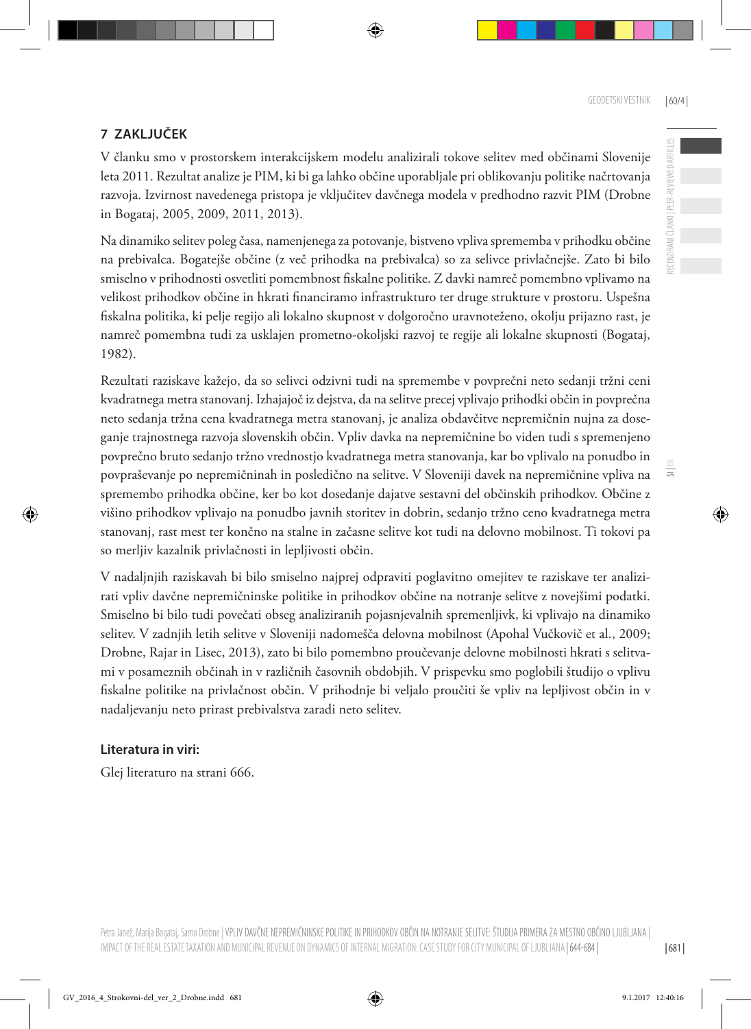## 7 ZAKLJUČEK

V članku smo v prostorskem interakcijskem modelu analizirali tokove selitev med občinami Slovenije leta 2011. Rezultat analize je PIM, ki bi ga lahko občine uporabljale pri oblikovanju politike načrtovanja razvoja. Izvirnost navedenega pristopa je vključitev davčnega modela v predhodno razvit PIM (Drobne in Bogataj, 2005, 2009, 2011, 2013).

Na dinamiko selitev poleg časa, namenjenega za potovanje, bistveno vpliva sprememba v prihodku občine na prebivalca. Bogatejše občine (z več prihodka na prebivalca) so za selivce privlačnejše. Zato bi bilo smiselno v prihodnosti osvetliti pomembnost fiskalne politike. Z davki namreč pomembno vplivamo na velikost prihodkov občine in hkrati financiramo infrastrukturo ter druge strukture v prostoru. Uspešna fiskalna politika, ki pelje regijo ali lokalno skupnost v dolgoročno uravnoteženo, okolju prijazno rast, je namreč pomembna tudi za usklajen prometno-okoljski razvoj te regije ali lokalne skupnosti (Bogataj, 1982).

Rezultati raziskave kažejo, da so selivci odzivni tudi na spremembe v povprečni neto sedanji tržni ceni kvadratnega metra stanovanj. Izhajajoč iz dejstva, da na selitve precej vplivajo prihodki občin in povprečna neto sedanja tržna cena kvadratnega metra stanovanj, je analiza obdavčitve nepremičnin nujna za doseganje trajnostnega razvoja slovenskih občin. Vpliv davka na nepremičnine bo viden tudi s spremenjeno povprečno bruto sedanjo tržno vrednostjo kvadratnega metra stanovanja, kar bo vplivalo na ponudbo in povpraševanje po nepremičninah in posledično na selitve. V Sloveniji davek na nepremičnine vpliva na spremembo prihodka občine, ker bo kot dosedanje dajatve sestavni del občinskih prihodkov. Občine z višino prihodkov vplivajo na ponudbo javnih storitev in dobrin, sedanjo tržno ceno kvadratnega metra stanovanj, rast mest ter končno na stalne in začasne selitve kot tudi na delovno mobilnost. Ti tokovi pa so merljiv kazalnik privlačnosti in lepljivosti občin.

V nadaljnjih raziskavah bi bilo smiselno najprej odpraviti poglavitno omejitev te raziskave ter analizirati vpliv davčne nepremičninske politike in prihodkov občine na notranje selitve z novejšimi podatki. Smiselno bi bilo tudi povečati obseg analiziranih pojasnjevalnih spremenljivk, ki vplivajo na dinamiko selitev. V zadnjih letih selitve v Sloveniji nadomešča delovna mobilnost (Apohal Vučkovič et al., 2009; Drobne, Rajar in Lisec, 2013), zato bi bilo pomembno proučevanje delovne mobilnosti hkrati s selitvami v posameznih občinah in v različnih časovnih obdobjih. V prispevku smo poglobili študijo o vplivu fiskalne politike na privlačnost občin. V prihodnje bi veljalo proučiti še vpliv na lepljivost občin in v nadaljevanju neto prirast prebivalstva zaradi neto selitev.

### Literatura in viri:

Glej literaturo na strani 666.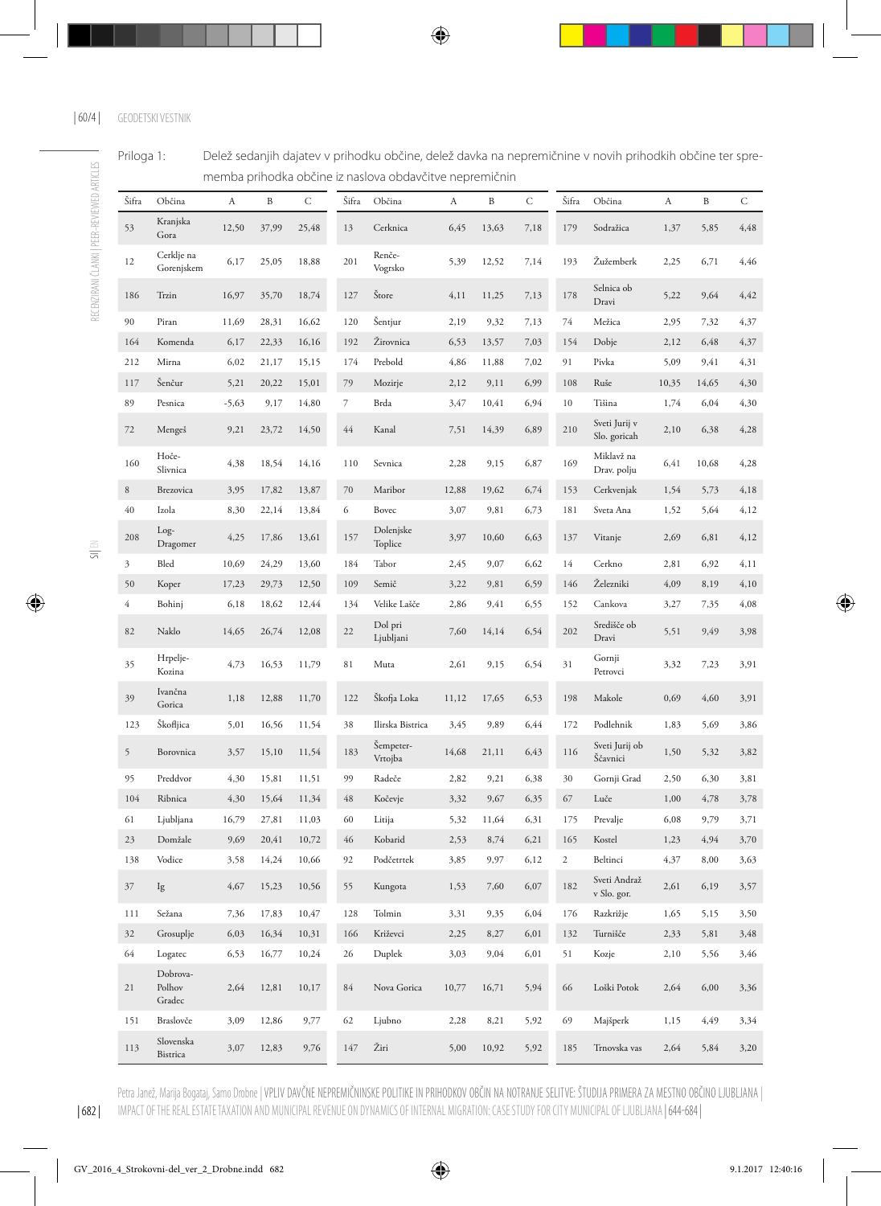Priloga 1: Delež sedanjih dajatev v prihodku občine, delež davka na nepremičnine v novih prihodkih občine ter sprememba prihodka občine iz naslova obdavčitve nepremičnin

| Šifra | Občina | A | B | C | Šifra | Občina | A | B | C | Šifra | Občina | A | B | C |
|---|---|---|---|---|---|---|---|---|---|---|---|---|---|---|
| 53 | Kranjska Gora | 12,50 | 37,99 | 25,48 | 13 | Cerknica | 6,45 | 13,63 | 7,18 | 179 | Sodražica | 1,37 | 5,85 | 4,48 |
| 12 | Cerklje na Gorenjskem | 6,17 | 25,05 | 18,88 | 201 | Renče-Vogrsko | 5,39 | 12,52 | 7,14 | 193 | Žužemberk | 2,25 | 6,71 | 4,46 |
| 186 | Trzin | 16,97 | 35,70 | 18,74 | 127 | Štore | 4,11 | 11,25 | 7,13 | 178 | Selnica ob Dravi | 5,22 | 9,64 | 4,42 |
| 90 | Piran | 11,69 | 28,31 | 16,62 | 120 | Šentjur | 2,19 | 9,32 | 7,13 | 74 | Mežica | 2,95 | 7,32 | 4,37 |
| 164 | Komenda | 6,17 | 22,33 | 16,16 | 192 | Žirovnica | 6,53 | 13,57 | 7,03 | 154 | Dobje | 2,12 | 6,48 | 4,37 |
| 212 | Mirna | 6,02 | 21,17 | 15,15 | 174 | Prebold | 4,86 | 11,88 | 7,02 | 91 | Pivka | 5,09 | 9,41 | 4,31 |
| 117 | Šenčur | 5,21 | 20,22 | 15,01 | 79 | Mozirje | 2,12 | 9,11 | 6,99 | 108 | Ruše | 10,35 | 14,65 | 4,30 |
| 89 | Pesnica | -5,63 | 9,17 | 14,80 | 7 | Brda | 3,47 | 10,41 | 6,94 | 10 | Tišina | 1,74 | 6,04 | 4,30 |
| 72 | Mengeš | 9,21 | 23,72 | 14,50 | 44 | Kanal | 7,51 | 14,39 | 6,89 | 210 | Sveti Jurij v Slo. goricah | 2,10 | 6,38 | 4,28 |
| 160 | Hoče-Slivnica | 4,38 | 18,54 | 14,16 | 110 | Sevnica | 2,28 | 9,15 | 6,87 | 169 | Miklavž na Drav. polju | 6,41 | 10,68 | 4,28 |
| 8 | Brezovica | 3,95 | 17,82 | 13,87 | 70 | Maribor | 12,88 | 19,62 | 6,74 | 153 | Cerkvenjak | 1,54 | 5,73 | 4,18 |
| 40 | Izola | 8,30 | 22,14 | 13,84 | 6 | Bovec | 3,07 | 9,81 | 6,73 | 181 | Sveta Ana | 1,52 | 5,64 | 4,12 |
| 208 | Log-Dragomer | 4,25 | 17,86 | 13,61 | 157 | Dolenjske Toplice | 3,97 | 10,60 | 6,63 | 137 | Vitanje | 2,69 | 6,81 | 4,12 |
| 3 | Bled | 10,69 | 24,29 | 13,60 | 184 | Tabor | 2,45 | 9,07 | 6,62 | 14 | Cerkno | 2,81 | 6,92 | 4,11 |
| 50 | Koper | 17,23 | 29,73 | 12,50 | 109 | Semič | 3,22 | 9,81 | 6,59 | 146 | Železniki | 4,09 | 8,19 | 4,10 |
| 4 | Bohinj | 6,18 | 18,62 | 12,44 | 134 | Velike Lašče | 2,86 | 9,41 | 6,55 | 152 | Cankova | 3,27 | 7,35 | 4,08 |
| 82 | Naklo | 14,65 | 26,74 | 12,08 | 22 | Dol pri Ljubljani | 7,60 | 14,14 | 6,54 | 202 | Središče ob Dravi | 5,51 | 9,49 | 3,98 |
| 35 | Hrpelje-Kozina | 4,73 | 16,53 | 11,79 | 81 | Muta | 2,61 | 9,15 | 6,54 | 31 | Gornji Petrovci | 3,32 | 7,23 | 3,91 |
| 39 | Ivančna Gorica | 1,18 | 12,88 | 11,70 | 122 | Škofja Loka | 11,12 | 17,65 | 6,53 | 198 | Makole | 0,69 | 4,60 | 3,91 |
| 123 | Škofljica | 5,01 | 16,56 | 11,54 | 38 | Ilirska Bistrica | 3,45 | 9,89 | 6,44 | 172 | Podlehnik | 1,83 | 5,69 | 3,86 |
| 5 | Borovnica | 3,57 | 15,10 | 11,54 | 183 | Šempeter-Vrtojba | 14,68 | 21,11 | 6,43 | 116 | Sveti Jurij ob Ščavnici | 1,50 | 5,32 | 3,82 |
| 95 | Preddvor | 4,30 | 15,81 | 11,51 | 99 | Radeče | 2,82 | 9,21 | 6,38 | 30 | Gornji Grad | 2,50 | 6,30 | 3,81 |
| 104 | Ribnica | 4,30 | 15,64 | 11,34 | 48 | Kočevje | 3,32 | 9,67 | 6,35 | 67 | Luče | 1,00 | 4,78 | 3,78 |
| 61 | Ljubljana | 16,79 | 27,81 | 11,03 | 60 | Litija | 5,32 | 11,64 | 6,31 | 175 | Prevalje | 6,08 | 9,79 | 3,71 |
| 23 | Domžale | 9,69 | 20,41 | 10,72 | 46 | Kobarid | 2,53 | 8,74 | 6,21 | 165 | Kostel | 1,23 | 4,94 | 3,70 |
| 138 | Vodice | 3,58 | 14,24 | 10,66 | 92 | Podčetrtek | 3,85 | 9,97 | 6,12 | 2 | Beltinci | 4,37 | 8,00 | 3,63 |
| 37 | Ig | 4,67 | 15,23 | 10,56 | 55 | Kungota | 1,53 | 7,60 | 6,07 | 182 | Sveti Andraž v Slo. gor. | 2,61 | 6,19 | 3,57 |
| 111 | Sežana | 7,36 | 17,83 | 10,47 | 128 | Tolmin | 3,31 | 9,35 | 6,04 | 176 | Razkrižje | 1,65 | 5,15 | 3,50 |
| 32 | Grosuplje | 6,03 | 16,34 | 10,31 | 166 | Križevci | 2,25 | 8,27 | 6,01 | 132 | Turnišče | 2,33 | 5,81 | 3,48 |
| 64 | Logatec | 6,53 | 16,77 | 10,24 | 26 | Duplek | 3,03 | 9,04 | 6,01 | 51 | Kozje | 2,10 | 5,56 | 3,46 |
| 21 | Dobrova-Polhov Gradec | 2,64 | 12,81 | 10,17 | 84 | Nova Gorica | 10,77 | 16,71 | 5,94 | 66 | Loški Potok | 2,64 | 6,00 | 3,36 |
| 151 | Braslovče | 3,09 | 12,86 | 9,77 | 62 | Ljubno | 2,28 | 8,21 | 5,92 | 69 | Majšperk | 1,15 | 4,49 | 3,34 |
| 113 | Slovenska Bistrica | 3,07 | 12,83 | 9,76 | 147 | Žiri | 5,00 | 10,92 | 5,92 | 185 | Trnovska vas | 2,64 | 5,84 | 3,20 |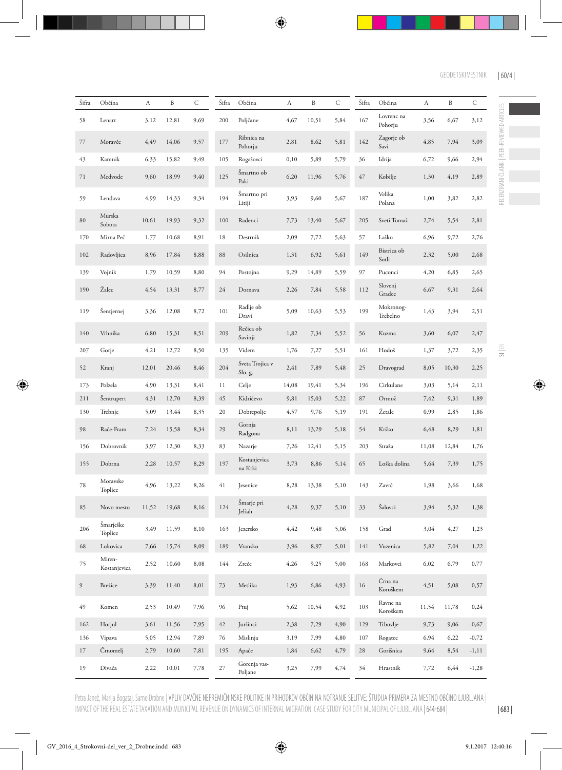| Šifra | Občina | A | B | C |
|---|---|---|---|---|
| 58 | Lenart | 3,12 | 12,81 | 9,69 |
| 77 | Moravče | 4,49 | 14,06 | 9,57 |
| 43 | Kamnik | 6,33 | 15,82 | 9,49 |
| 71 | Medvode | 9,60 | 18,99 | 9,40 |
| 59 | Lendava | 4,99 | 14,33 | 9,34 |
| 80 | Murska Sobota | 10,61 | 19,93 | 9,32 |
| 170 | Mirna Peč | 1,77 | 10,68 | 8,91 |
| 102 | Radovljica | 8,96 | 17,84 | 8,88 |
| 139 | Vojnik | 1,79 | 10,59 | 8,80 |
| 190 | Žalec | 4,54 | 13,31 | 8,77 |
| 119 | Šentjernej | 3,36 | 12,08 | 8,72 |
| 140 | Vrhnika | 6,80 | 15,31 | 8,51 |
| 207 | Gorje | 4,21 | 12,72 | 8,50 |
| 52 | Kranj | 12,01 | 20,46 | 8,46 |
| 173 | Polzela | 4,90 | 13,31 | 8,41 |
| 211 | Šentrupert | 4,31 | 12,70 | 8,39 |
| 130 | Trebnje | 5,09 | 13,44 | 8,35 |
| 98 | Rače-Fram | 7,24 | 15,58 | 8,34 |
| 156 | Dobrovnik | 3,97 | 12,30 | 8,33 |
| 155 | Dobrna | 2,28 | 10,57 | 8,29 |
| 78 | Moravske Toplice | 4,96 | 13,22 | 8,26 |
| 85 | Novo mesto | 11,52 | 19,68 | 8,16 |
| 206 | Šmarješke Toplice | 3,49 | 11,59 | 8,10 |
| 68 | Lukovica | 7,66 | 15,74 | 8,09 |
| 75 | Miren-Kostanjevica | 2,52 | 10,60 | 8,08 |
| 9 | Brežice | 3,39 | 11,40 | 8,01 |
| 49 | Komen | 2,53 | 10,49 | 7,96 |
| 162 | Horjul | 3,61 | 11,56 | 7,95 |
| 136 | Vipava | 5,05 | 12,94 | 7,89 |
| 17 | Črnomelj | 2,79 | 10,60 | 7,81 |
| 19 | Divača | 2,22 | 10,01 | 7,78 |

| Šifra | Občina | A | B | C |
|---|---|---|---|---|
| 200 | Poljčane | 4,67 | 10,51 | 5,84 |
| 177 | Ribnica na Pohorju | 2,81 | 8,62 | 5,81 |
| 105 | Rogašovci | 0,10 | 5,89 | 5,79 |
| 125 | Šmartno ob Paki | 6,20 | 11,96 | 5,76 |
| 194 | Šmartno pri Litiji | 3,93 | 9,60 | 5,67 |
| 100 | Radenci | 7,73 | 13,40 | 5,67 |
| 18 | Destrnik | 2,09 | 7,72 | 5,63 |
| 88 | Osilnica | 1,31 | 6,92 | 5,61 |
| 94 | Postojna | 9,29 | 14,89 | 5,59 |
| 24 | Dornava | 2,26 | 7,84 | 5,58 |
| 101 | Radlje ob Dravi | 5,09 | 10,63 | 5,53 |
| 209 | Rečica ob Savinji | 1,82 | 7,34 | 5,52 |
| 135 | Videm | 1,76 | 7,27 | 5,51 |
| 204 | Sveta Trojica v Slo. g. | 2,41 | 7,89 | 5,48 |
| 11 | Celje | 14,08 | 19,41 | 5,34 |
| 45 | Kidričevo | 9,81 | 15,03 | 5,22 |
| 20 | Dobrepolje | 4,57 | 9,76 | 5,19 |
| 29 | Gornja Radgona | 8,11 | 13,29 | 5,18 |
| 83 | Nazarje | 7,26 | 12,41 | 5,15 |
| 197 | Kostanjevica na Krki | 3,73 | 8,86 | 5,14 |
| 41 | Jesenice | 8,28 | 13,38 | 5,10 |
| 124 | Šmarje pri Jelšah | 4,28 | 9,37 | 5,10 |
| 163 | Jezersko | 4,42 | 9,48 | 5,06 |
| 189 | Vransko | 3,96 | 8,97 | 5,01 |
| 144 | Zreče | 4,26 | 9,25 | 5,00 |
| 73 | Metlika | 1,93 | 6,86 | 4,93 |
| 96 | Ptuj | 5,62 | 10,54 | 4,92 |
| 42 | Juršinci | 2,38 | 7,29 | 4,90 |
| 76 | Mislinja | 3,19 | 7,99 | 4,80 |
| 195 | Apače | 1,84 | 6,62 | 4,79 |
| 27 | Gorenja vas-Poljane | 3,25 | 7,99 | 4,74 |

| Šifra | Občina | A | B | C |
|---|---|---|---|---|
| 167 | Lovrenc na Pohorju | 3,56 | 6,67 | 3,12 |
| 142 | Zagorje ob Savi | 4,85 | 7,94 | 3,09 |
| 36 | Idrija | 6,72 | 9,66 | 2,94 |
| 47 | Kobilje | 1,30 | 4,19 | 2,89 |
| 187 | Velika Polana | 1,00 | 3,82 | 2,82 |
| 205 | Sveti Tomaž | 2,74 | 5,54 | 2,81 |
| 57 | Laško | 6,96 | 9,72 | 2,76 |
| 149 | Bistrica ob Sotli | 2,32 | 5,00 | 2,68 |
| 97 | Puconci | 4,20 | 6,85 | 2,65 |
| 112 | Slovenj Gradec | 6,67 | 9,31 | 2,64 |
| 199 | Mokronog-Trebelno | 1,43 | 3,94 | 2,51 |
| 56 | Kuzma | 3,60 | 6,07 | 2,47 |
| 161 | Hodoš | 1,37 | 3,72 | 2,35 |
| 25 | Dravograd | 8,05 | 10,30 | 2,25 |
| 196 | Cirkulane | 3,03 | 5,14 | 2,11 |
| 87 | Ormož | 7,42 | 9,31 | 1,89 |
| 191 | Žetale | 0,99 | 2,85 | 1,86 |
| 54 | Krško | 6,48 | 8,29 | 1,81 |
| 203 | Straža | 11,08 | 12,84 | 1,76 |
| 65 | Loška dolina | 5,64 | 7,39 | 1,75 |
| 143 | Zavrč | 1,98 | 3,66 | 1,68 |
| 33 | Šalovci | 3,94 | 5,32 | 1,38 |
| 158 | Grad | 3,04 | 4,27 | 1,23 |
| 141 | Vuzenica | 5,82 | 7,04 | 1,22 |
| 168 | Markovci | 6,02 | 6,79 | 0,77 |
| 16 | Črna na Koroškem | 4,51 | 5,08 | 0,57 |
| 103 | Ravne na Koroškem | 11,54 | 11,78 | 0,24 |
| 129 | Trbovlje | 9,73 | 9,06 | -0,67 |
| 107 | Rogatec | 6,94 | 6,22 | -0,72 |
| 28 | Gorišnica | 9,64 | 8,54 | -1,11 |
| 34 | Hrastnik | 7,72 | 6,44 | -1,28 |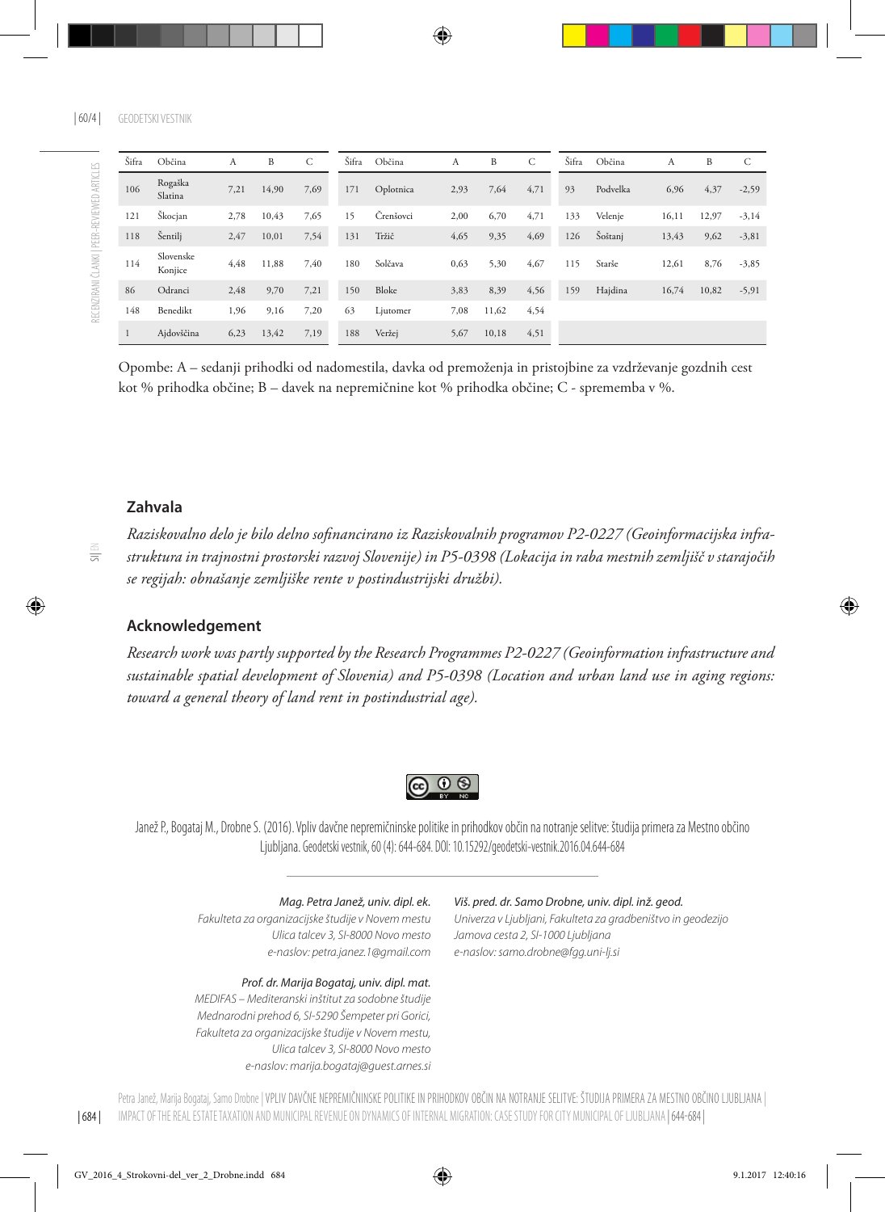| Šifra | Občina | A | B | C | Šifra | Občina | A | B | C | Šifra | Občina | A | B | C |
|---|---|---|---|---|---|---|---|---|---|---|---|---|---|---|
| 106 | Rogaška Slatina | 7,21 | 14,90 | 7,69 | 171 | Oplotnica | 2,93 | 7,64 | 4,71 | 93 | Podvelka | 6,96 | 4,37 | -2,59 |
| 121 | Škocjan | 2,78 | 10,43 | 7,65 | 15 | Črenšovci | 2,00 | 6,70 | 4,71 | 133 | Velenje | 16,11 | 12,97 | -3,14 |
| 118 | Šentilj | 2,47 | 10,01 | 7,54 | 131 | Tržič | 4,65 | 9,35 | 4,69 | 126 | Šoštanj | 13,43 | 9,62 | -3,81 |
| 114 | Slovenske Konjice | 4,48 | 11,88 | 7,40 | 180 | Solčava | 0,63 | 5,30 | 4,67 | 115 | Starše | 12,61 | 8,76 | -3,85 |
| 86 | Odranci | 2,48 | 9,70 | 7,21 | 150 | Bloke | 3,83 | 8,39 | 4,56 | 159 | Hajdina | 16,74 | 10,82 | -5,91 |
| 148 | Benedikt | 1,96 | 9,16 | 7,20 | 63 | Ljutomer | 7,08 | 11,62 | 4,54 | | | | | |
| 1 | Ajdovščina | 6,23 | 13,42 | 7,19 | 188 | Veržej | 5,67 | 10,18 | 4,51 | | | | | |

Opombe: A – sedanji prihodki od nadomestila, davka od premoženja in pristojbine za vzdrževanje gozdnih cest kot % prihodka občine; B – davek na nepremičnine kot % prihodka občine; C - sprememba v %.

## Zahvala

*Raziskovalno delo je bilo delno sofinancirano iz Raziskovalnih programov P2-0227 (Geoinformacijska infrastruktura in trajnostni prostorski razvoj Slovenije) in P5-0398 (Lokacija in raba mestnih zemljišč v starajočih se regijah: obnašanje zemljiške rente v postindustrijski družbi).*

## Acknowledgement

*Research work was partly supported by the Research Programmes P2-0227 (Geoinformation infrastructure and sustainable spatial development of Slovenia) and P5-0398 (Location and urban land use in aging regions: toward a general theory of land rent in postindustrial age).*

Janež P., Bogataj M., Drobne S. (2016). Vpliv davčne nepremičninske politike in prihodkov občin na notranje selitve: študija primera za Mestno občino Ljubljana. Geodetski vestnik, 60 (4): 644-684. DOI: 10.15292/geodetski-vestnik.2016.04.644-684

*Mag. Petra Janež, univ. dipl. ek.*
*Fakulteta za organizacijske študije v Novem mestu*
*Ulica talcev 3, SI-8000 Novo mesto*
*e-naslov: petra.janez.1@gmail.com*

*Prof. dr. Marija Bogataj, univ. dipl. mat.*
*MEDIFAS – Mediteranski inštitut za sodobne študije*
*Mednarodni prehod 6, SI-5290 Šempeter pri Gorici,*
*Fakulteta za organizacijske študije v Novem mestu,*
*Ulica talcev 3, SI-8000 Novo mesto*
*e-naslov: marija.bogataj@guest.arnes.si*

*Viš. pred. dr. Samo Drobne, univ. dipl. inž. geod.*
*Univerza v Ljubljani, Fakulteta za gradbeništvo in geodezijo*
*Jamova cesta 2, SI-1000 Ljubljana*
*e-naslov: samo.drobne@fgg.uni-lj.si*